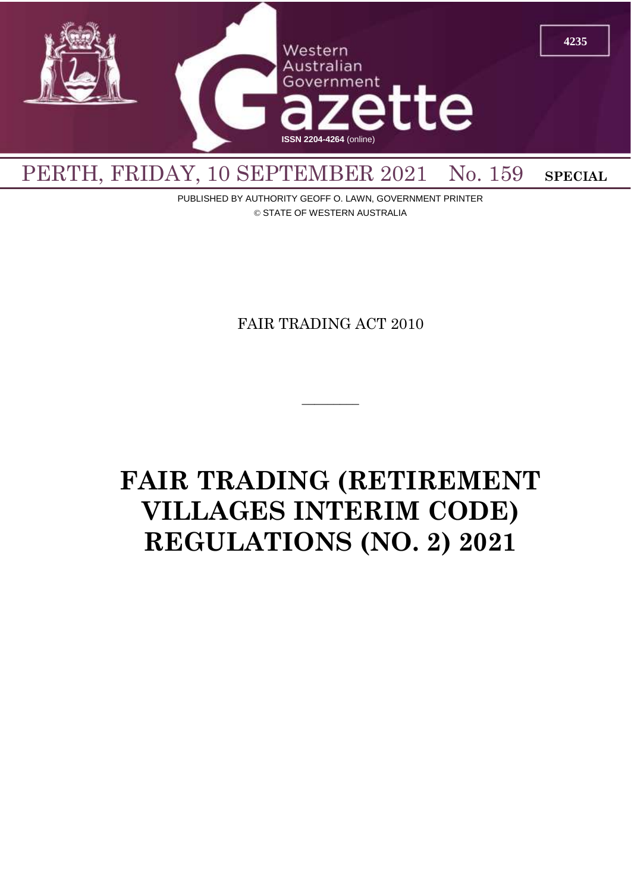PERTH, FRIDAY, 10 SEPTEMBER 2021 No. 159 **SPECIAL**

PUBLISHED BY AUTHORITY GEOFF O. LAWN, GOVERNMENT PRINTER

© STATE OF WESTERN AUSTRALIA

FAIR TRADING ACT 2010

---

# FAIR TRADING (RETIREMENT VILLAGES INTERIM CODE) REGULATIONS (NO. 2) 2021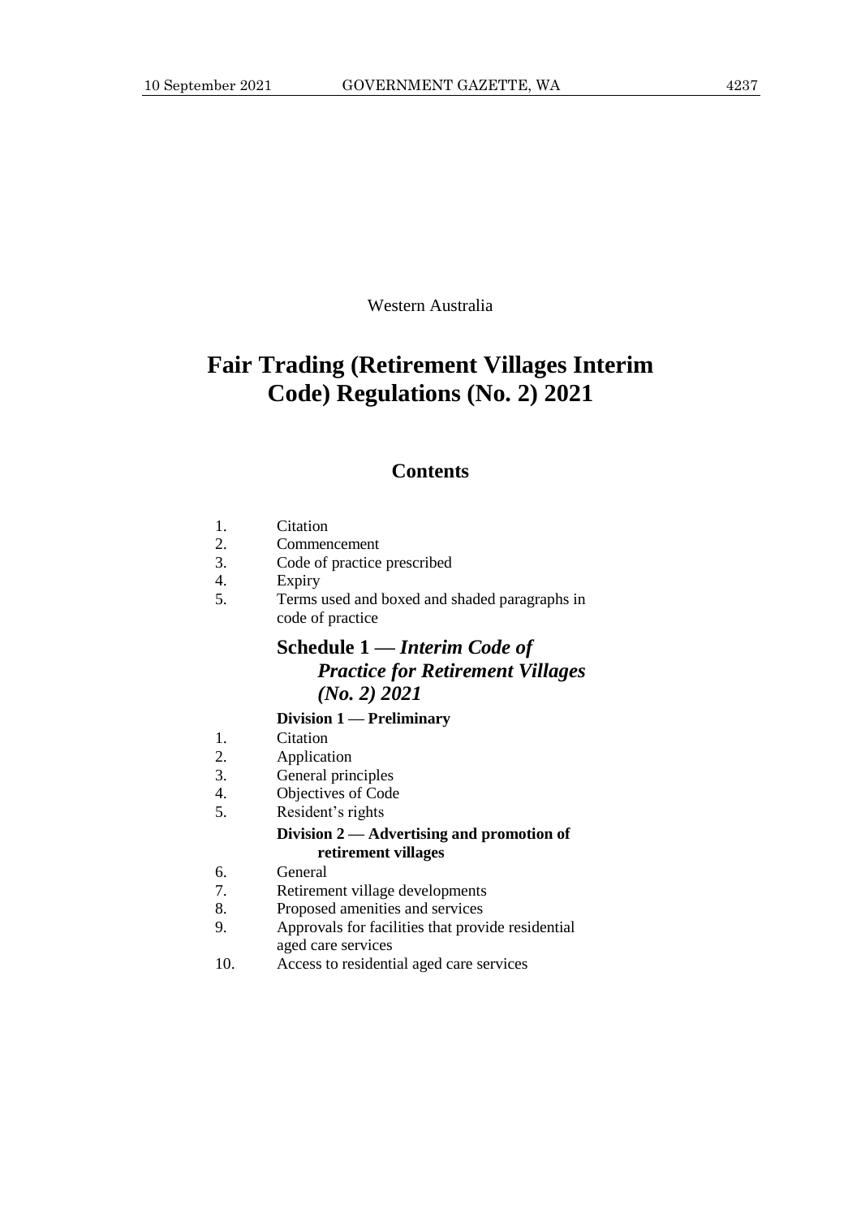Western Australia

# Fair Trading (Retirement Villages Interim Code) Regulations (No. 2) 2021

## Contents

1. Citation
2. Commencement
3. Code of practice prescribed
4. Expiry
5. Terms used and boxed and shaded paragraphs in code of practice

### Schedule 1 — *Interim Code of Practice for Retirement Villages (No. 2) 2021*

**Division 1 — Preliminary**

1. Citation
2. Application
3. General principles
4. Objectives of Code
5. Resident's rights

**Division 2 — Advertising and promotion of retirement villages**

6. General
7. Retirement village developments
8. Proposed amenities and services
9. Approvals for facilities that provide residential aged care services
10. Access to residential aged care services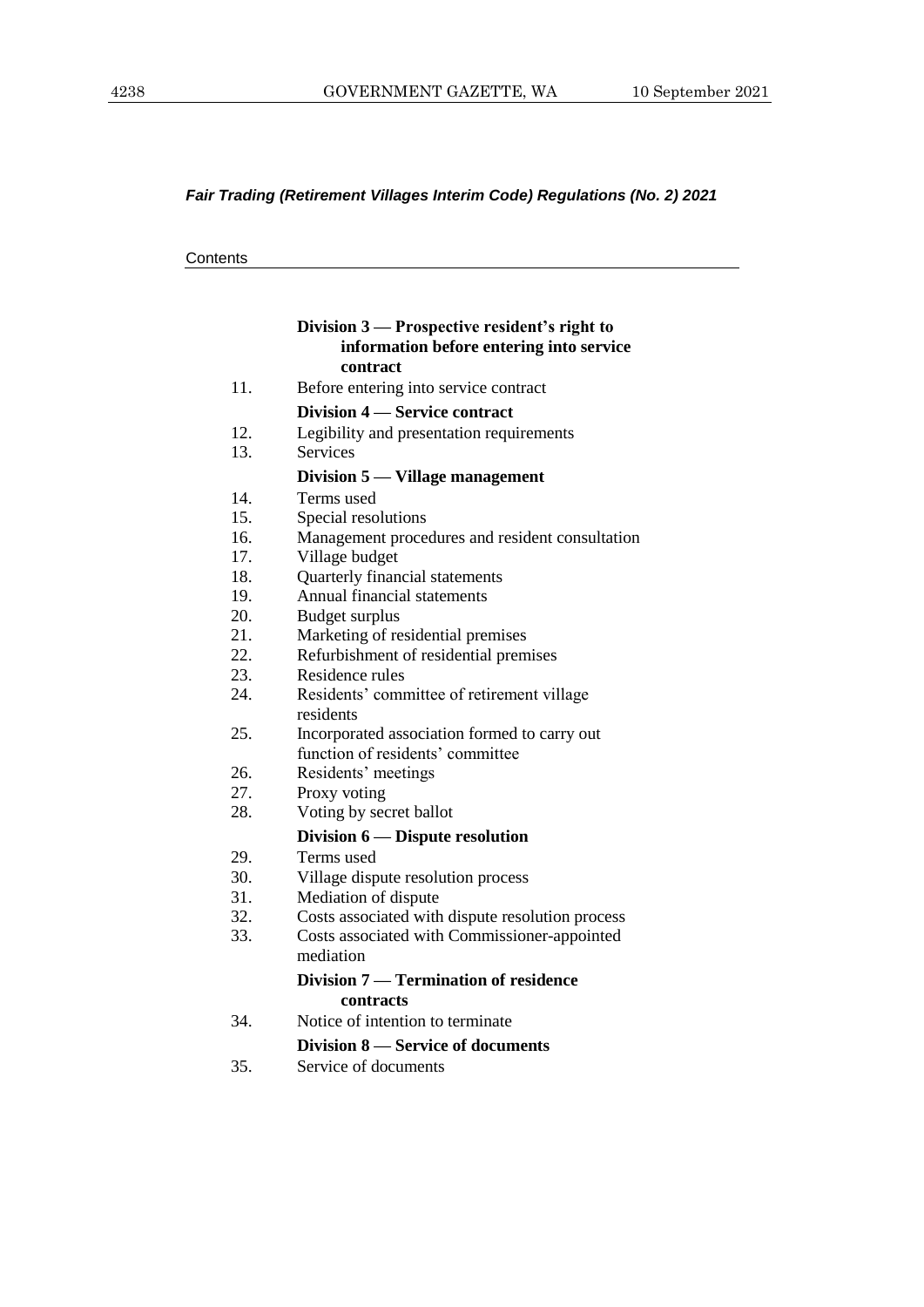*Fair Trading (Retirement Villages Interim Code) Regulations (No. 2) 2021*

Contents

**Division 3 — Prospective resident's right to information before entering into service contract**

11. Before entering into service contract

**Division 4 — Service contract**

12. Legibility and presentation requirements
13. Services

**Division 5 — Village management**

14. Terms used
15. Special resolutions
16. Management procedures and resident consultation
17. Village budget
18. Quarterly financial statements
19. Annual financial statements
20. Budget surplus
21. Marketing of residential premises
22. Refurbishment of residential premises
23. Residence rules
24. Residents' committee of retirement village residents
25. Incorporated association formed to carry out function of residents' committee
26. Residents' meetings
27. Proxy voting
28. Voting by secret ballot

**Division 6 — Dispute resolution**

29. Terms used
30. Village dispute resolution process
31. Mediation of dispute
32. Costs associated with dispute resolution process
33. Costs associated with Commissioner-appointed mediation

**Division 7 — Termination of residence contracts**

34. Notice of intention to terminate

**Division 8 — Service of documents**

35. Service of documents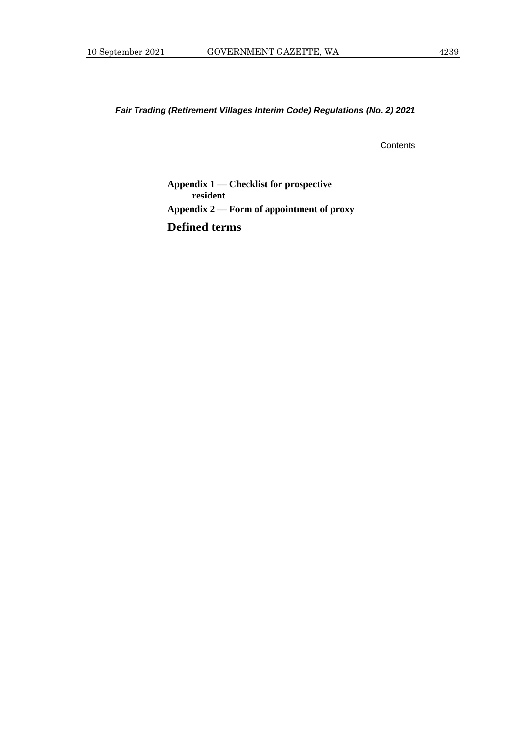Appendix 1 — Checklist for prospective resident

Appendix 2 — Form of appointment of proxy

**Defined terms**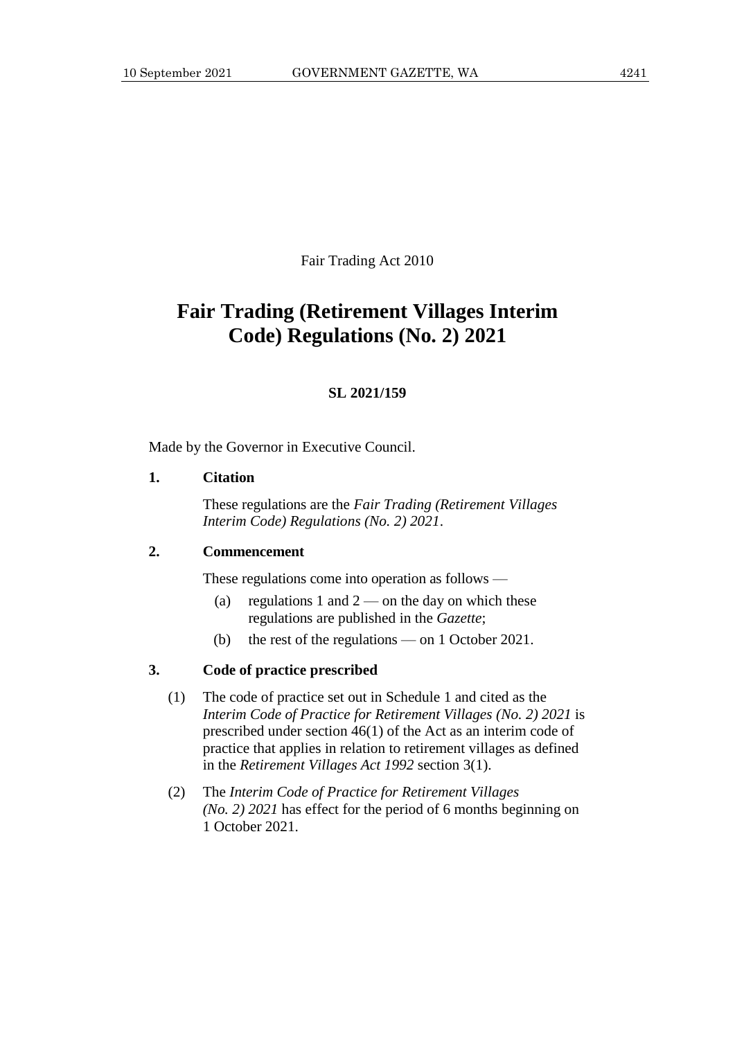Fair Trading Act 2010

# Fair Trading (Retirement Villages Interim Code) Regulations (No. 2) 2021

**SL 2021/159**

Made by the Governor in Executive Council.

**1. Citation**

These regulations are the *Fair Trading (Retirement Villages Interim Code) Regulations (No. 2) 2021*.

**2. Commencement**

These regulations come into operation as follows —

(a) regulations 1 and 2 — on the day on which these regulations are published in the *Gazette*;

(b) the rest of the regulations — on 1 October 2021.

**3. Code of practice prescribed**

(1) The code of practice set out in Schedule 1 and cited as the *Interim Code of Practice for Retirement Villages (No. 2) 2021* is prescribed under section 46(1) of the Act as an interim code of practice that applies in relation to retirement villages as defined in the *Retirement Villages Act 1992* section 3(1).

(2) The *Interim Code of Practice for Retirement Villages (No. 2) 2021* has effect for the period of 6 months beginning on 1 October 2021.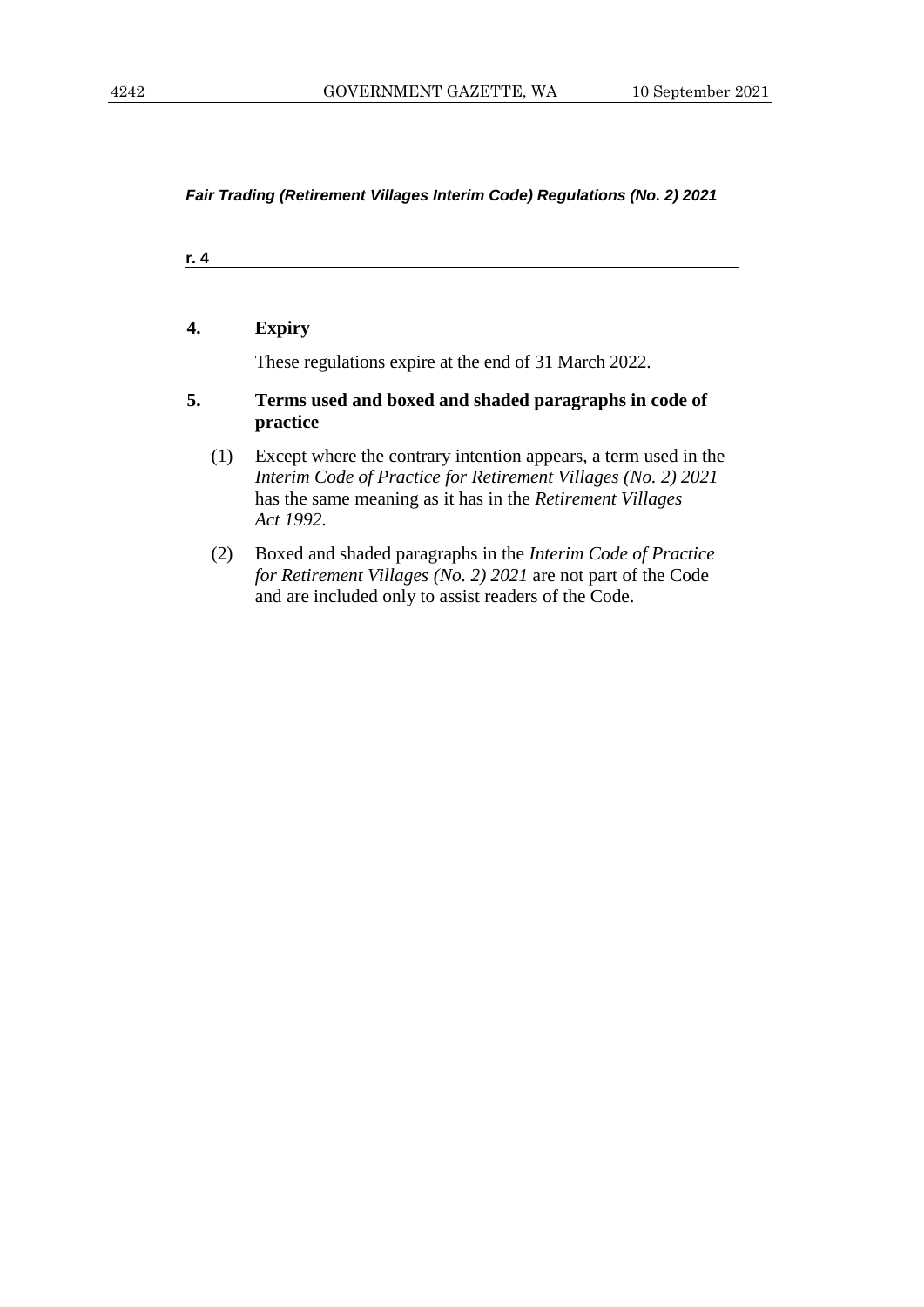## 4. Expiry

These regulations expire at the end of 31 March 2022.

## 5. Terms used and boxed and shaded paragraphs in code of practice

(1) Except where the contrary intention appears, a term used in the *Interim Code of Practice for Retirement Villages (No. 2) 2021* has the same meaning as it has in the *Retirement Villages Act 1992*.

(2) Boxed and shaded paragraphs in the *Interim Code of Practice for Retirement Villages (No. 2) 2021* are not part of the Code and are included only to assist readers of the Code.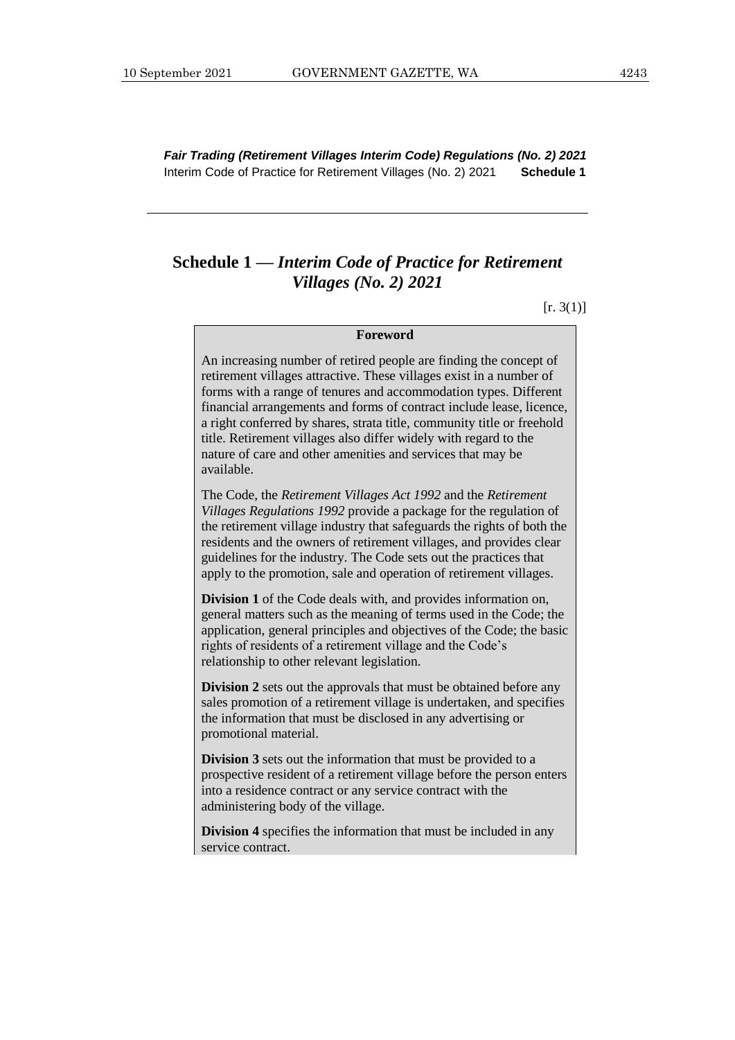*Fair Trading (Retirement Villages Interim Code) Regulations (No. 2) 2021*
Interim Code of Practice for Retirement Villages (No. 2) 2021 **Schedule 1**

# Schedule 1 — *Interim Code of Practice for Retirement Villages (No. 2) 2021*

[r. 3(1)]

**Foreword**

An increasing number of retired people are finding the concept of retirement villages attractive. These villages exist in a number of forms with a range of tenures and accommodation types. Different financial arrangements and forms of contract include lease, licence, a right conferred by shares, strata title, community title or freehold title. Retirement villages also differ widely with regard to the nature of care and other amenities and services that may be available.

The Code, the *Retirement Villages Act 1992* and the *Retirement Villages Regulations 1992* provide a package for the regulation of the retirement village industry that safeguards the rights of both the residents and the owners of retirement villages, and provides clear guidelines for the industry. The Code sets out the practices that apply to the promotion, sale and operation of retirement villages.

**Division 1** of the Code deals with, and provides information on, general matters such as the meaning of terms used in the Code; the application, general principles and objectives of the Code; the basic rights of residents of a retirement village and the Code's relationship to other relevant legislation.

**Division 2** sets out the approvals that must be obtained before any sales promotion of a retirement village is undertaken, and specifies the information that must be disclosed in any advertising or promotional material.

**Division 3** sets out the information that must be provided to a prospective resident of a retirement village before the person enters into a residence contract or any service contract with the administering body of the village.

**Division 4** specifies the information that must be included in any service contract.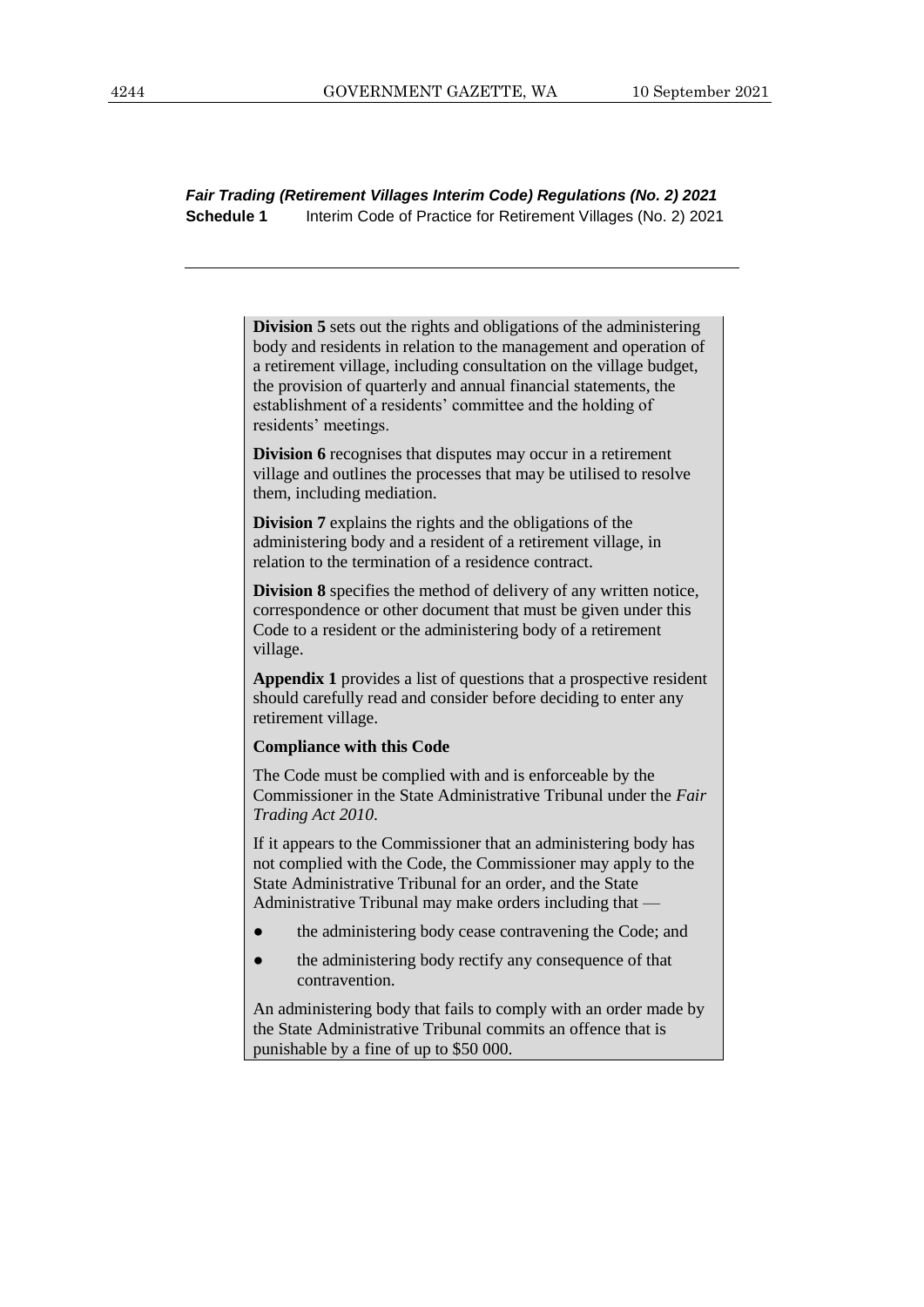**Division 5** sets out the rights and obligations of the administering body and residents in relation to the management and operation of a retirement village, including consultation on the village budget, the provision of quarterly and annual financial statements, the establishment of a residents' committee and the holding of residents' meetings.

**Division 6** recognises that disputes may occur in a retirement village and outlines the processes that may be utilised to resolve them, including mediation.

**Division 7** explains the rights and the obligations of the administering body and a resident of a retirement village, in relation to the termination of a residence contract.

**Division 8** specifies the method of delivery of any written notice, correspondence or other document that must be given under this Code to a resident or the administering body of a retirement village.

**Appendix 1** provides a list of questions that a prospective resident should carefully read and consider before deciding to enter any retirement village.

**Compliance with this Code**

The Code must be complied with and is enforceable by the Commissioner in the State Administrative Tribunal under the *Fair Trading Act 2010*.

If it appears to the Commissioner that an administering body has not complied with the Code, the Commissioner may apply to the State Administrative Tribunal for an order, and the State Administrative Tribunal may make orders including that —

- the administering body cease contravening the Code; and
- the administering body rectify any consequence of that contravention.

An administering body that fails to comply with an order made by the State Administrative Tribunal commits an offence that is punishable by a fine of up to $50 000.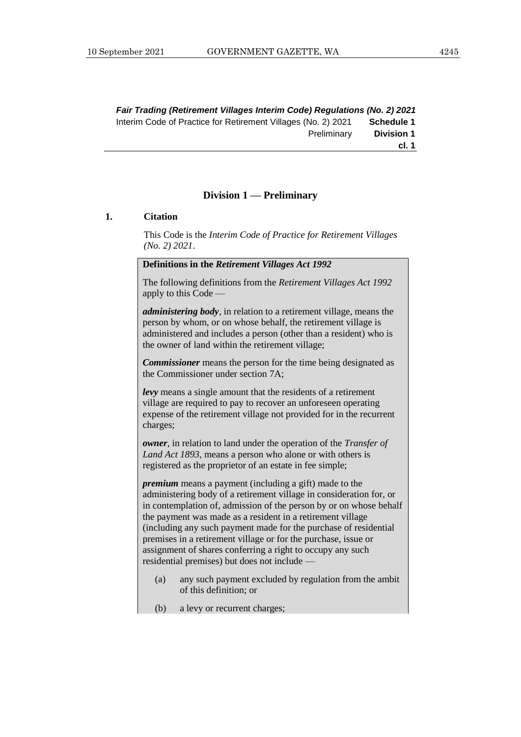## Division 1 — Preliminary

**1. Citation**

This Code is the *Interim Code of Practice for Retirement Villages (No. 2) 2021*.

**Definitions in the *Retirement Villages Act 1992***

The following definitions from the *Retirement Villages Act 1992* apply to this Code —

***administering body***, in relation to a retirement village, means the person by whom, or on whose behalf, the retirement village is administered and includes a person (other than a resident) who is the owner of land within the retirement village;

***Commissioner*** means the person for the time being designated as the Commissioner under section 7A;

***levy*** means a single amount that the residents of a retirement village are required to pay to recover an unforeseen operating expense of the retirement village not provided for in the recurrent charges;

***owner***, in relation to land under the operation of the *Transfer of Land Act 1893*, means a person who alone or with others is registered as the proprietor of an estate in fee simple;

***premium*** means a payment (including a gift) made to the administering body of a retirement village in consideration for, or in contemplation of, admission of the person by or on whose behalf the payment was made as a resident in a retirement village (including any such payment made for the purchase of residential premises in a retirement village or for the purchase, issue or assignment of shares conferring a right to occupy any such residential premises) but does not include —

(a) any such payment excluded by regulation from the ambit of this definition; or

(b) a levy or recurrent charges;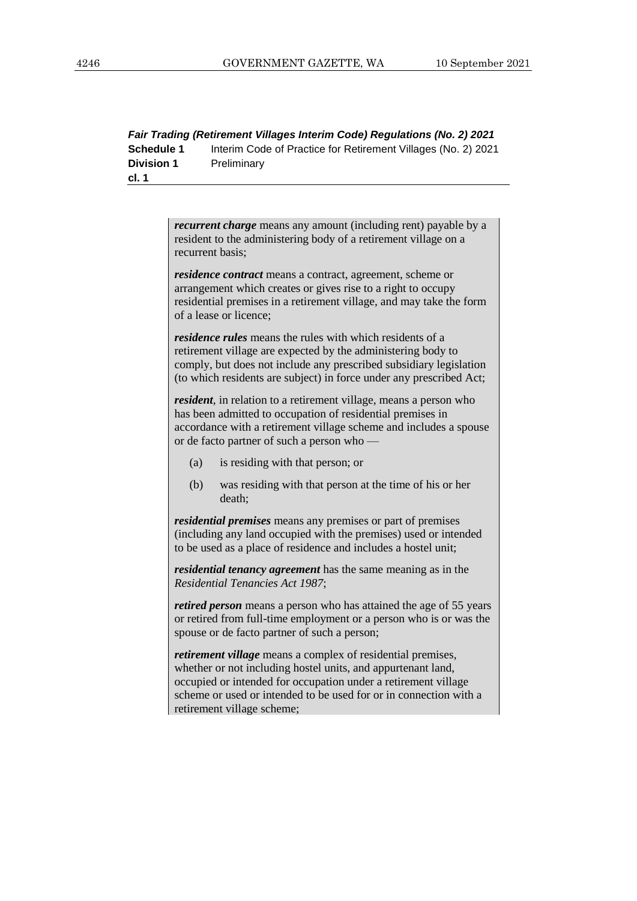*recurrent charge* means any amount (including rent) payable by a resident to the administering body of a retirement village on a recurrent basis;

*residence contract* means a contract, agreement, scheme or arrangement which creates or gives rise to a right to occupy residential premises in a retirement village, and may take the form of a lease or licence;

*residence rules* means the rules with which residents of a retirement village are expected by the administering body to comply, but does not include any prescribed subsidiary legislation (to which residents are subject) in force under any prescribed Act;

*resident*, in relation to a retirement village, means a person who has been admitted to occupation of residential premises in accordance with a retirement village scheme and includes a spouse or de facto partner of such a person who —

(a) is residing with that person; or

(b) was residing with that person at the time of his or her death;

*residential premises* means any premises or part of premises (including any land occupied with the premises) used or intended to be used as a place of residence and includes a hostel unit;

*residential tenancy agreement* has the same meaning as in the *Residential Tenancies Act 1987*;

*retired person* means a person who has attained the age of 55 years or retired from full-time employment or a person who is or was the spouse or de facto partner of such a person;

*retirement village* means a complex of residential premises, whether or not including hostel units, and appurtenant land, occupied or intended for occupation under a retirement village scheme or used or intended to be used for or in connection with a retirement village scheme;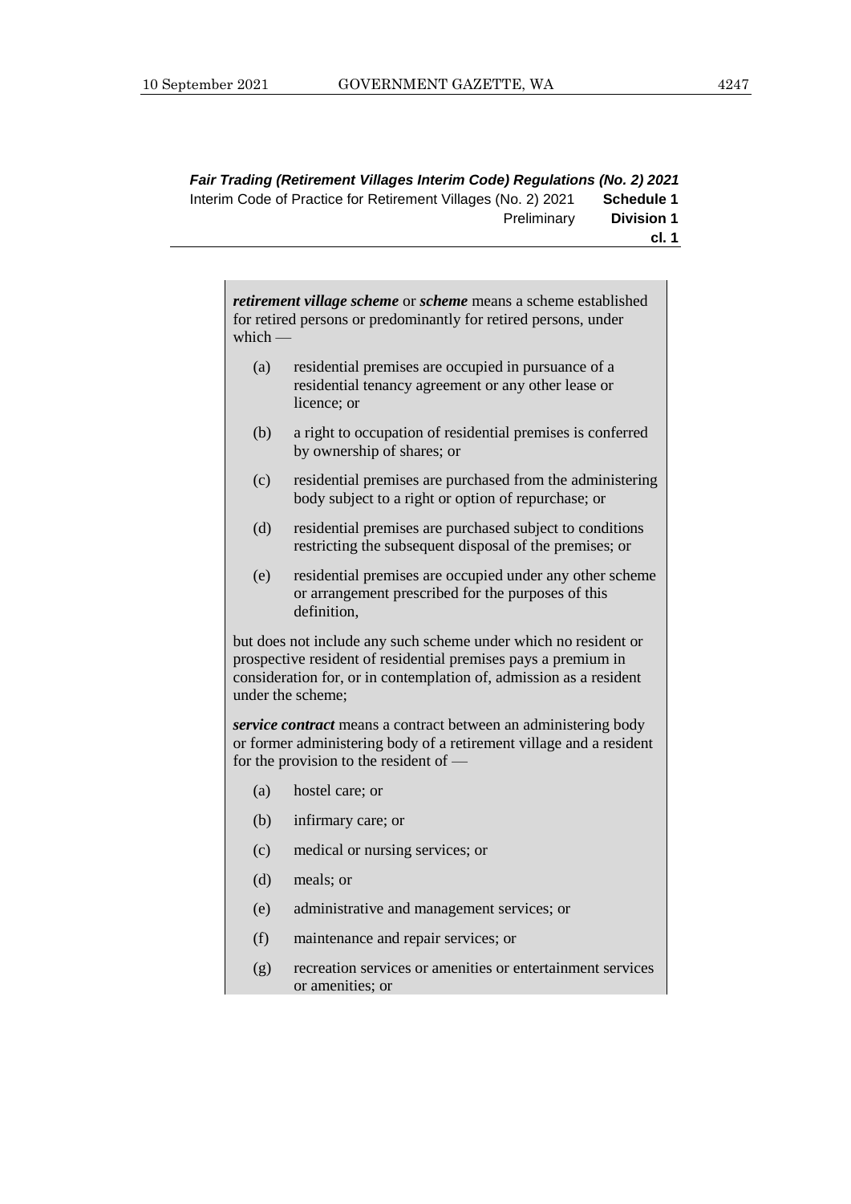***retirement village scheme*** or ***scheme*** means a scheme established for retired persons or predominantly for retired persons, under which —

(a) residential premises are occupied in pursuance of a residential tenancy agreement or any other lease or licence; or

(b) a right to occupation of residential premises is conferred by ownership of shares; or

(c) residential premises are purchased from the administering body subject to a right or option of repurchase; or

(d) residential premises are purchased subject to conditions restricting the subsequent disposal of the premises; or

(e) residential premises are occupied under any other scheme or arrangement prescribed for the purposes of this definition,

but does not include any such scheme under which no resident or prospective resident of residential premises pays a premium in consideration for, or in contemplation of, admission as a resident under the scheme;

***service contract*** means a contract between an administering body or former administering body of a retirement village and a resident for the provision to the resident of —

(a) hostel care; or

(b) infirmary care; or

(c) medical or nursing services; or

(d) meals; or

(e) administrative and management services; or

(f) maintenance and repair services; or

(g) recreation services or amenities or entertainment services or amenities; or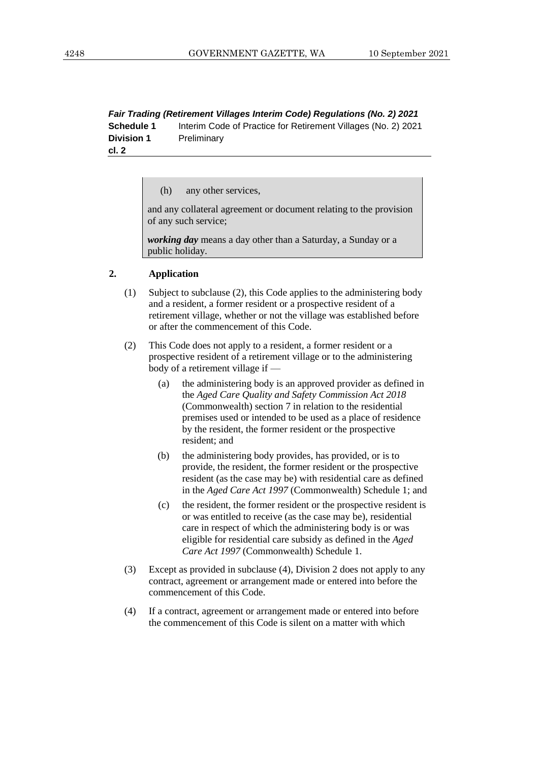(h) any other services,

and any collateral agreement or document relating to the provision of any such service;

***working day*** means a day other than a Saturday, a Sunday or a public holiday.

## 2. Application

(1) Subject to subclause (2), this Code applies to the administering body and a resident, a former resident or a prospective resident of a retirement village, whether or not the village was established before or after the commencement of this Code.

(2) This Code does not apply to a resident, a former resident or a prospective resident of a retirement village or to the administering body of a retirement village if —

(a) the administering body is an approved provider as defined in the *Aged Care Quality and Safety Commission Act 2018* (Commonwealth) section 7 in relation to the residential premises used or intended to be used as a place of residence by the resident, the former resident or the prospective resident; and

(b) the administering body provides, has provided, or is to provide, the resident, the former resident or the prospective resident (as the case may be) with residential care as defined in the *Aged Care Act 1997* (Commonwealth) Schedule 1; and

(c) the resident, the former resident or the prospective resident is or was entitled to receive (as the case may be), residential care in respect of which the administering body is or was eligible for residential care subsidy as defined in the *Aged Care Act 1997* (Commonwealth) Schedule 1.

(3) Except as provided in subclause (4), Division 2 does not apply to any contract, agreement or arrangement made or entered into before the commencement of this Code.

(4) If a contract, agreement or arrangement made or entered into before the commencement of this Code is silent on a matter with which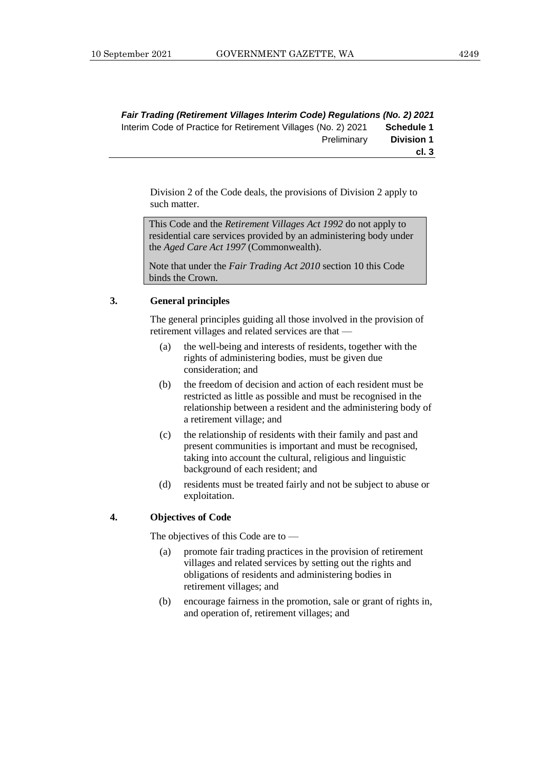Division 2 of the Code deals, the provisions of Division 2 apply to such matter.

> This Code and the *Retirement Villages Act 1992* do not apply to residential care services provided by an administering body under the *Aged Care Act 1997* (Commonwealth).
>
> Note that under the *Fair Trading Act 2010* section 10 this Code binds the Crown.

**3. General principles**

The general principles guiding all those involved in the provision of retirement villages and related services are that —

(a) the well-being and interests of residents, together with the rights of administering bodies, must be given due consideration; and

(b) the freedom of decision and action of each resident must be restricted as little as possible and must be recognised in the relationship between a resident and the administering body of a retirement village; and

(c) the relationship of residents with their family and past and present communities is important and must be recognised, taking into account the cultural, religious and linguistic background of each resident; and

(d) residents must be treated fairly and not be subject to abuse or exploitation.

**4. Objectives of Code**

The objectives of this Code are to —

(a) promote fair trading practices in the provision of retirement villages and related services by setting out the rights and obligations of residents and administering bodies in retirement villages; and

(b) encourage fairness in the promotion, sale or grant of rights in, and operation of, retirement villages; and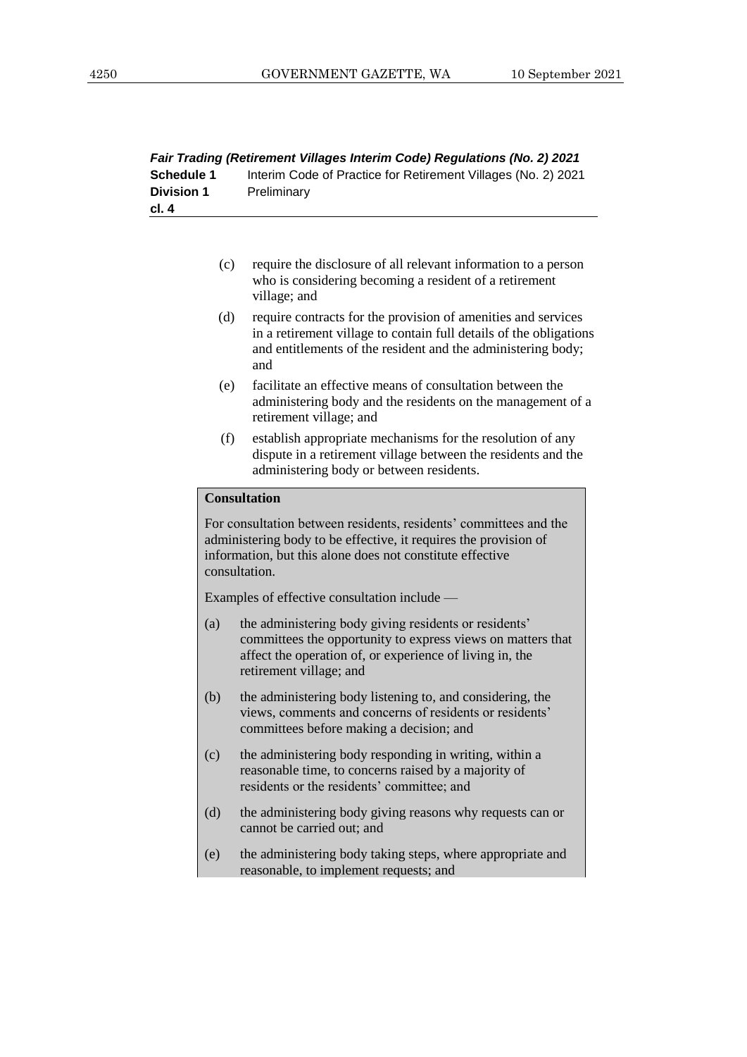(c) require the disclosure of all relevant information to a person who is considering becoming a resident of a retirement village; and

(d) require contracts for the provision of amenities and services in a retirement village to contain full details of the obligations and entitlements of the resident and the administering body; and

(e) facilitate an effective means of consultation between the administering body and the residents on the management of a retirement village; and

(f) establish appropriate mechanisms for the resolution of any dispute in a retirement village between the residents and the administering body or between residents.

**Consultation**

For consultation between residents, residents' committees and the administering body to be effective, it requires the provision of information, but this alone does not constitute effective consultation.

Examples of effective consultation include —

(a) the administering body giving residents or residents' committees the opportunity to express views on matters that affect the operation of, or experience of living in, the retirement village; and

(b) the administering body listening to, and considering, the views, comments and concerns of residents or residents' committees before making a decision; and

(c) the administering body responding in writing, within a reasonable time, to concerns raised by a majority of residents or the residents' committee; and

(d) the administering body giving reasons why requests can or cannot be carried out; and

(e) the administering body taking steps, where appropriate and reasonable, to implement requests; and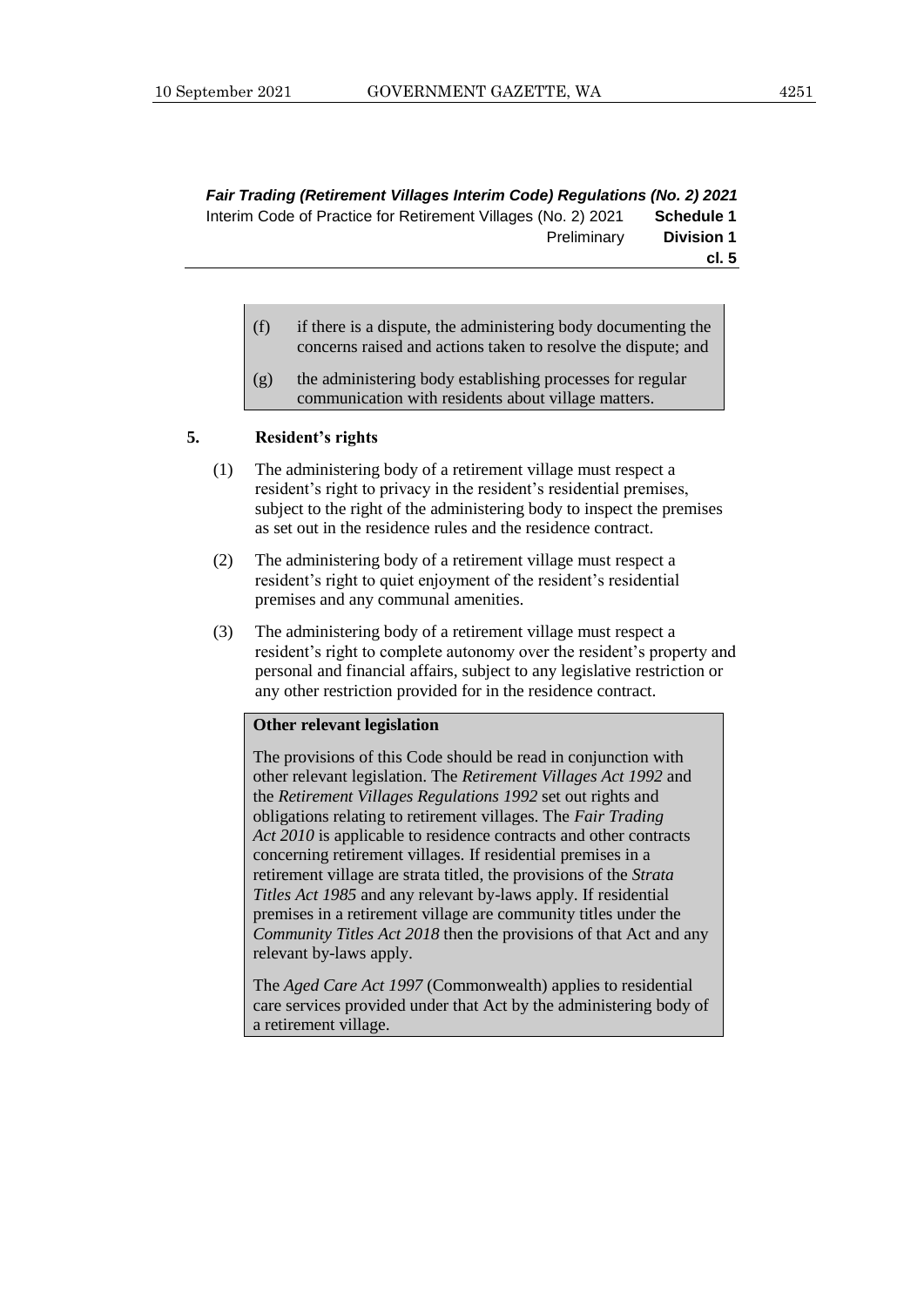(f) if there is a dispute, the administering body documenting the concerns raised and actions taken to resolve the dispute; and

(g) the administering body establishing processes for regular communication with residents about village matters.

### 5. Resident's rights

(1) The administering body of a retirement village must respect a resident's right to privacy in the resident's residential premises, subject to the right of the administering body to inspect the premises as set out in the residence rules and the residence contract.

(2) The administering body of a retirement village must respect a resident's right to quiet enjoyment of the resident's residential premises and any communal amenities.

(3) The administering body of a retirement village must respect a resident's right to complete autonomy over the resident's property and personal and financial affairs, subject to any legislative restriction or any other restriction provided for in the residence contract.

**Other relevant legislation**

The provisions of this Code should be read in conjunction with other relevant legislation. The *Retirement Villages Act 1992* and the *Retirement Villages Regulations 1992* set out rights and obligations relating to retirement villages. The *Fair Trading Act 2010* is applicable to residence contracts and other contracts concerning retirement villages. If residential premises in a retirement village are strata titled, the provisions of the *Strata Titles Act 1985* and any relevant by-laws apply. If residential premises in a retirement village are community titles under the *Community Titles Act 2018* then the provisions of that Act and any relevant by-laws apply.

The *Aged Care Act 1997* (Commonwealth) applies to residential care services provided under that Act by the administering body of a retirement village.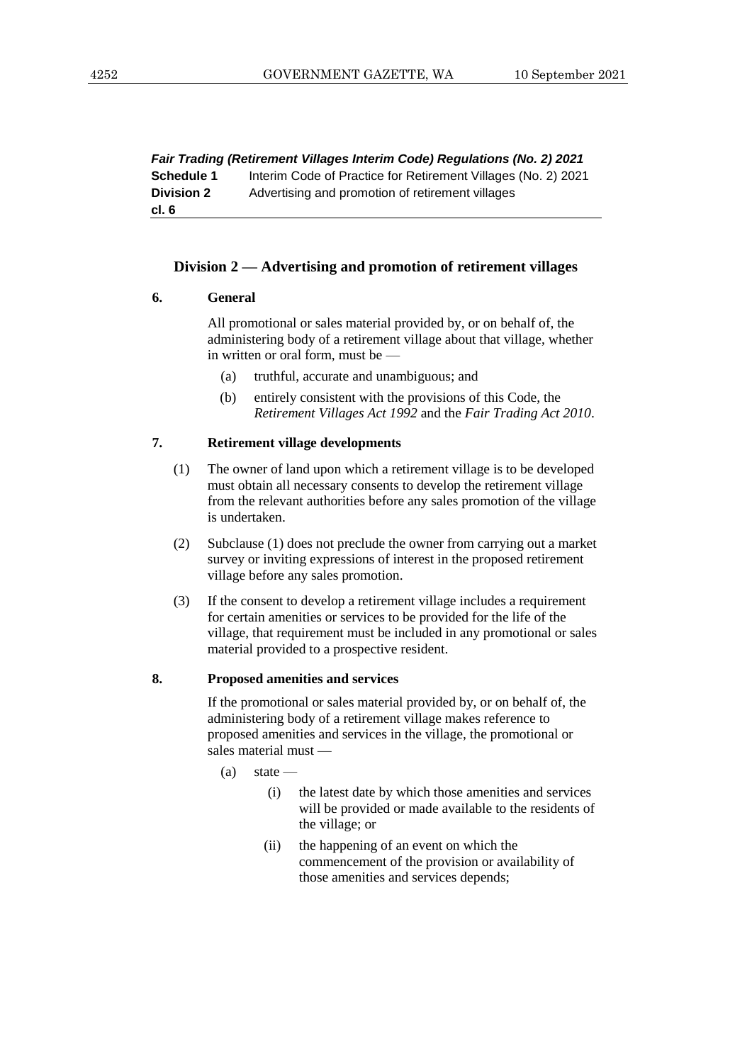## Division 2 — Advertising and promotion of retirement villages

### 6. General

All promotional or sales material provided by, or on behalf of, the administering body of a retirement village about that village, whether in written or oral form, must be —

- (a) truthful, accurate and unambiguous; and
- (b) entirely consistent with the provisions of this Code, the *Retirement Villages Act 1992* and the *Fair Trading Act 2010*.

### 7. Retirement village developments

(1) The owner of land upon which a retirement village is to be developed must obtain all necessary consents to develop the retirement village from the relevant authorities before any sales promotion of the village is undertaken.

(2) Subclause (1) does not preclude the owner from carrying out a market survey or inviting expressions of interest in the proposed retirement village before any sales promotion.

(3) If the consent to develop a retirement village includes a requirement for certain amenities or services to be provided for the life of the village, that requirement must be included in any promotional or sales material provided to a prospective resident.

### 8. Proposed amenities and services

If the promotional or sales material provided by, or on behalf of, the administering body of a retirement village makes reference to proposed amenities and services in the village, the promotional or sales material must —

- (a) state —
  - (i) the latest date by which those amenities and services will be provided or made available to the residents of the village; or
  - (ii) the happening of an event on which the commencement of the provision or availability of those amenities and services depends;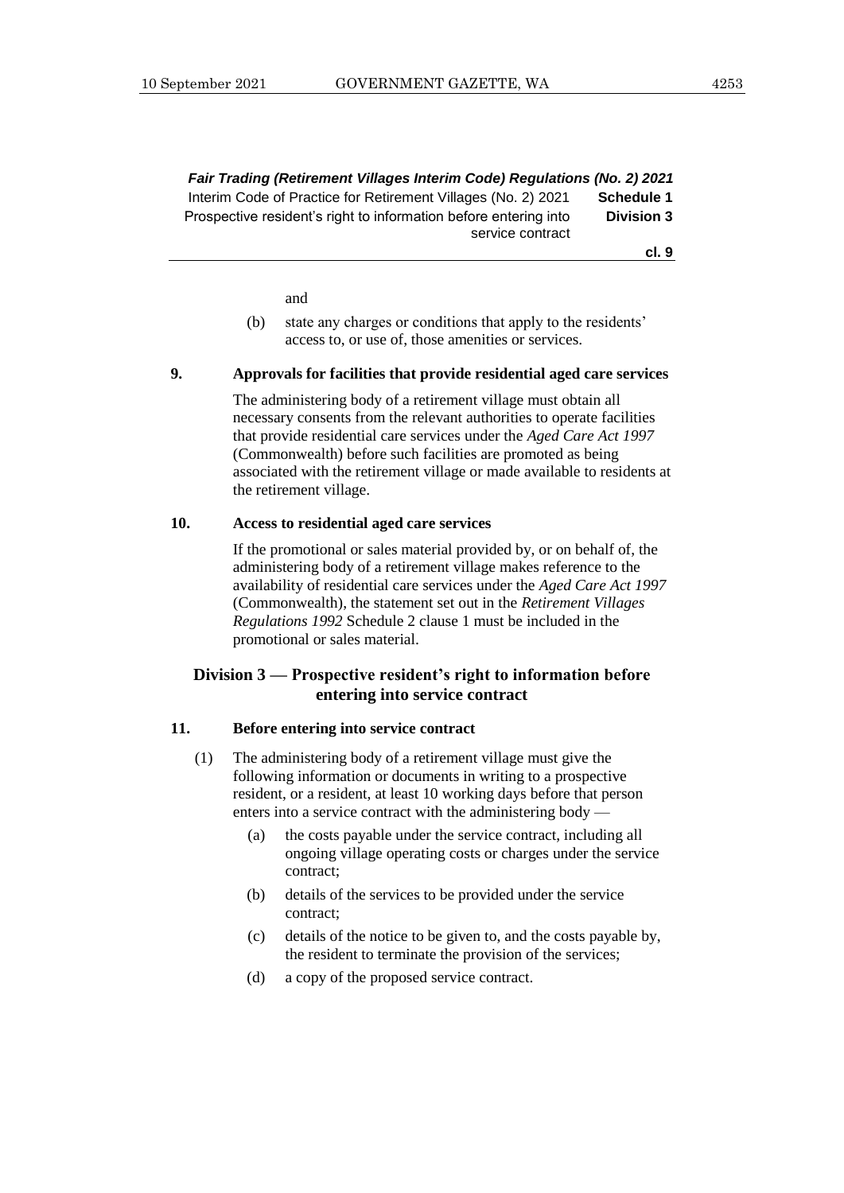and

(b) state any charges or conditions that apply to the residents' access to, or use of, those amenities or services.

**9. Approvals for facilities that provide residential aged care services**

The administering body of a retirement village must obtain all necessary consents from the relevant authorities to operate facilities that provide residential care services under the *Aged Care Act 1997* (Commonwealth) before such facilities are promoted as being associated with the retirement village or made available to residents at the retirement village.

**10. Access to residential aged care services**

If the promotional or sales material provided by, or on behalf of, the administering body of a retirement village makes reference to the availability of residential care services under the *Aged Care Act 1997* (Commonwealth), the statement set out in the *Retirement Villages Regulations 1992* Schedule 2 clause 1 must be included in the promotional or sales material.

## Division 3 — Prospective resident's right to information before entering into service contract

**11. Before entering into service contract**

(1) The administering body of a retirement village must give the following information or documents in writing to a prospective resident, or a resident, at least 10 working days before that person enters into a service contract with the administering body —

(a) the costs payable under the service contract, including all ongoing village operating costs or charges under the service contract;

(b) details of the services to be provided under the service contract;

(c) details of the notice to be given to, and the costs payable by, the resident to terminate the provision of the services;

(d) a copy of the proposed service contract.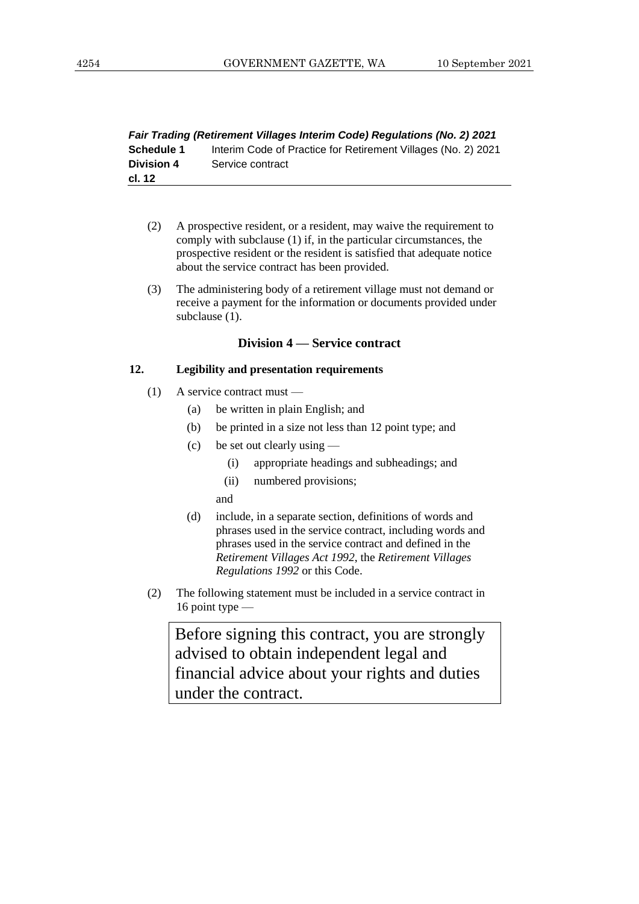(2) A prospective resident, or a resident, may waive the requirement to comply with subclause (1) if, in the particular circumstances, the prospective resident or the resident is satisfied that adequate notice about the service contract has been provided.

(3) The administering body of a retirement village must not demand or receive a payment for the information or documents provided under subclause (1).

### Division 4 — Service contract

**12. Legibility and presentation requirements**

(1) A service contract must —

- (a) be written in plain English; and
- (b) be printed in a size not less than 12 point type; and
- (c) be set out clearly using —
  - (i) appropriate headings and subheadings; and
  - (ii) numbered provisions;

  and
- (d) include, in a separate section, definitions of words and phrases used in the service contract, including words and phrases used in the service contract and defined in the *Retirement Villages Act 1992*, the *Retirement Villages Regulations 1992* or this Code.

(2) The following statement must be included in a service contract in 16 point type —

> Before signing this contract, you are strongly advised to obtain independent legal and financial advice about your rights and duties under the contract.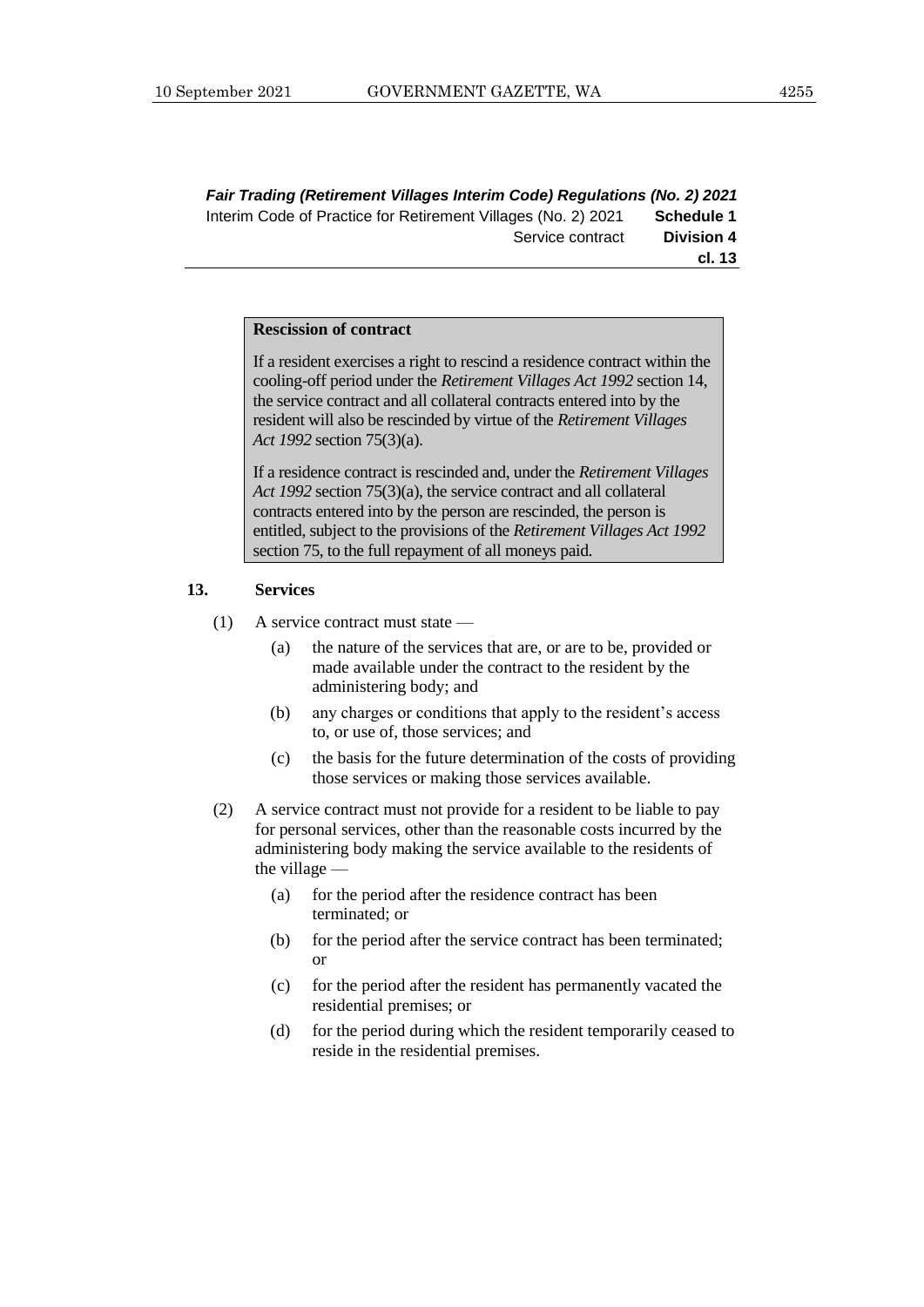**Rescission of contract**

If a resident exercises a right to rescind a residence contract within the cooling-off period under the *Retirement Villages Act 1992* section 14, the service contract and all collateral contracts entered into by the resident will also be rescinded by virtue of the *Retirement Villages Act 1992* section 75(3)(a).

If a residence contract is rescinded and, under the *Retirement Villages Act 1992* section 75(3)(a), the service contract and all collateral contracts entered into by the person are rescinded, the person is entitled, subject to the provisions of the *Retirement Villages Act 1992* section 75, to the full repayment of all moneys paid.

**13. Services**

(1) A service contract must state —

(a) the nature of the services that are, or are to be, provided or made available under the contract to the resident by the administering body; and

(b) any charges or conditions that apply to the resident's access to, or use of, those services; and

(c) the basis for the future determination of the costs of providing those services or making those services available.

(2) A service contract must not provide for a resident to be liable to pay for personal services, other than the reasonable costs incurred by the administering body making the service available to the residents of the village —

(a) for the period after the residence contract has been terminated; or

(b) for the period after the service contract has been terminated; or

(c) for the period after the resident has permanently vacated the residential premises; or

(d) for the period during which the resident temporarily ceased to reside in the residential premises.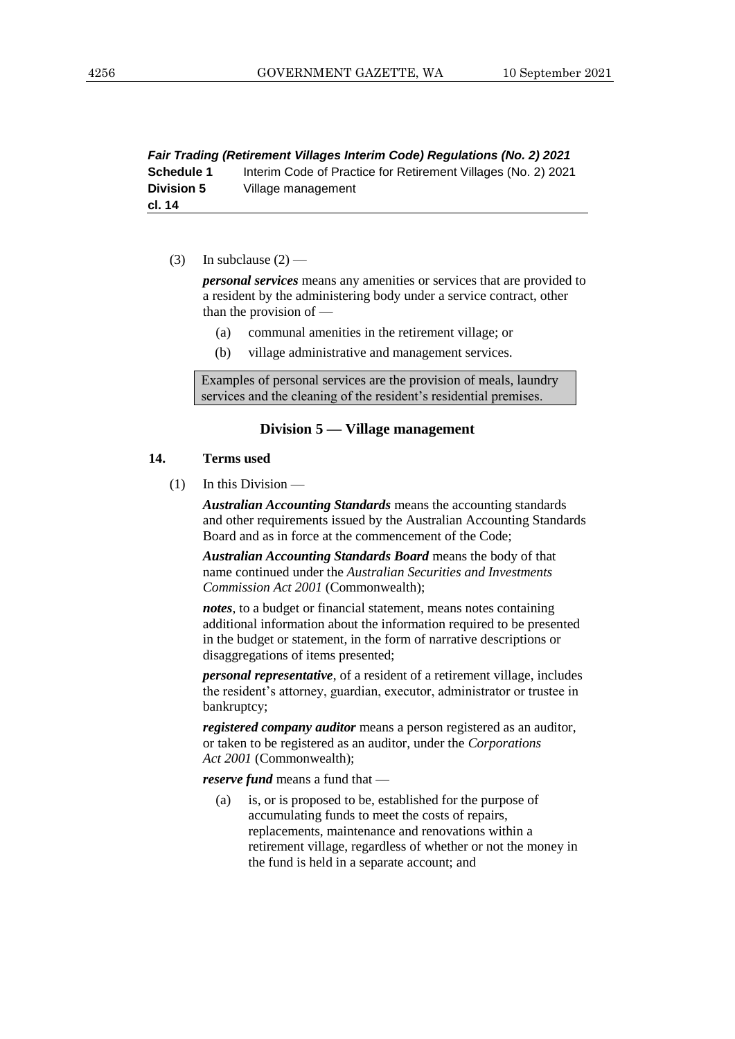(3) In subclause (2) —

*personal services* means any amenities or services that are provided to a resident by the administering body under a service contract, other than the provision of —

(a) communal amenities in the retirement village; or

(b) village administrative and management services.

Examples of personal services are the provision of meals, laundry services and the cleaning of the resident's residential premises.

## Division 5 — Village management

### 14. Terms used

(1) In this Division —

***Australian Accounting Standards*** means the accounting standards and other requirements issued by the Australian Accounting Standards Board and as in force at the commencement of the Code;

***Australian Accounting Standards Board*** means the body of that name continued under the *Australian Securities and Investments Commission Act 2001* (Commonwealth);

***notes***, to a budget or financial statement, means notes containing additional information about the information required to be presented in the budget or statement, in the form of narrative descriptions or disaggregations of items presented;

***personal representative***, of a resident of a retirement village, includes the resident's attorney, guardian, executor, administrator or trustee in bankruptcy;

***registered company auditor*** means a person registered as an auditor, or taken to be registered as an auditor, under the *Corporations Act 2001* (Commonwealth);

***reserve fund*** means a fund that —

(a) is, or is proposed to be, established for the purpose of accumulating funds to meet the costs of repairs, replacements, maintenance and renovations within a retirement village, regardless of whether or not the money in the fund is held in a separate account; and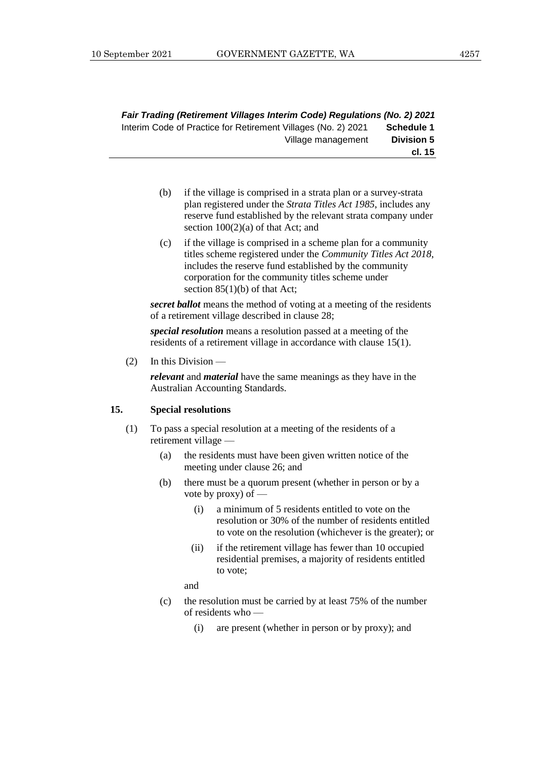(b) if the village is comprised in a strata plan or a survey-strata plan registered under the *Strata Titles Act 1985*, includes any reserve fund established by the relevant strata company under section 100(2)(a) of that Act; and

(c) if the village is comprised in a scheme plan for a community titles scheme registered under the *Community Titles Act 2018*, includes the reserve fund established by the community corporation for the community titles scheme under section 85(1)(b) of that Act;

***secret ballot*** means the method of voting at a meeting of the residents of a retirement village described in clause 28;

***special resolution*** means a resolution passed at a meeting of the residents of a retirement village in accordance with clause 15(1).

(2) In this Division —

***relevant*** and ***material*** have the same meanings as they have in the Australian Accounting Standards.

### 15. Special resolutions

(1) To pass a special resolution at a meeting of the residents of a retirement village —

(a) the residents must have been given written notice of the meeting under clause 26; and

(b) there must be a quorum present (whether in person or by a vote by proxy) of —

(i) a minimum of 5 residents entitled to vote on the resolution or 30% of the number of residents entitled to vote on the resolution (whichever is the greater); or

(ii) if the retirement village has fewer than 10 occupied residential premises, a majority of residents entitled to vote;

and

(c) the resolution must be carried by at least 75% of the number of residents who —

(i) are present (whether in person or by proxy); and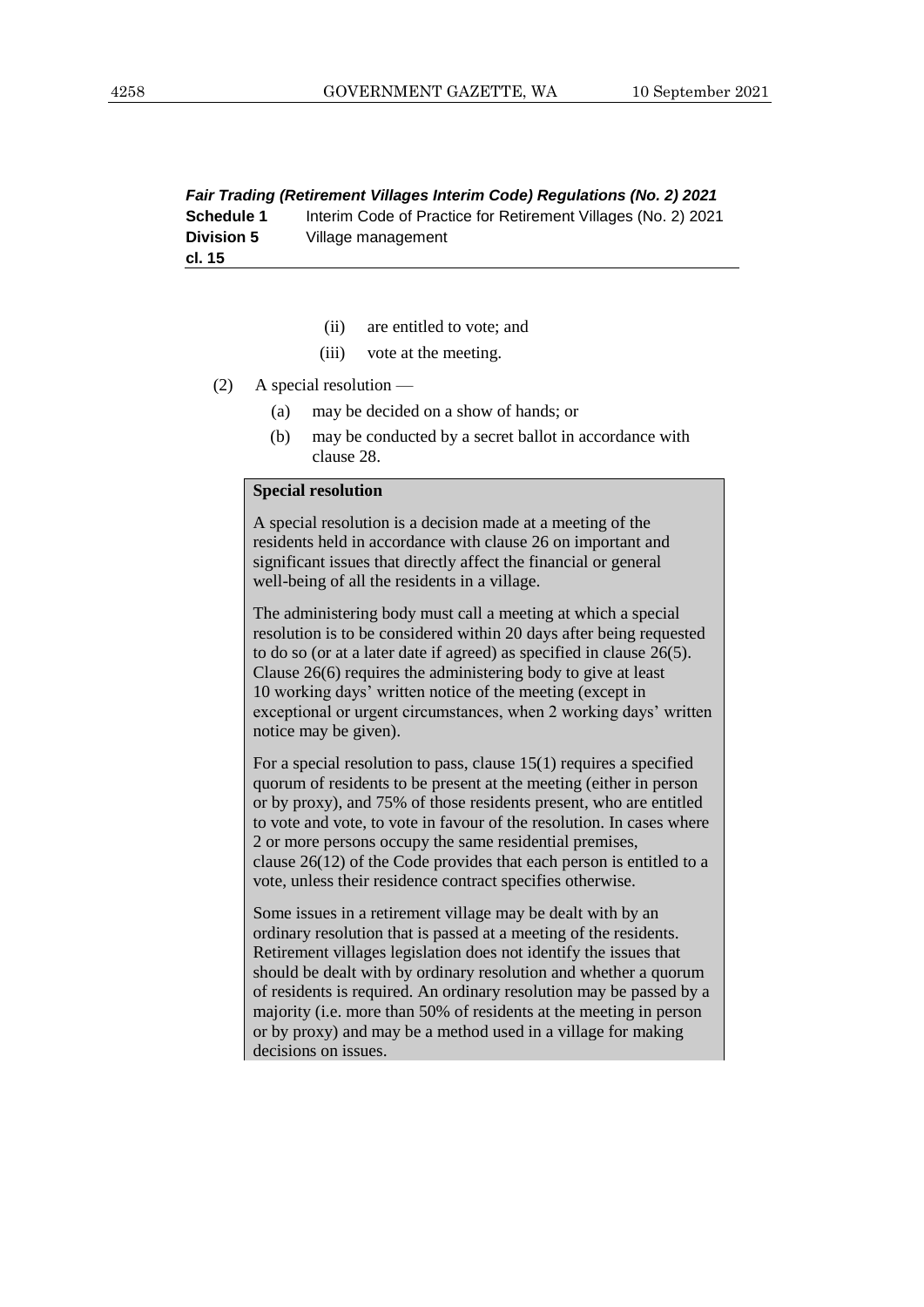(ii) are entitled to vote; and

(iii) vote at the meeting.

(2) A special resolution —

(a) may be decided on a show of hands; or

(b) may be conducted by a secret ballot in accordance with clause 28.

**Special resolution**

A special resolution is a decision made at a meeting of the residents held in accordance with clause 26 on important and significant issues that directly affect the financial or general well-being of all the residents in a village.

The administering body must call a meeting at which a special resolution is to be considered within 20 days after being requested to do so (or at a later date if agreed) as specified in clause 26(5). Clause 26(6) requires the administering body to give at least 10 working days' written notice of the meeting (except in exceptional or urgent circumstances, when 2 working days' written notice may be given).

For a special resolution to pass, clause 15(1) requires a specified quorum of residents to be present at the meeting (either in person or by proxy), and 75% of those residents present, who are entitled to vote and vote, to vote in favour of the resolution. In cases where 2 or more persons occupy the same residential premises, clause 26(12) of the Code provides that each person is entitled to a vote, unless their residence contract specifies otherwise.

Some issues in a retirement village may be dealt with by an ordinary resolution that is passed at a meeting of the residents. Retirement villages legislation does not identify the issues that should be dealt with by ordinary resolution and whether a quorum of residents is required. An ordinary resolution may be passed by a majority (i.e. more than 50% of residents at the meeting in person or by proxy) and may be a method used in a village for making decisions on issues.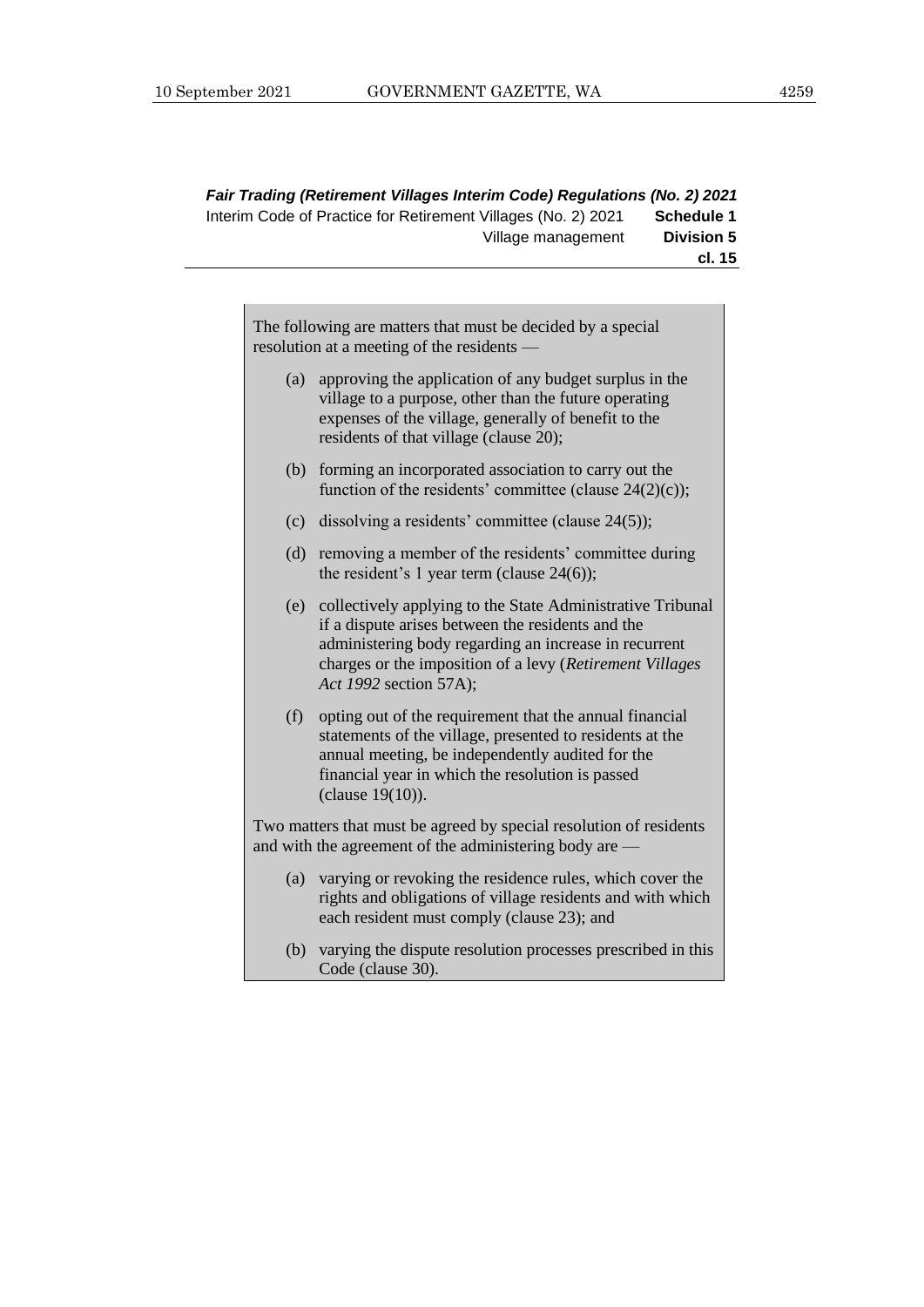The following are matters that must be decided by a special resolution at a meeting of the residents —

(a) approving the application of any budget surplus in the village to a purpose, other than the future operating expenses of the village, generally of benefit to the residents of that village (clause 20);

(b) forming an incorporated association to carry out the function of the residents' committee (clause 24(2)(c));

(c) dissolving a residents' committee (clause 24(5));

(d) removing a member of the residents' committee during the resident's 1 year term (clause 24(6));

(e) collectively applying to the State Administrative Tribunal if a dispute arises between the residents and the administering body regarding an increase in recurrent charges or the imposition of a levy (*Retirement Villages Act 1992* section 57A);

(f) opting out of the requirement that the annual financial statements of the village, presented to residents at the annual meeting, be independently audited for the financial year in which the resolution is passed (clause 19(10)).

Two matters that must be agreed by special resolution of residents and with the agreement of the administering body are —

(a) varying or revoking the residence rules, which cover the rights and obligations of village residents and with which each resident must comply (clause 23); and

(b) varying the dispute resolution processes prescribed in this Code (clause 30).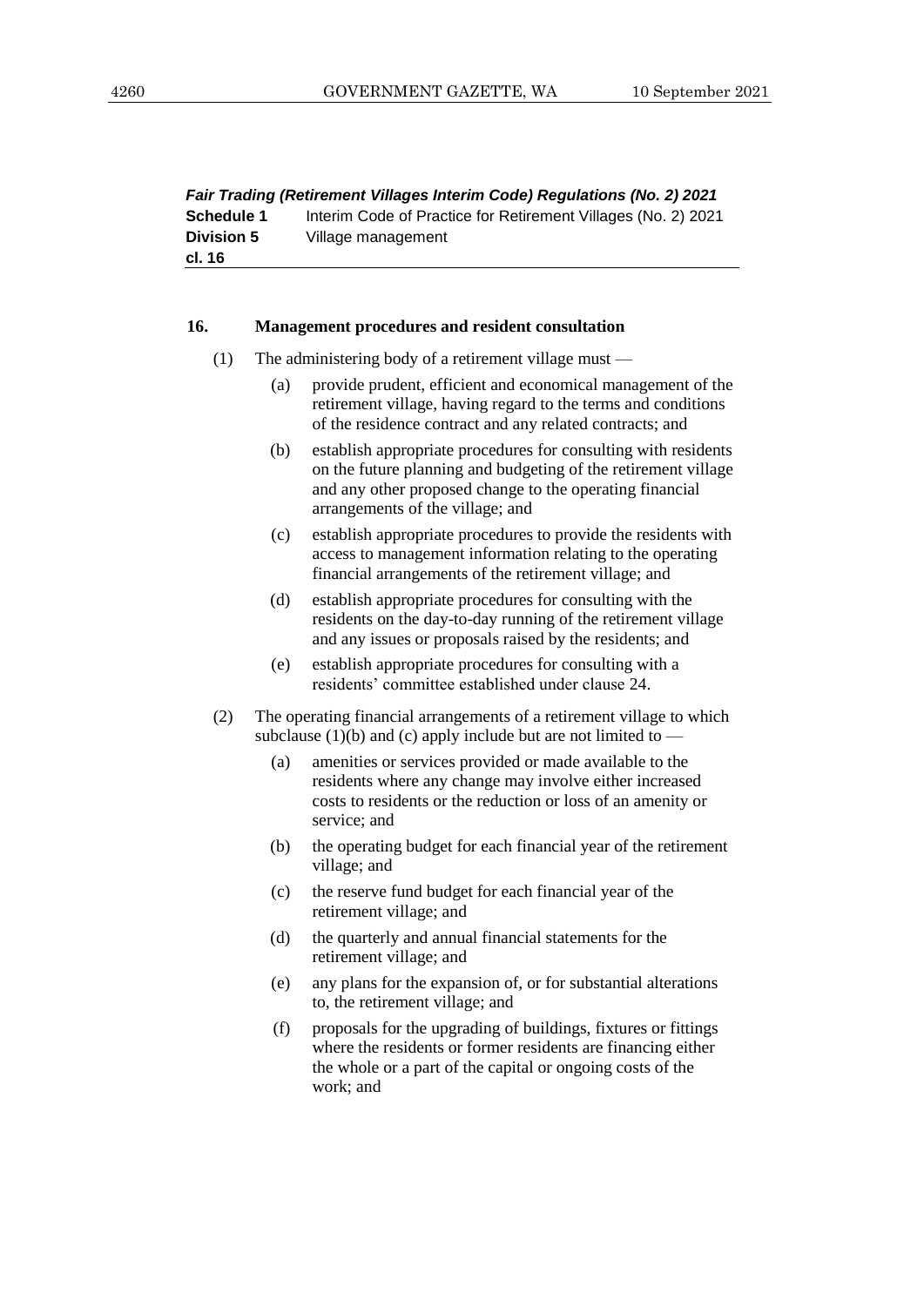### 16. Management procedures and resident consultation

(1) The administering body of a retirement village must —

- (a) provide prudent, efficient and economical management of the retirement village, having regard to the terms and conditions of the residence contract and any related contracts; and
- (b) establish appropriate procedures for consulting with residents on the future planning and budgeting of the retirement village and any other proposed change to the operating financial arrangements of the village; and
- (c) establish appropriate procedures to provide the residents with access to management information relating to the operating financial arrangements of the retirement village; and
- (d) establish appropriate procedures for consulting with the residents on the day-to-day running of the retirement village and any issues or proposals raised by the residents; and
- (e) establish appropriate procedures for consulting with a residents' committee established under clause 24.

(2) The operating financial arrangements of a retirement village to which subclause (1)(b) and (c) apply include but are not limited to —

- (a) amenities or services provided or made available to the residents where any change may involve either increased costs to residents or the reduction or loss of an amenity or service; and
- (b) the operating budget for each financial year of the retirement village; and
- (c) the reserve fund budget for each financial year of the retirement village; and
- (d) the quarterly and annual financial statements for the retirement village; and
- (e) any plans for the expansion of, or for substantial alterations to, the retirement village; and
- (f) proposals for the upgrading of buildings, fixtures or fittings where the residents or former residents are financing either the whole or a part of the capital or ongoing costs of the work; and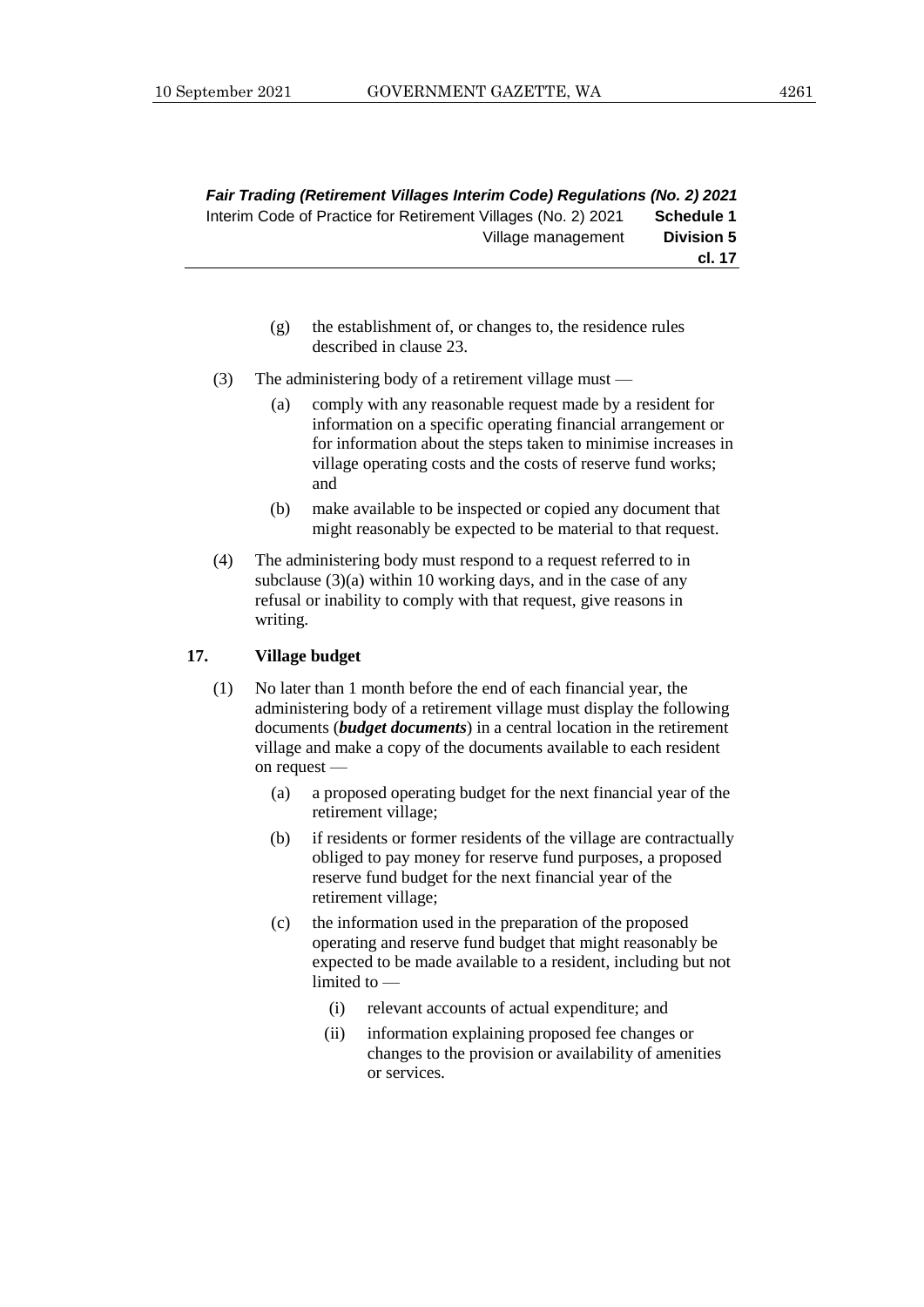(g) the establishment of, or changes to, the residence rules described in clause 23.

(3) The administering body of a retirement village must —

(a) comply with any reasonable request made by a resident for information on a specific operating financial arrangement or for information about the steps taken to minimise increases in village operating costs and the costs of reserve fund works; and

(b) make available to be inspected or copied any document that might reasonably be expected to be material to that request.

(4) The administering body must respond to a request referred to in subclause (3)(a) within 10 working days, and in the case of any refusal or inability to comply with that request, give reasons in writing.

### 17. Village budget

(1) No later than 1 month before the end of each financial year, the administering body of a retirement village must display the following documents (***budget documents***) in a central location in the retirement village and make a copy of the documents available to each resident on request —

(a) a proposed operating budget for the next financial year of the retirement village;

(b) if residents or former residents of the village are contractually obliged to pay money for reserve fund purposes, a proposed reserve fund budget for the next financial year of the retirement village;

(c) the information used in the preparation of the proposed operating and reserve fund budget that might reasonably be expected to be made available to a resident, including but not limited to —

(i) relevant accounts of actual expenditure; and

(ii) information explaining proposed fee changes or changes to the provision or availability of amenities or services.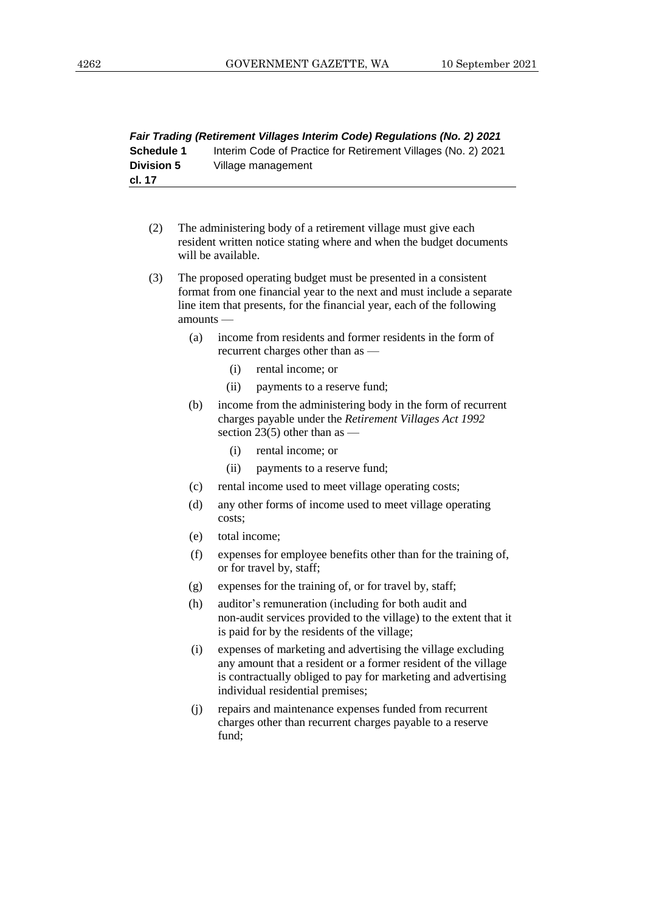(2) The administering body of a retirement village must give each resident written notice stating where and when the budget documents will be available.

(3) The proposed operating budget must be presented in a consistent format from one financial year to the next and must include a separate line item that presents, for the financial year, each of the following amounts —

   (a) income from residents and former residents in the form of recurrent charges other than as —
      (i) rental income; or
      (ii) payments to a reserve fund;

   (b) income from the administering body in the form of recurrent charges payable under the *Retirement Villages Act 1992* section 23(5) other than as —
      (i) rental income; or
      (ii) payments to a reserve fund;

   (c) rental income used to meet village operating costs;

   (d) any other forms of income used to meet village operating costs;

   (e) total income;

   (f) expenses for employee benefits other than for the training of, or for travel by, staff;

   (g) expenses for the training of, or for travel by, staff;

   (h) auditor's remuneration (including for both audit and non-audit services provided to the village) to the extent that it is paid for by the residents of the village;

   (i) expenses of marketing and advertising the village excluding any amount that a resident or a former resident of the village is contractually obliged to pay for marketing and advertising individual residential premises;

   (j) repairs and maintenance expenses funded from recurrent charges other than recurrent charges payable to a reserve fund;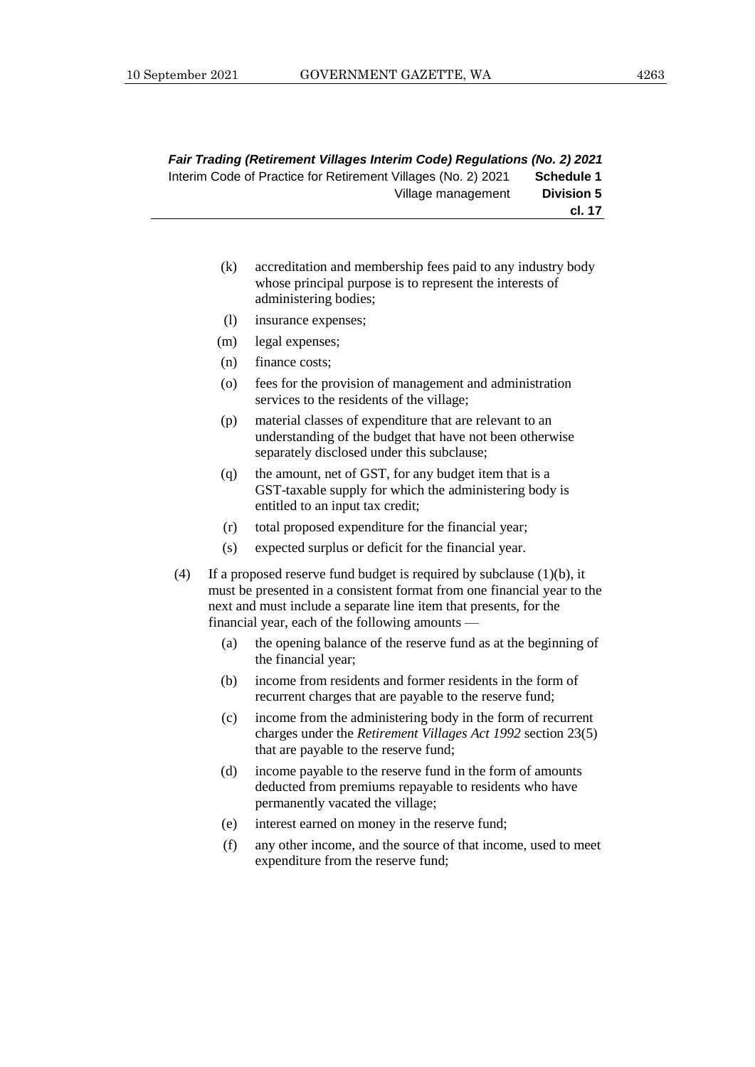(k) accreditation and membership fees paid to any industry body whose principal purpose is to represent the interests of administering bodies;

(l) insurance expenses;

(m) legal expenses;

(n) finance costs;

(o) fees for the provision of management and administration services to the residents of the village;

(p) material classes of expenditure that are relevant to an understanding of the budget that have not been otherwise separately disclosed under this subclause;

(q) the amount, net of GST, for any budget item that is a GST-taxable supply for which the administering body is entitled to an input tax credit;

(r) total proposed expenditure for the financial year;

(s) expected surplus or deficit for the financial year.

(4) If a proposed reserve fund budget is required by subclause (1)(b), it must be presented in a consistent format from one financial year to the next and must include a separate line item that presents, for the financial year, each of the following amounts —

(a) the opening balance of the reserve fund as at the beginning of the financial year;

(b) income from residents and former residents in the form of recurrent charges that are payable to the reserve fund;

(c) income from the administering body in the form of recurrent charges under the *Retirement Villages Act 1992* section 23(5) that are payable to the reserve fund;

(d) income payable to the reserve fund in the form of amounts deducted from premiums repayable to residents who have permanently vacated the village;

(e) interest earned on money in the reserve fund;

(f) any other income, and the source of that income, used to meet expenditure from the reserve fund;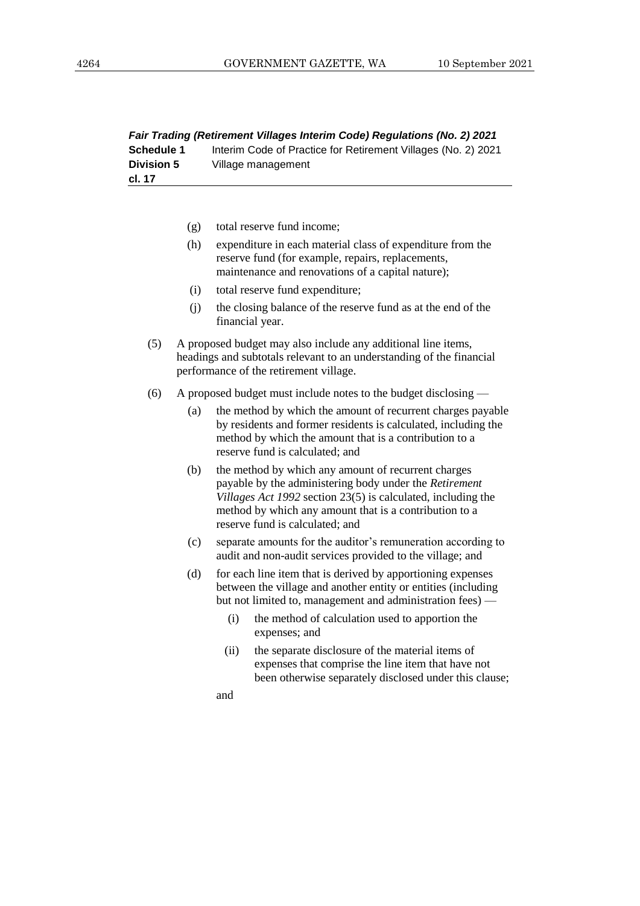(g) total reserve fund income;

(h) expenditure in each material class of expenditure from the reserve fund (for example, repairs, replacements, maintenance and renovations of a capital nature);

(i) total reserve fund expenditure;

(j) the closing balance of the reserve fund as at the end of the financial year.

(5) A proposed budget may also include any additional line items, headings and subtotals relevant to an understanding of the financial performance of the retirement village.

(6) A proposed budget must include notes to the budget disclosing —

(a) the method by which the amount of recurrent charges payable by residents and former residents is calculated, including the method by which the amount that is a contribution to a reserve fund is calculated; and

(b) the method by which any amount of recurrent charges payable by the administering body under the *Retirement Villages Act 1992* section 23(5) is calculated, including the method by which any amount that is a contribution to a reserve fund is calculated; and

(c) separate amounts for the auditor's remuneration according to audit and non-audit services provided to the village; and

(d) for each line item that is derived by apportioning expenses between the village and another entity or entities (including but not limited to, management and administration fees) —

(i) the method of calculation used to apportion the expenses; and

(ii) the separate disclosure of the material items of expenses that comprise the line item that have not been otherwise separately disclosed under this clause;

and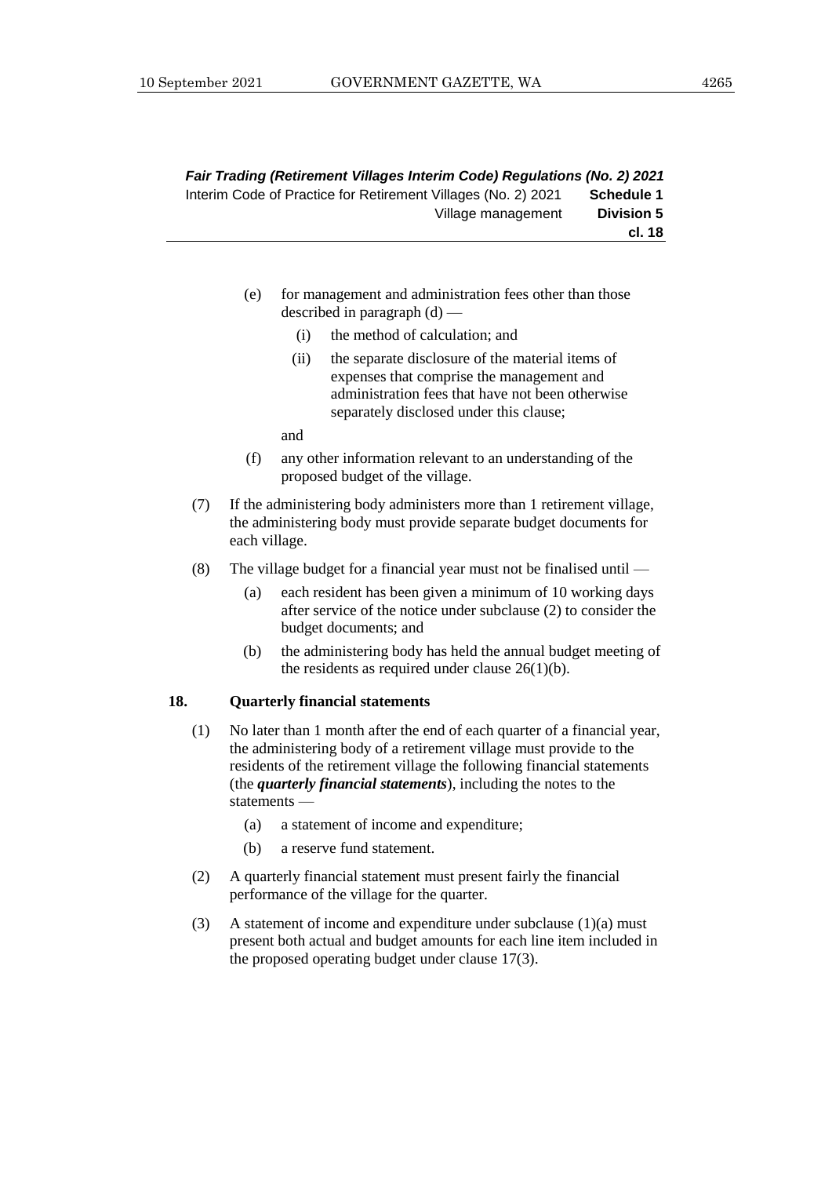(e) for management and administration fees other than those described in paragraph (d) —

   (i) the method of calculation; and

   (ii) the separate disclosure of the material items of expenses that comprise the management and administration fees that have not been otherwise separately disclosed under this clause;

   and

(f) any other information relevant to an understanding of the proposed budget of the village.

(7) If the administering body administers more than 1 retirement village, the administering body must provide separate budget documents for each village.

(8) The village budget for a financial year must not be finalised until —

   (a) each resident has been given a minimum of 10 working days after service of the notice under subclause (2) to consider the budget documents; and

   (b) the administering body has held the annual budget meeting of the residents as required under clause 26(1)(b).

### 18. Quarterly financial statements

(1) No later than 1 month after the end of each quarter of a financial year, the administering body of a retirement village must provide to the residents of the retirement village the following financial statements (the ***quarterly financial statements***), including the notes to the statements —

   (a) a statement of income and expenditure;

   (b) a reserve fund statement.

(2) A quarterly financial statement must present fairly the financial performance of the village for the quarter.

(3) A statement of income and expenditure under subclause (1)(a) must present both actual and budget amounts for each line item included in the proposed operating budget under clause 17(3).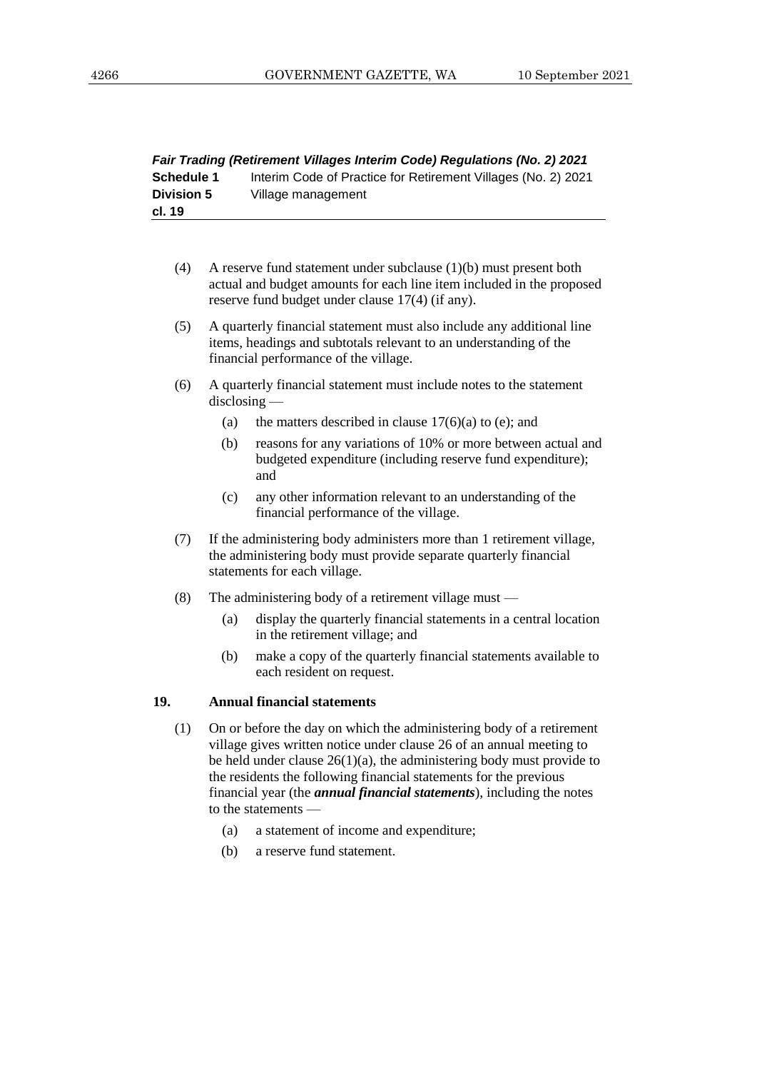(4) A reserve fund statement under subclause (1)(b) must present both actual and budget amounts for each line item included in the proposed reserve fund budget under clause 17(4) (if any).

(5) A quarterly financial statement must also include any additional line items, headings and subtotals relevant to an understanding of the financial performance of the village.

(6) A quarterly financial statement must include notes to the statement disclosing —

- (a) the matters described in clause 17(6)(a) to (e); and
- (b) reasons for any variations of 10% or more between actual and budgeted expenditure (including reserve fund expenditure); and
- (c) any other information relevant to an understanding of the financial performance of the village.

(7) If the administering body administers more than 1 retirement village, the administering body must provide separate quarterly financial statements for each village.

(8) The administering body of a retirement village must —

- (a) display the quarterly financial statements in a central location in the retirement village; and
- (b) make a copy of the quarterly financial statements available to each resident on request.

**19. Annual financial statements**

(1) On or before the day on which the administering body of a retirement village gives written notice under clause 26 of an annual meeting to be held under clause 26(1)(a), the administering body must provide to the residents the following financial statements for the previous financial year (the ***annual financial statements***), including the notes to the statements —

- (a) a statement of income and expenditure;
- (b) a reserve fund statement.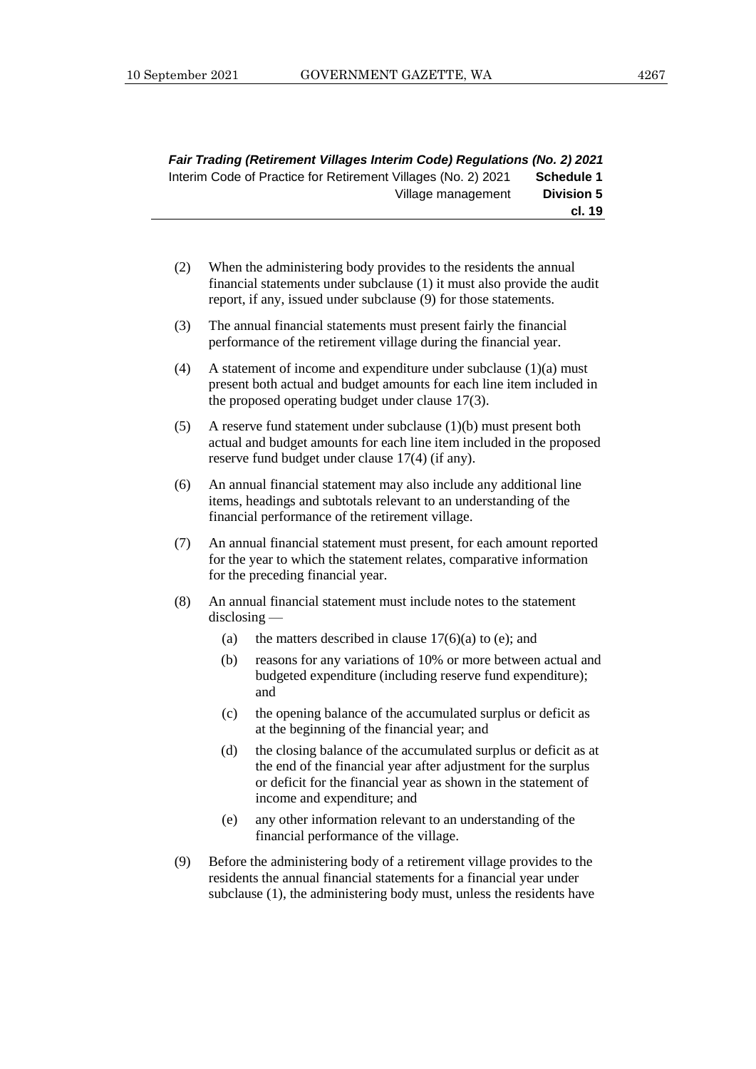(2) When the administering body provides to the residents the annual financial statements under subclause (1) it must also provide the audit report, if any, issued under subclause (9) for those statements.

(3) The annual financial statements must present fairly the financial performance of the retirement village during the financial year.

(4) A statement of income and expenditure under subclause (1)(a) must present both actual and budget amounts for each line item included in the proposed operating budget under clause 17(3).

(5) A reserve fund statement under subclause (1)(b) must present both actual and budget amounts for each line item included in the proposed reserve fund budget under clause 17(4) (if any).

(6) An annual financial statement may also include any additional line items, headings and subtotals relevant to an understanding of the financial performance of the retirement village.

(7) An annual financial statement must present, for each amount reported for the year to which the statement relates, comparative information for the preceding financial year.

(8) An annual financial statement must include notes to the statement disclosing —

   (a) the matters described in clause 17(6)(a) to (e); and

   (b) reasons for any variations of 10% or more between actual and budgeted expenditure (including reserve fund expenditure); and

   (c) the opening balance of the accumulated surplus or deficit as at the beginning of the financial year; and

   (d) the closing balance of the accumulated surplus or deficit as at the end of the financial year after adjustment for the surplus or deficit for the financial year as shown in the statement of income and expenditure; and

   (e) any other information relevant to an understanding of the financial performance of the village.

(9) Before the administering body of a retirement village provides to the residents the annual financial statements for a financial year under subclause (1), the administering body must, unless the residents have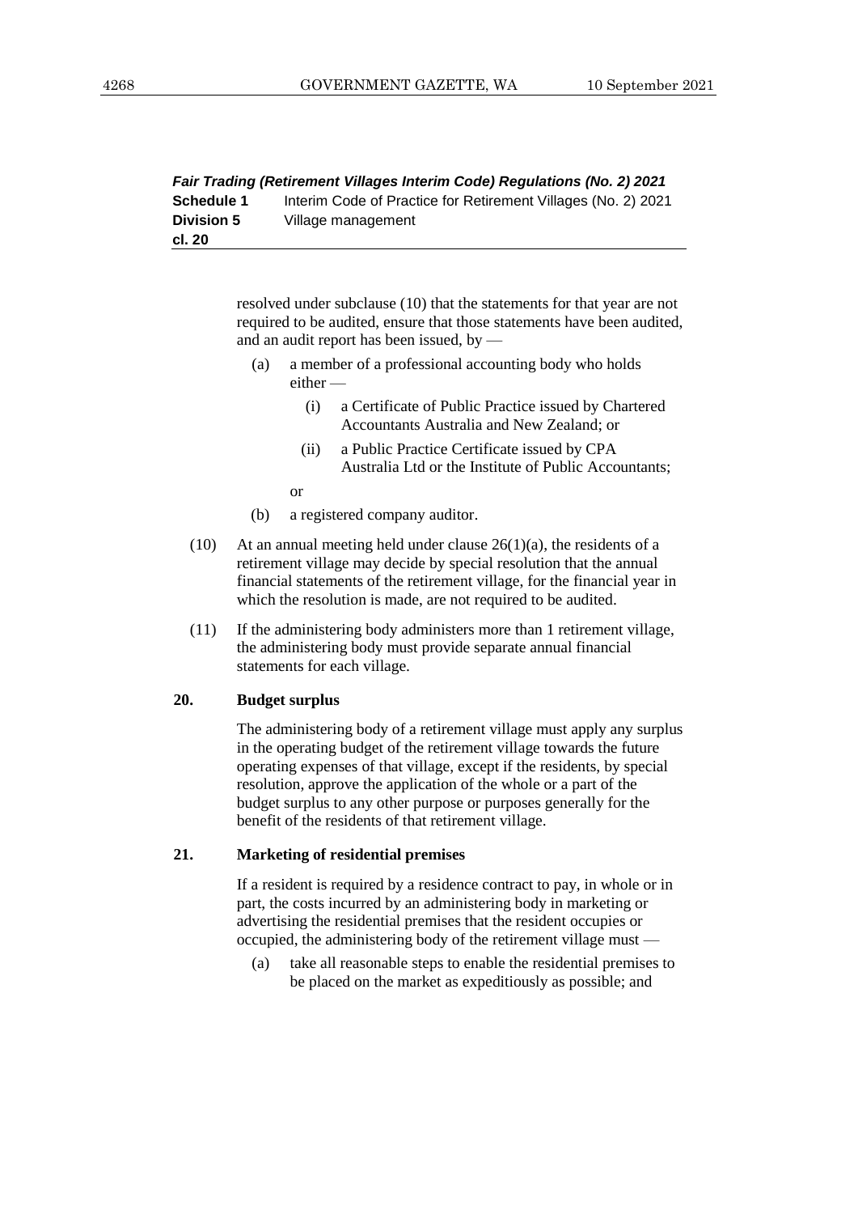resolved under subclause (10) that the statements for that year are not required to be audited, ensure that those statements have been audited, and an audit report has been issued, by —

(a) a member of a professional accounting body who holds either —

(i) a Certificate of Public Practice issued by Chartered Accountants Australia and New Zealand; or

(ii) a Public Practice Certificate issued by CPA Australia Ltd or the Institute of Public Accountants;

or

(b) a registered company auditor.

(10) At an annual meeting held under clause 26(1)(a), the residents of a retirement village may decide by special resolution that the annual financial statements of the retirement village, for the financial year in which the resolution is made, are not required to be audited.

(11) If the administering body administers more than 1 retirement village, the administering body must provide separate annual financial statements for each village.

**20. Budget surplus**

The administering body of a retirement village must apply any surplus in the operating budget of the retirement village towards the future operating expenses of that village, except if the residents, by special resolution, approve the application of the whole or a part of the budget surplus to any other purpose or purposes generally for the benefit of the residents of that retirement village.

**21. Marketing of residential premises**

If a resident is required by a residence contract to pay, in whole or in part, the costs incurred by an administering body in marketing or advertising the residential premises that the resident occupies or occupied, the administering body of the retirement village must —

(a) take all reasonable steps to enable the residential premises to be placed on the market as expeditiously as possible; and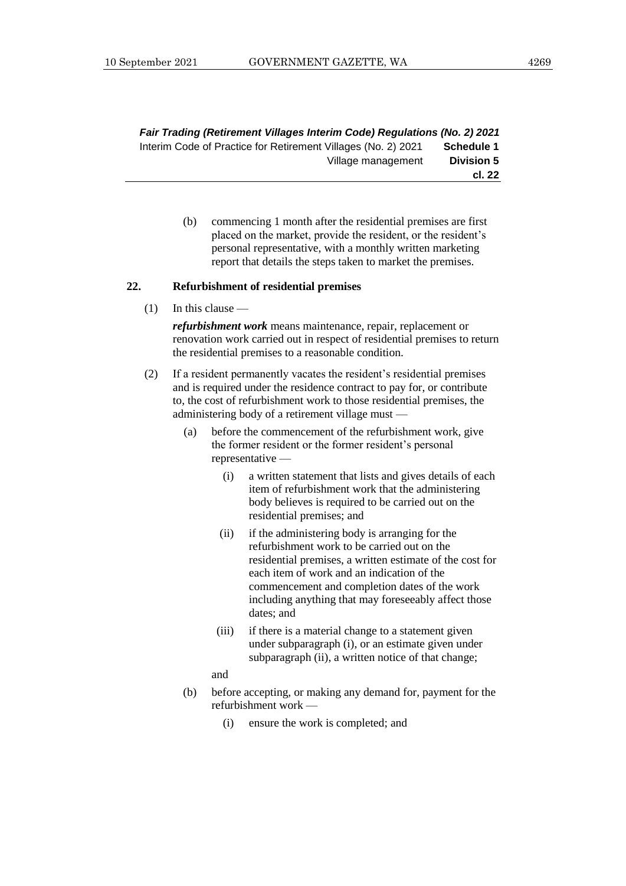(b) commencing 1 month after the residential premises are first placed on the market, provide the resident, or the resident's personal representative, with a monthly written marketing report that details the steps taken to market the premises.

### 22. Refurbishment of residential premises

(1) In this clause —

***refurbishment work*** means maintenance, repair, replacement or renovation work carried out in respect of residential premises to return the residential premises to a reasonable condition.

(2) If a resident permanently vacates the resident's residential premises and is required under the residence contract to pay for, or contribute to, the cost of refurbishment work to those residential premises, the administering body of a retirement village must —

(a) before the commencement of the refurbishment work, give the former resident or the former resident's personal representative —

(i) a written statement that lists and gives details of each item of refurbishment work that the administering body believes is required to be carried out on the residential premises; and

(ii) if the administering body is arranging for the refurbishment work to be carried out on the residential premises, a written estimate of the cost for each item of work and an indication of the commencement and completion dates of the work including anything that may foreseeably affect those dates; and

(iii) if there is a material change to a statement given under subparagraph (i), or an estimate given under subparagraph (ii), a written notice of that change;

and

(b) before accepting, or making any demand for, payment for the refurbishment work —

(i) ensure the work is completed; and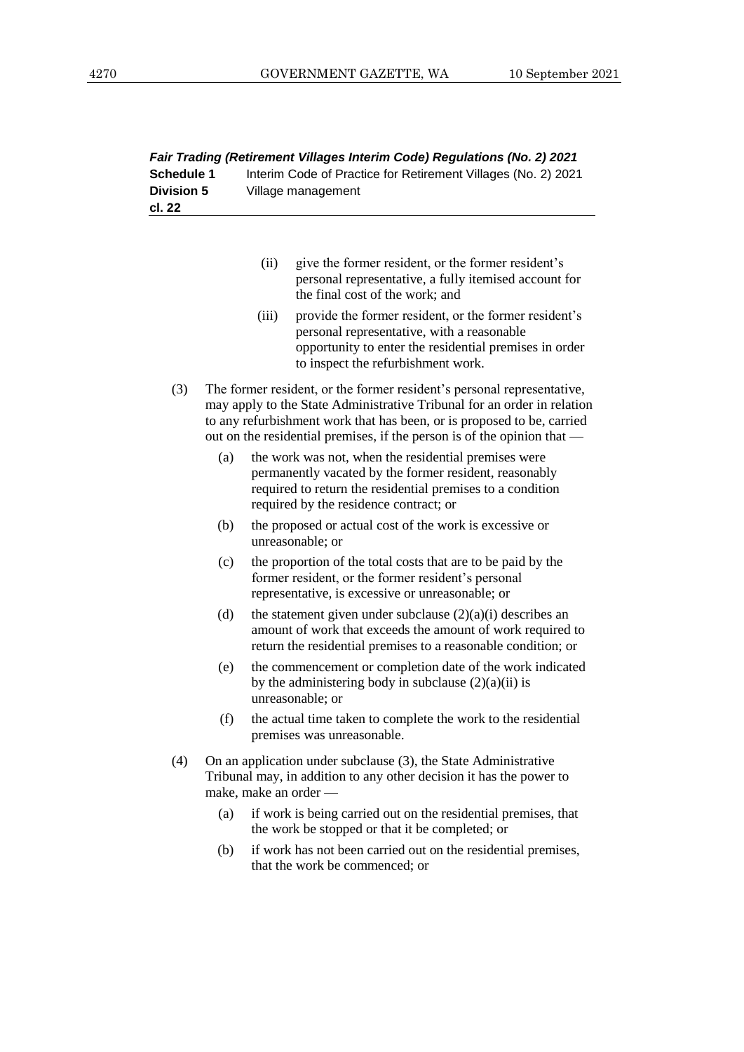- (ii) give the former resident, or the former resident's personal representative, a fully itemised account for the final cost of the work; and
- (iii) provide the former resident, or the former resident's personal representative, with a reasonable opportunity to enter the residential premises in order to inspect the refurbishment work.

(3) The former resident, or the former resident's personal representative, may apply to the State Administrative Tribunal for an order in relation to any refurbishment work that has been, or is proposed to be, carried out on the residential premises, if the person is of the opinion that —

- (a) the work was not, when the residential premises were permanently vacated by the former resident, reasonably required to return the residential premises to a condition required by the residence contract; or
- (b) the proposed or actual cost of the work is excessive or unreasonable; or
- (c) the proportion of the total costs that are to be paid by the former resident, or the former resident's personal representative, is excessive or unreasonable; or
- (d) the statement given under subclause (2)(a)(i) describes an amount of work that exceeds the amount of work required to return the residential premises to a reasonable condition; or
- (e) the commencement or completion date of the work indicated by the administering body in subclause (2)(a)(ii) is unreasonable; or
- (f) the actual time taken to complete the work to the residential premises was unreasonable.

(4) On an application under subclause (3), the State Administrative Tribunal may, in addition to any other decision it has the power to make, make an order —

- (a) if work is being carried out on the residential premises, that the work be stopped or that it be completed; or
- (b) if work has not been carried out on the residential premises, that the work be commenced; or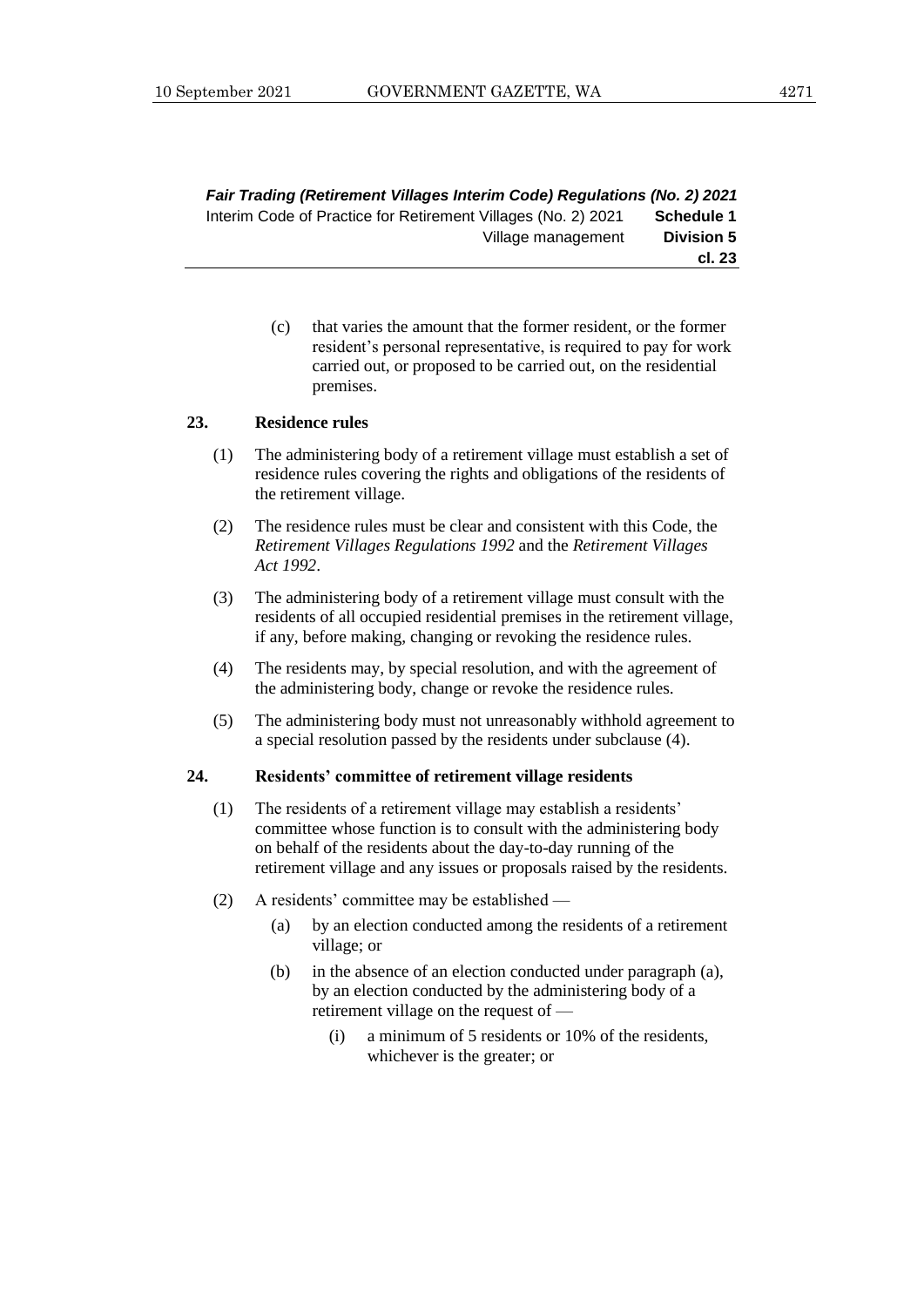(c) that varies the amount that the former resident, or the former resident's personal representative, is required to pay for work carried out, or proposed to be carried out, on the residential premises.

### 23. Residence rules

(1) The administering body of a retirement village must establish a set of residence rules covering the rights and obligations of the residents of the retirement village.

(2) The residence rules must be clear and consistent with this Code, the *Retirement Villages Regulations 1992* and the *Retirement Villages Act 1992*.

(3) The administering body of a retirement village must consult with the residents of all occupied residential premises in the retirement village, if any, before making, changing or revoking the residence rules.

(4) The residents may, by special resolution, and with the agreement of the administering body, change or revoke the residence rules.

(5) The administering body must not unreasonably withhold agreement to a special resolution passed by the residents under subclause (4).

### 24. Residents' committee of retirement village residents

(1) The residents of a retirement village may establish a residents' committee whose function is to consult with the administering body on behalf of the residents about the day-to-day running of the retirement village and any issues or proposals raised by the residents.

(2) A residents' committee may be established —

(a) by an election conducted among the residents of a retirement village; or

(b) in the absence of an election conducted under paragraph (a), by an election conducted by the administering body of a retirement village on the request of —

(i) a minimum of 5 residents or 10% of the residents, whichever is the greater; or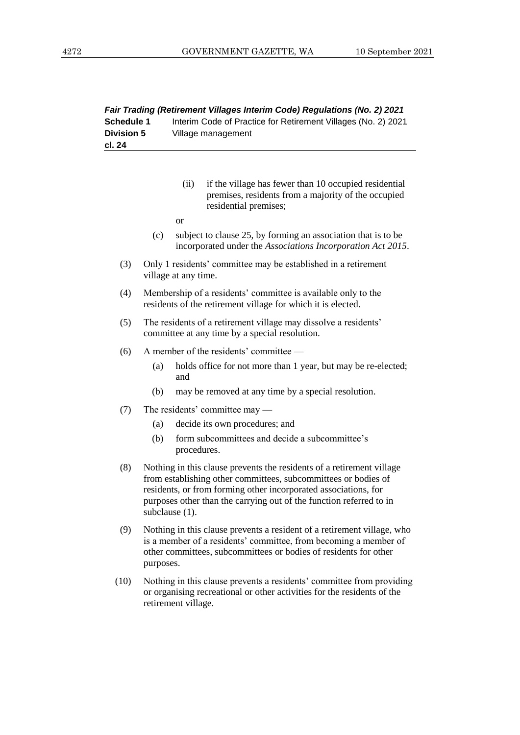(ii) if the village has fewer than 10 occupied residential premises, residents from a majority of the occupied residential premises;

or

(c) subject to clause 25, by forming an association that is to be incorporated under the *Associations Incorporation Act 2015*.

(3) Only 1 residents' committee may be established in a retirement village at any time.

(4) Membership of a residents' committee is available only to the residents of the retirement village for which it is elected.

(5) The residents of a retirement village may dissolve a residents' committee at any time by a special resolution.

(6) A member of the residents' committee —

(a) holds office for not more than 1 year, but may be re-elected; and

(b) may be removed at any time by a special resolution.

(7) The residents' committee may —

(a) decide its own procedures; and

(b) form subcommittees and decide a subcommittee's procedures.

(8) Nothing in this clause prevents the residents of a retirement village from establishing other committees, subcommittees or bodies of residents, or from forming other incorporated associations, for purposes other than the carrying out of the function referred to in subclause (1).

(9) Nothing in this clause prevents a resident of a retirement village, who is a member of a residents' committee, from becoming a member of other committees, subcommittees or bodies of residents for other purposes.

(10) Nothing in this clause prevents a residents' committee from providing or organising recreational or other activities for the residents of the retirement village.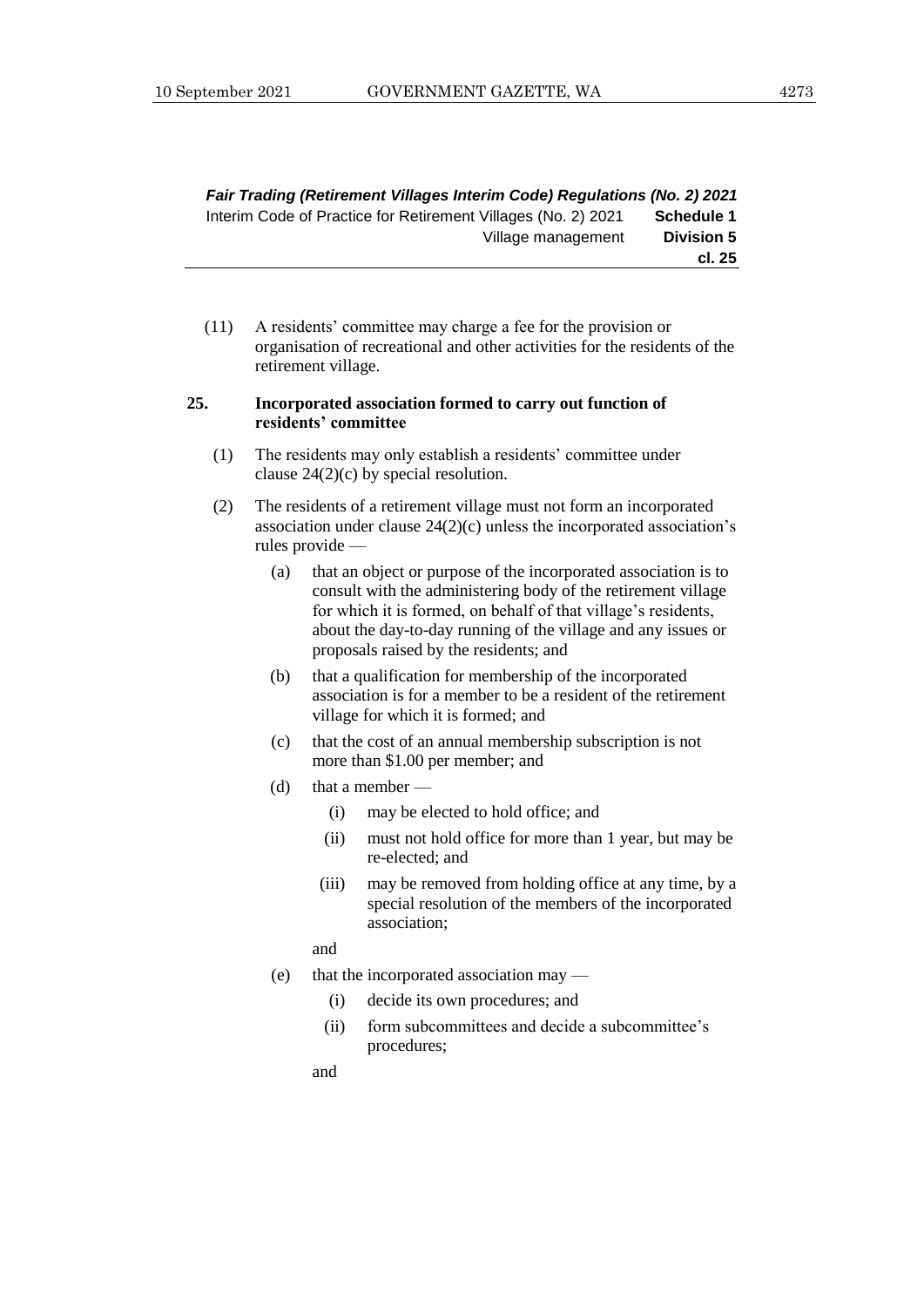(11) A residents' committee may charge a fee for the provision or organisation of recreational and other activities for the residents of the retirement village.

**25. Incorporated association formed to carry out function of residents' committee**

(1) The residents may only establish a residents' committee under clause 24(2)(c) by special resolution.

(2) The residents of a retirement village must not form an incorporated association under clause 24(2)(c) unless the incorporated association's rules provide —

(a) that an object or purpose of the incorporated association is to consult with the administering body of the retirement village for which it is formed, on behalf of that village's residents, about the day-to-day running of the village and any issues or proposals raised by the residents; and

(b) that a qualification for membership of the incorporated association is for a member to be a resident of the retirement village for which it is formed; and

(c) that the cost of an annual membership subscription is not more than $1.00 per member; and

(d) that a member —

(i) may be elected to hold office; and

(ii) must not hold office for more than 1 year, but may be re-elected; and

(iii) may be removed from holding office at any time, by a special resolution of the members of the incorporated association;

and

(e) that the incorporated association may —

(i) decide its own procedures; and

(ii) form subcommittees and decide a subcommittee's procedures;

and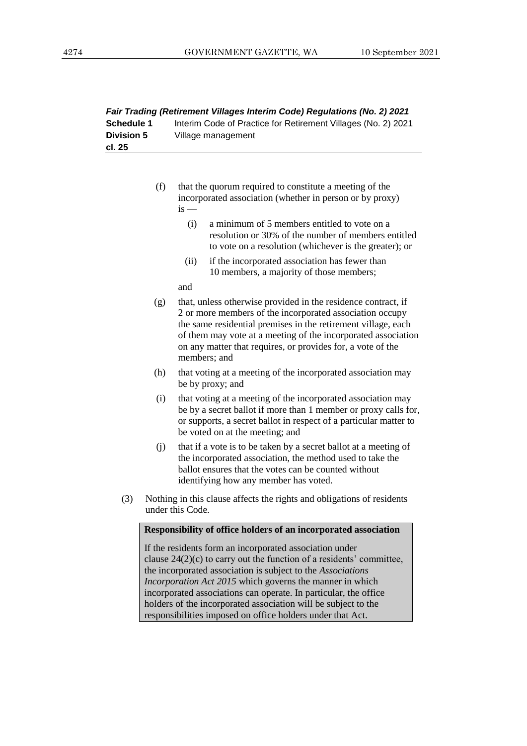(f) that the quorum required to constitute a meeting of the incorporated association (whether in person or by proxy) is —

(i) a minimum of 5 members entitled to vote on a resolution or 30% of the number of members entitled to vote on a resolution (whichever is the greater); or

(ii) if the incorporated association has fewer than 10 members, a majority of those members;

and

(g) that, unless otherwise provided in the residence contract, if 2 or more members of the incorporated association occupy the same residential premises in the retirement village, each of them may vote at a meeting of the incorporated association on any matter that requires, or provides for, a vote of the members; and

(h) that voting at a meeting of the incorporated association may be by proxy; and

(i) that voting at a meeting of the incorporated association may be by a secret ballot if more than 1 member or proxy calls for, or supports, a secret ballot in respect of a particular matter to be voted on at the meeting; and

(j) that if a vote is to be taken by a secret ballot at a meeting of the incorporated association, the method used to take the ballot ensures that the votes can be counted without identifying how any member has voted.

(3) Nothing in this clause affects the rights and obligations of residents under this Code.

**Responsibility of office holders of an incorporated association**

If the residents form an incorporated association under clause 24(2)(c) to carry out the function of a residents' committee, the incorporated association is subject to the *Associations Incorporation Act 2015* which governs the manner in which incorporated associations can operate. In particular, the office holders of the incorporated association will be subject to the responsibilities imposed on office holders under that Act.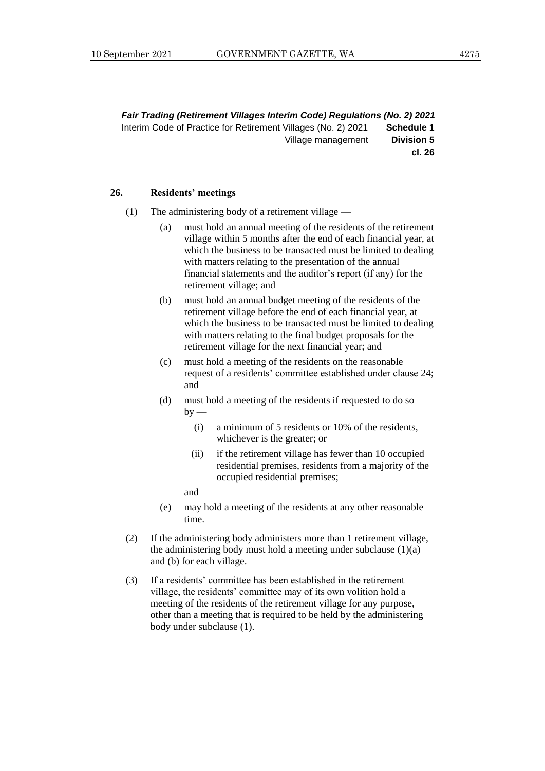## 26. Residents' meetings

(1) The administering body of a retirement village —

(a) must hold an annual meeting of the residents of the retirement village within 5 months after the end of each financial year, at which the business to be transacted must be limited to dealing with matters relating to the presentation of the annual financial statements and the auditor's report (if any) for the retirement village; and

(b) must hold an annual budget meeting of the residents of the retirement village before the end of each financial year, at which the business to be transacted must be limited to dealing with matters relating to the final budget proposals for the retirement village for the next financial year; and

(c) must hold a meeting of the residents on the reasonable request of a residents' committee established under clause 24; and

(d) must hold a meeting of the residents if requested to do so by —

(i) a minimum of 5 residents or 10% of the residents, whichever is the greater; or

(ii) if the retirement village has fewer than 10 occupied residential premises, residents from a majority of the occupied residential premises;

and

(e) may hold a meeting of the residents at any other reasonable time.

(2) If the administering body administers more than 1 retirement village, the administering body must hold a meeting under subclause (1)(a) and (b) for each village.

(3) If a residents' committee has been established in the retirement village, the residents' committee may of its own volition hold a meeting of the residents of the retirement village for any purpose, other than a meeting that is required to be held by the administering body under subclause (1).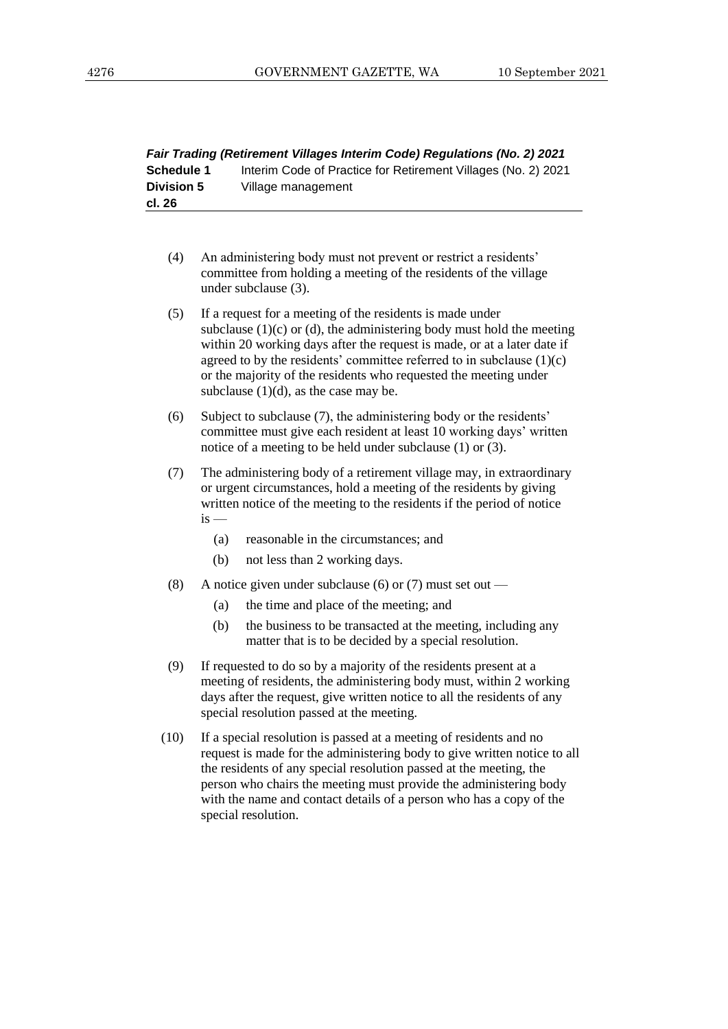(4) An administering body must not prevent or restrict a residents' committee from holding a meeting of the residents of the village under subclause (3).

(5) If a request for a meeting of the residents is made under subclause (1)(c) or (d), the administering body must hold the meeting within 20 working days after the request is made, or at a later date if agreed to by the residents' committee referred to in subclause (1)(c) or the majority of the residents who requested the meeting under subclause (1)(d), as the case may be.

(6) Subject to subclause (7), the administering body or the residents' committee must give each resident at least 10 working days' written notice of a meeting to be held under subclause (1) or (3).

(7) The administering body of a retirement village may, in extraordinary or urgent circumstances, hold a meeting of the residents by giving written notice of the meeting to the residents if the period of notice is —

(a) reasonable in the circumstances; and

(b) not less than 2 working days.

(8) A notice given under subclause (6) or (7) must set out —

(a) the time and place of the meeting; and

(b) the business to be transacted at the meeting, including any matter that is to be decided by a special resolution.

(9) If requested to do so by a majority of the residents present at a meeting of residents, the administering body must, within 2 working days after the request, give written notice to all the residents of any special resolution passed at the meeting.

(10) If a special resolution is passed at a meeting of residents and no request is made for the administering body to give written notice to all the residents of any special resolution passed at the meeting, the person who chairs the meeting must provide the administering body with the name and contact details of a person who has a copy of the special resolution.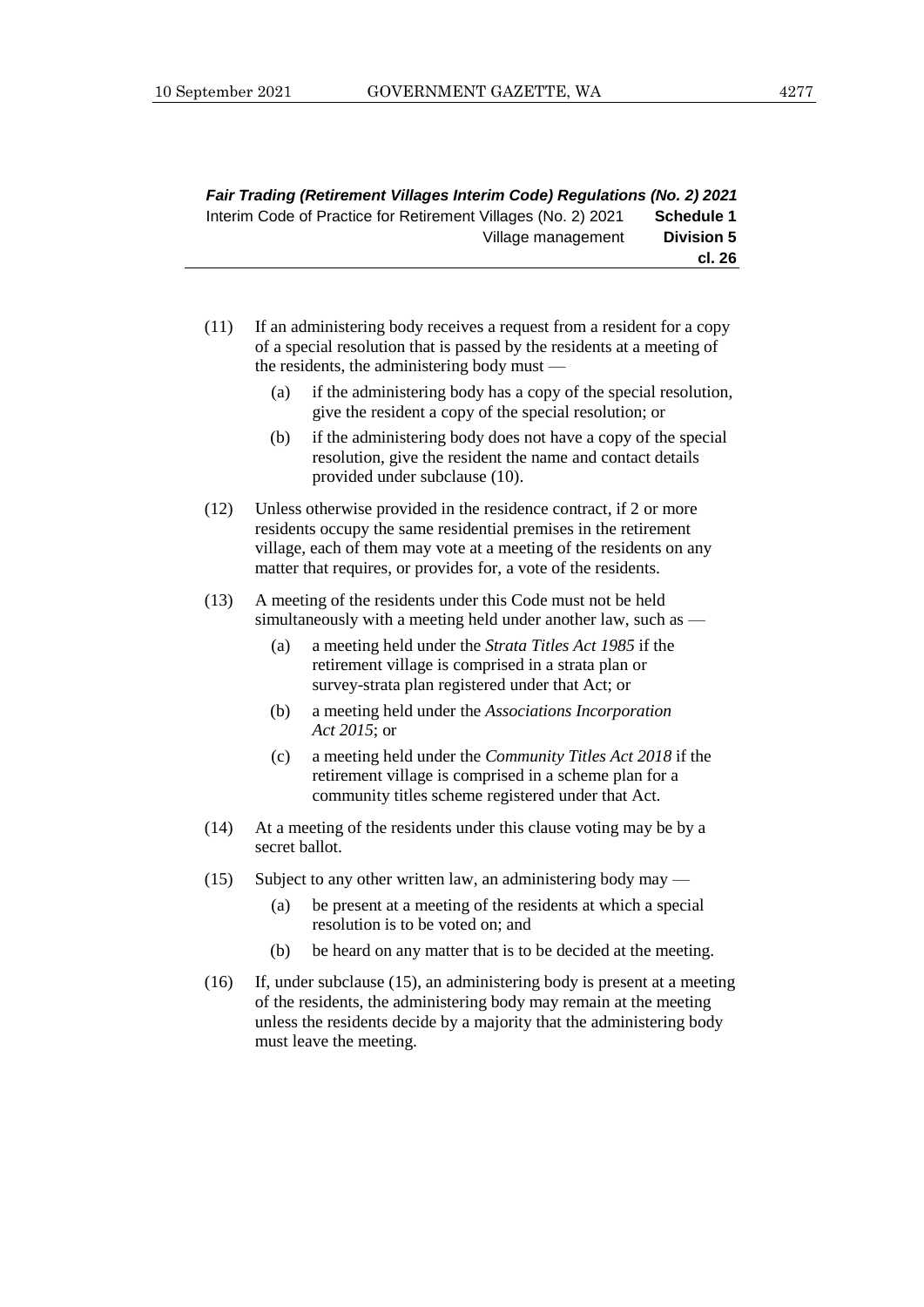(11) If an administering body receives a request from a resident for a copy of a special resolution that is passed by the residents at a meeting of the residents, the administering body must —

(a) if the administering body has a copy of the special resolution, give the resident a copy of the special resolution; or

(b) if the administering body does not have a copy of the special resolution, give the resident the name and contact details provided under subclause (10).

(12) Unless otherwise provided in the residence contract, if 2 or more residents occupy the same residential premises in the retirement village, each of them may vote at a meeting of the residents on any matter that requires, or provides for, a vote of the residents.

(13) A meeting of the residents under this Code must not be held simultaneously with a meeting held under another law, such as —

(a) a meeting held under the *Strata Titles Act 1985* if the retirement village is comprised in a strata plan or survey-strata plan registered under that Act; or

(b) a meeting held under the *Associations Incorporation Act 2015*; or

(c) a meeting held under the *Community Titles Act 2018* if the retirement village is comprised in a scheme plan for a community titles scheme registered under that Act.

(14) At a meeting of the residents under this clause voting may be by a secret ballot.

(15) Subject to any other written law, an administering body may —

(a) be present at a meeting of the residents at which a special resolution is to be voted on; and

(b) be heard on any matter that is to be decided at the meeting.

(16) If, under subclause (15), an administering body is present at a meeting of the residents, the administering body may remain at the meeting unless the residents decide by a majority that the administering body must leave the meeting.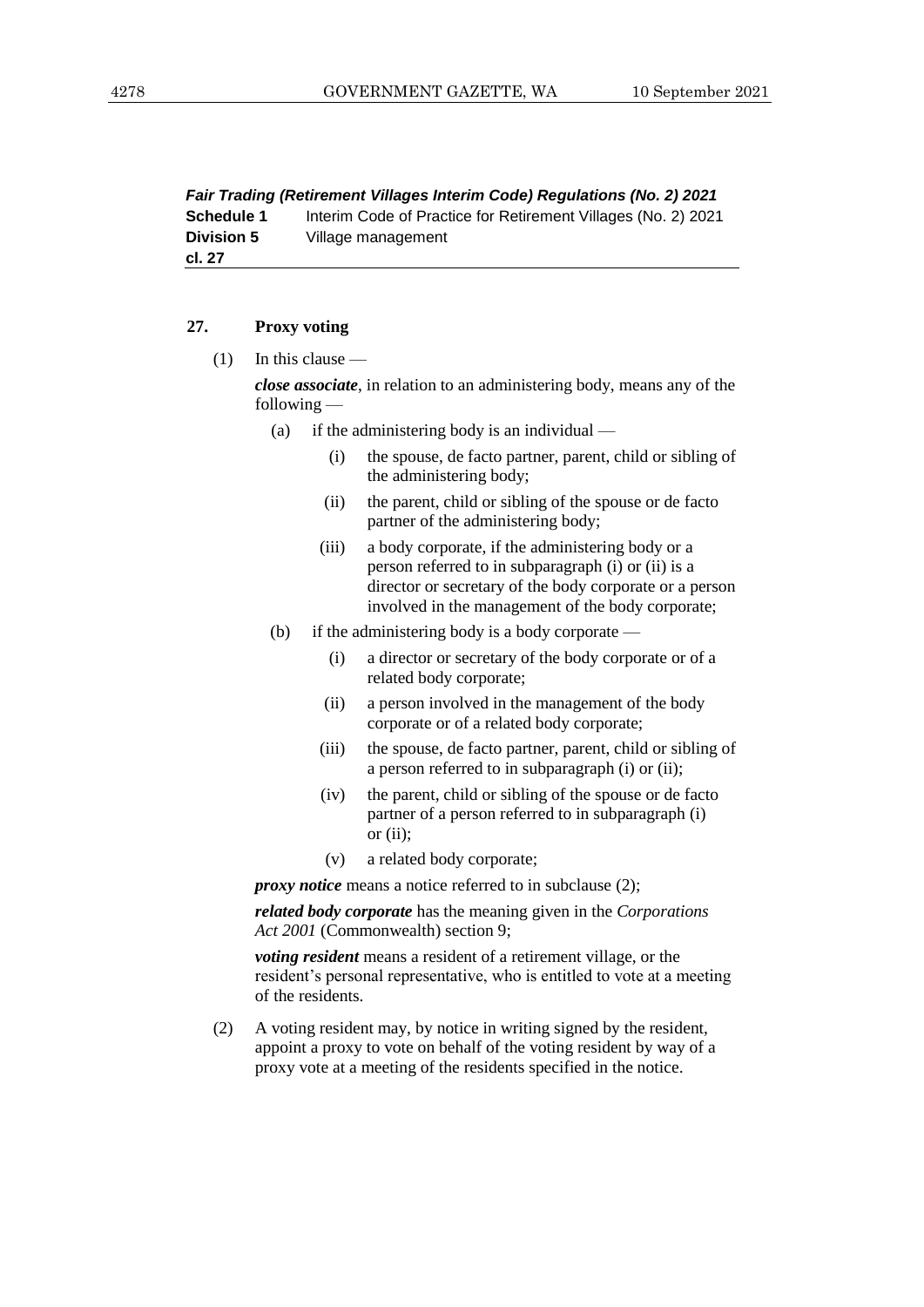**27. Proxy voting**

(1) In this clause —

***close associate***, in relation to an administering body, means any of the following —

(a) if the administering body is an individual —

(i) the spouse, de facto partner, parent, child or sibling of the administering body;

(ii) the parent, child or sibling of the spouse or de facto partner of the administering body;

(iii) a body corporate, if the administering body or a person referred to in subparagraph (i) or (ii) is a director or secretary of the body corporate or a person involved in the management of the body corporate;

(b) if the administering body is a body corporate —

(i) a director or secretary of the body corporate or of a related body corporate;

(ii) a person involved in the management of the body corporate or of a related body corporate;

(iii) the spouse, de facto partner, parent, child or sibling of a person referred to in subparagraph (i) or (ii);

(iv) the parent, child or sibling of the spouse or de facto partner of a person referred to in subparagraph (i) or (ii);

(v) a related body corporate;

***proxy notice*** means a notice referred to in subclause (2);

***related body corporate*** has the meaning given in the *Corporations Act 2001* (Commonwealth) section 9;

***voting resident*** means a resident of a retirement village, or the resident's personal representative, who is entitled to vote at a meeting of the residents.

(2) A voting resident may, by notice in writing signed by the resident, appoint a proxy to vote on behalf of the voting resident by way of a proxy vote at a meeting of the residents specified in the notice.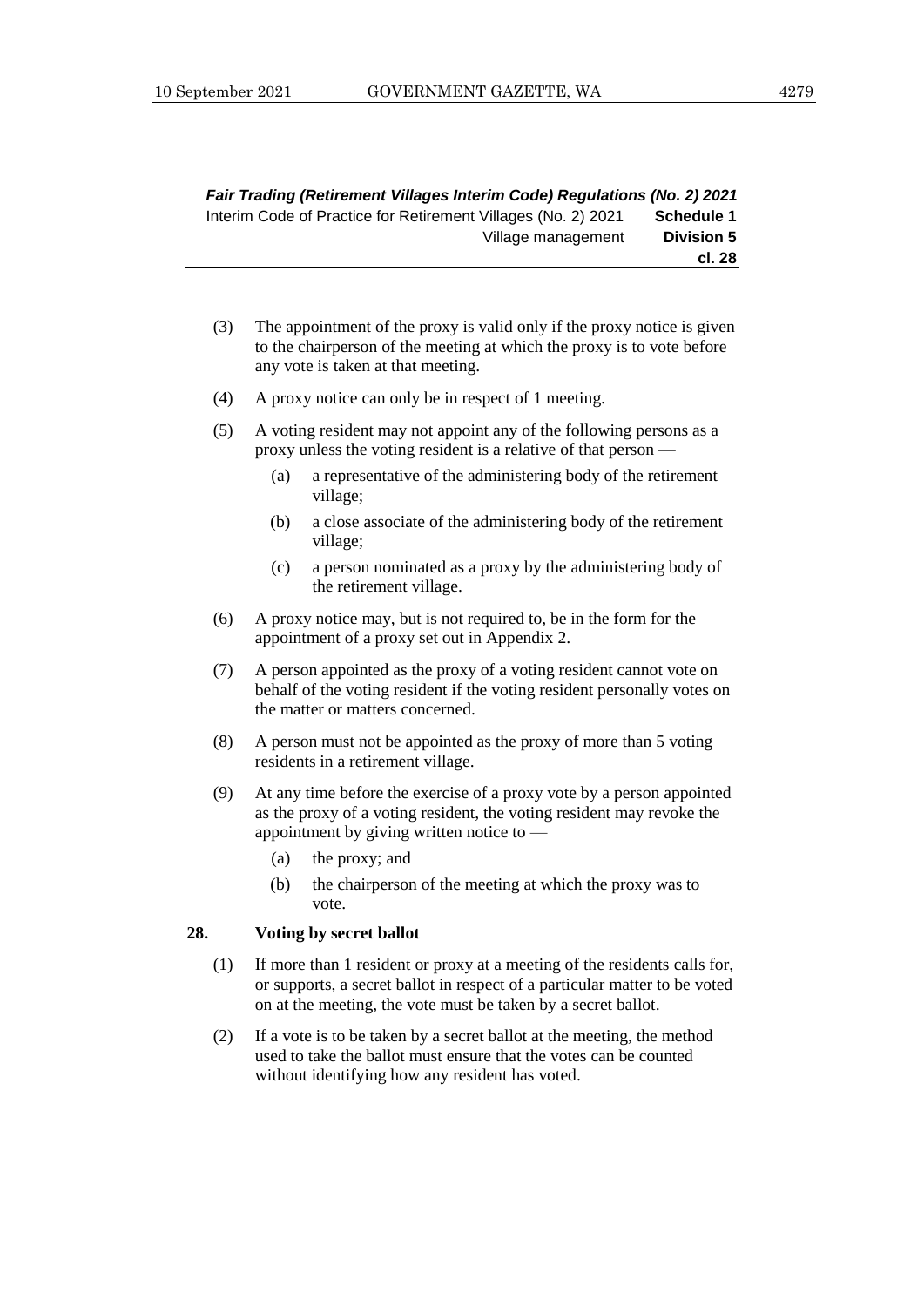(3) The appointment of the proxy is valid only if the proxy notice is given to the chairperson of the meeting at which the proxy is to vote before any vote is taken at that meeting.

(4) A proxy notice can only be in respect of 1 meeting.

(5) A voting resident may not appoint any of the following persons as a proxy unless the voting resident is a relative of that person —

(a) a representative of the administering body of the retirement village;

(b) a close associate of the administering body of the retirement village;

(c) a person nominated as a proxy by the administering body of the retirement village.

(6) A proxy notice may, but is not required to, be in the form for the appointment of a proxy set out in Appendix 2.

(7) A person appointed as the proxy of a voting resident cannot vote on behalf of the voting resident if the voting resident personally votes on the matter or matters concerned.

(8) A person must not be appointed as the proxy of more than 5 voting residents in a retirement village.

(9) At any time before the exercise of a proxy vote by a person appointed as the proxy of a voting resident, the voting resident may revoke the appointment by giving written notice to —

(a) the proxy; and

(b) the chairperson of the meeting at which the proxy was to vote.

**28. Voting by secret ballot**

(1) If more than 1 resident or proxy at a meeting of the residents calls for, or supports, a secret ballot in respect of a particular matter to be voted on at the meeting, the vote must be taken by a secret ballot.

(2) If a vote is to be taken by a secret ballot at the meeting, the method used to take the ballot must ensure that the votes can be counted without identifying how any resident has voted.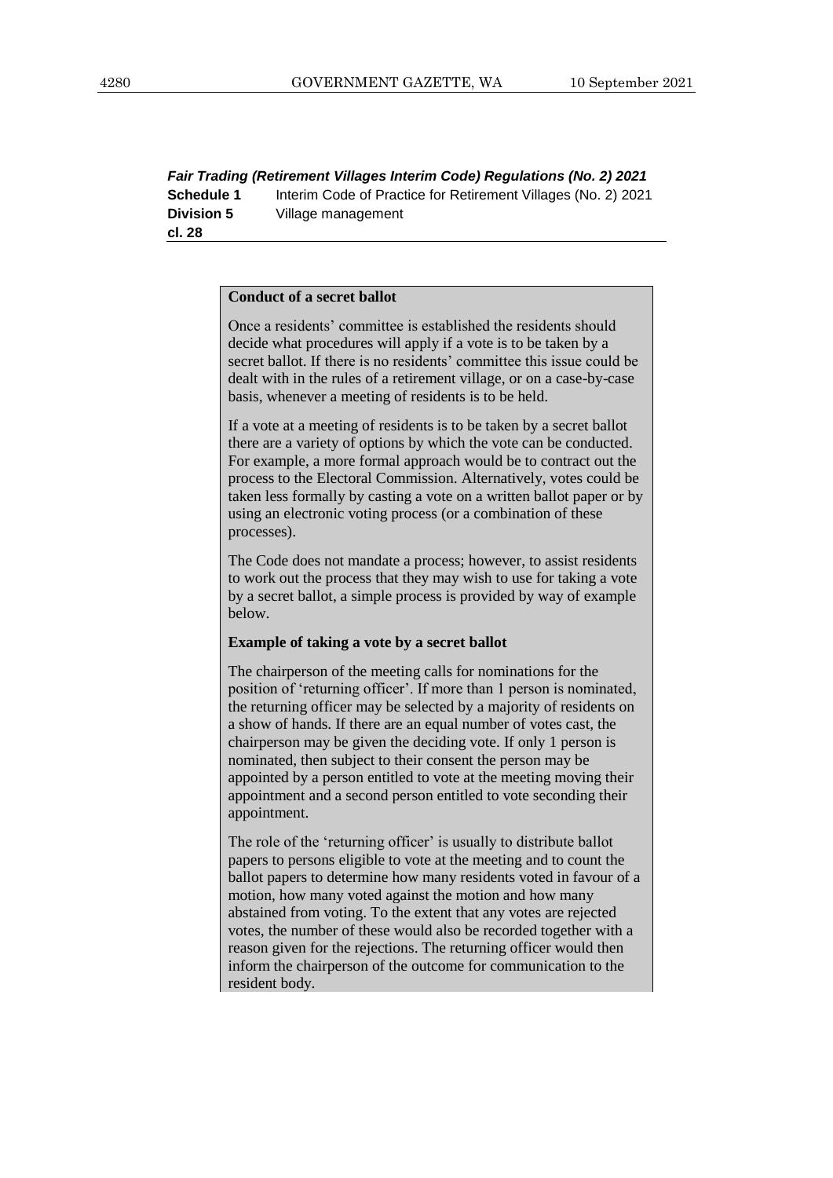**Conduct of a secret ballot**

Once a residents' committee is established the residents should decide what procedures will apply if a vote is to be taken by a secret ballot. If there is no residents' committee this issue could be dealt with in the rules of a retirement village, or on a case-by-case basis, whenever a meeting of residents is to be held.

If a vote at a meeting of residents is to be taken by a secret ballot there are a variety of options by which the vote can be conducted. For example, a more formal approach would be to contract out the process to the Electoral Commission. Alternatively, votes could be taken less formally by casting a vote on a written ballot paper or by using an electronic voting process (or a combination of these processes).

The Code does not mandate a process; however, to assist residents to work out the process that they may wish to use for taking a vote by a secret ballot, a simple process is provided by way of example below.

**Example of taking a vote by a secret ballot**

The chairperson of the meeting calls for nominations for the position of 'returning officer'. If more than 1 person is nominated, the returning officer may be selected by a majority of residents on a show of hands. If there are an equal number of votes cast, the chairperson may be given the deciding vote. If only 1 person is nominated, then subject to their consent the person may be appointed by a person entitled to vote at the meeting moving their appointment and a second person entitled to vote seconding their appointment.

The role of the 'returning officer' is usually to distribute ballot papers to persons eligible to vote at the meeting and to count the ballot papers to determine how many residents voted in favour of a motion, how many voted against the motion and how many abstained from voting. To the extent that any votes are rejected votes, the number of these would also be recorded together with a reason given for the rejections. The returning officer would then inform the chairperson of the outcome for communication to the resident body.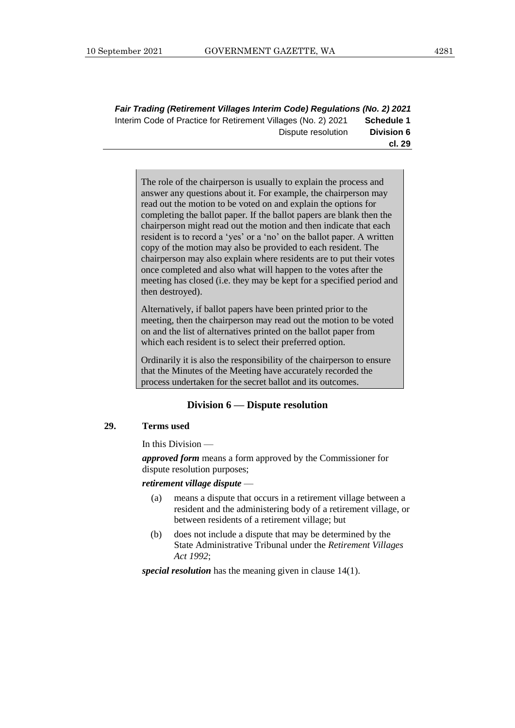The role of the chairperson is usually to explain the process and answer any questions about it. For example, the chairperson may read out the motion to be voted on and explain the options for completing the ballot paper. If the ballot papers are blank then the chairperson might read out the motion and then indicate that each resident is to record a 'yes' or a 'no' on the ballot paper. A written copy of the motion may also be provided to each resident. The chairperson may also explain where residents are to put their votes once completed and also what will happen to the votes after the meeting has closed (i.e. they may be kept for a specified period and then destroyed).

Alternatively, if ballot papers have been printed prior to the meeting, then the chairperson may read out the motion to be voted on and the list of alternatives printed on the ballot paper from which each resident is to select their preferred option.

Ordinarily it is also the responsibility of the chairperson to ensure that the Minutes of the Meeting have accurately recorded the process undertaken for the secret ballot and its outcomes.

## Division 6 — Dispute resolution

### 29. Terms used

In this Division —

***approved form*** means a form approved by the Commissioner for dispute resolution purposes;

***retirement village dispute*** —

(a) means a dispute that occurs in a retirement village between a resident and the administering body of a retirement village, or between residents of a retirement village; but

(b) does not include a dispute that may be determined by the State Administrative Tribunal under the *Retirement Villages Act 1992*;

***special resolution*** has the meaning given in clause 14(1).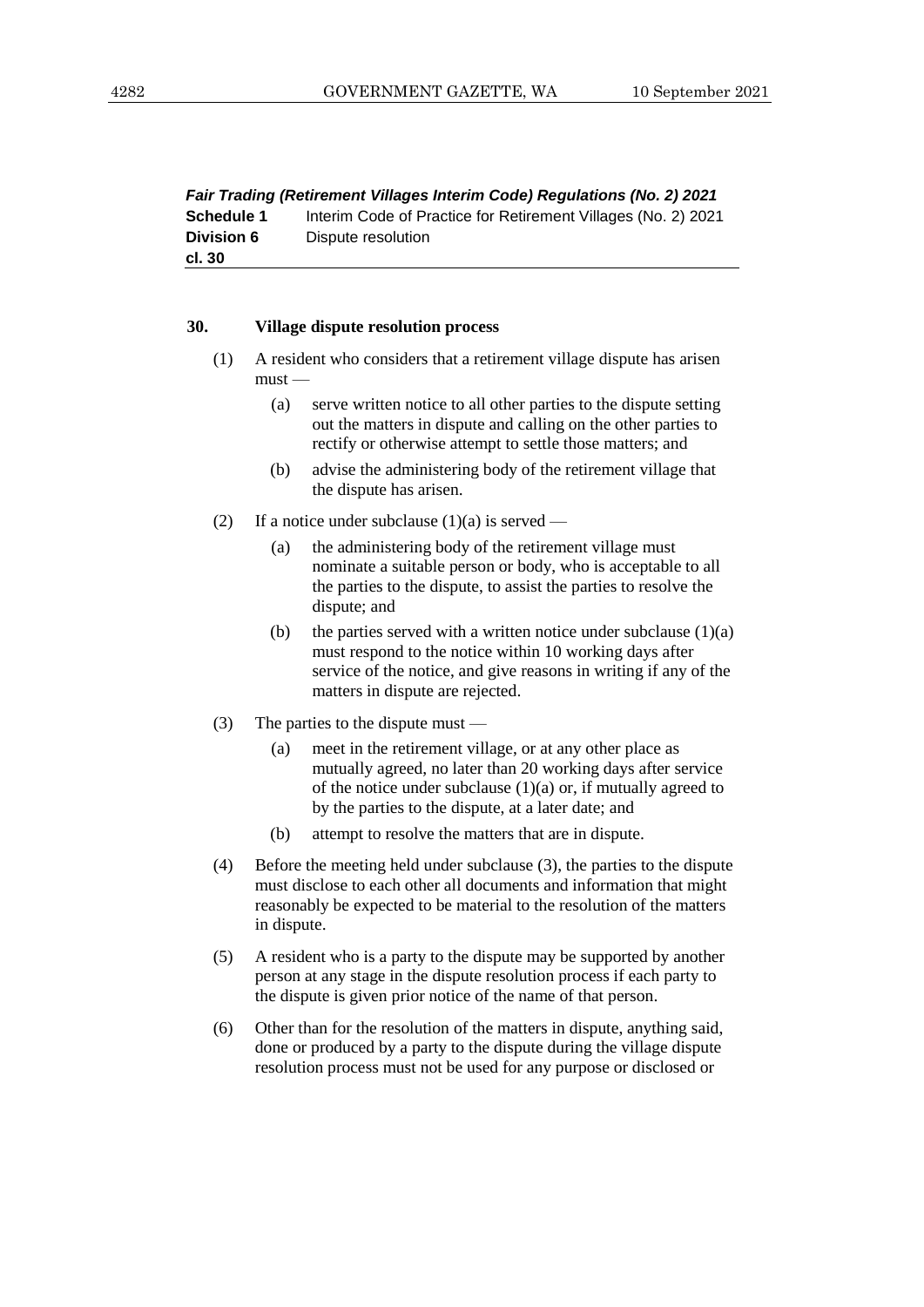*Fair Trading (Retirement Villages Interim Code) Regulations (No. 2) 2021*
**Schedule 1** Interim Code of Practice for Retirement Villages (No. 2) 2021
**Division 6** Dispute resolution
**cl. 30**

**30. Village dispute resolution process**

(1) A resident who considers that a retirement village dispute has arisen must —

(a) serve written notice to all other parties to the dispute setting out the matters in dispute and calling on the other parties to rectify or otherwise attempt to settle those matters; and

(b) advise the administering body of the retirement village that the dispute has arisen.

(2) If a notice under subclause (1)(a) is served —

(a) the administering body of the retirement village must nominate a suitable person or body, who is acceptable to all the parties to the dispute, to assist the parties to resolve the dispute; and

(b) the parties served with a written notice under subclause (1)(a) must respond to the notice within 10 working days after service of the notice, and give reasons in writing if any of the matters in dispute are rejected.

(3) The parties to the dispute must —

(a) meet in the retirement village, or at any other place as mutually agreed, no later than 20 working days after service of the notice under subclause (1)(a) or, if mutually agreed to by the parties to the dispute, at a later date; and

(b) attempt to resolve the matters that are in dispute.

(4) Before the meeting held under subclause (3), the parties to the dispute must disclose to each other all documents and information that might reasonably be expected to be material to the resolution of the matters in dispute.

(5) A resident who is a party to the dispute may be supported by another person at any stage in the dispute resolution process if each party to the dispute is given prior notice of the name of that person.

(6) Other than for the resolution of the matters in dispute, anything said, done or produced by a party to the dispute during the village dispute resolution process must not be used for any purpose or disclosed or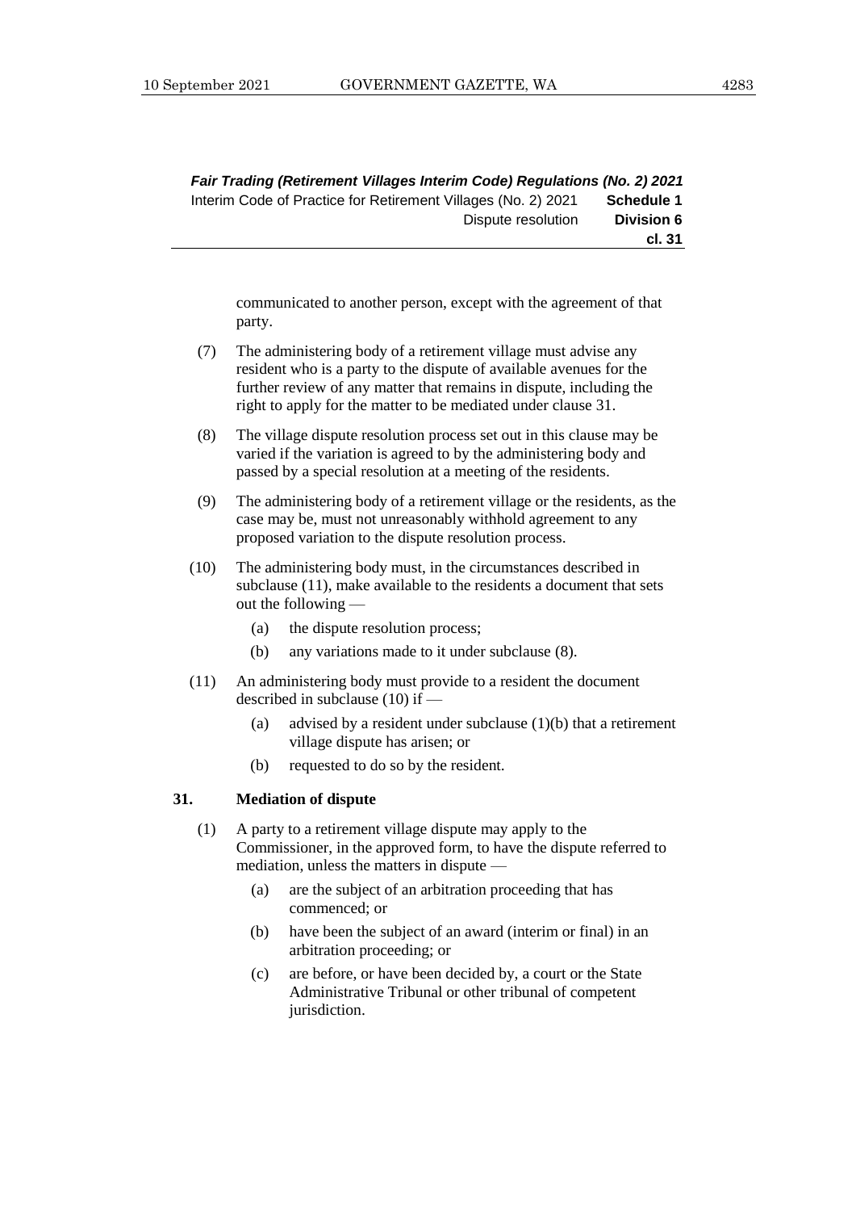communicated to another person, except with the agreement of that party.

(7) The administering body of a retirement village must advise any resident who is a party to the dispute of available avenues for the further review of any matter that remains in dispute, including the right to apply for the matter to be mediated under clause 31.

(8) The village dispute resolution process set out in this clause may be varied if the variation is agreed to by the administering body and passed by a special resolution at a meeting of the residents.

(9) The administering body of a retirement village or the residents, as the case may be, must not unreasonably withhold agreement to any proposed variation to the dispute resolution process.

(10) The administering body must, in the circumstances described in subclause (11), make available to the residents a document that sets out the following —

- (a) the dispute resolution process;
- (b) any variations made to it under subclause (8).

(11) An administering body must provide to a resident the document described in subclause (10) if —

- (a) advised by a resident under subclause (1)(b) that a retirement village dispute has arisen; or
- (b) requested to do so by the resident.

### 31. Mediation of dispute

(1) A party to a retirement village dispute may apply to the Commissioner, in the approved form, to have the dispute referred to mediation, unless the matters in dispute —

- (a) are the subject of an arbitration proceeding that has commenced; or
- (b) have been the subject of an award (interim or final) in an arbitration proceeding; or
- (c) are before, or have been decided by, a court or the State Administrative Tribunal or other tribunal of competent jurisdiction.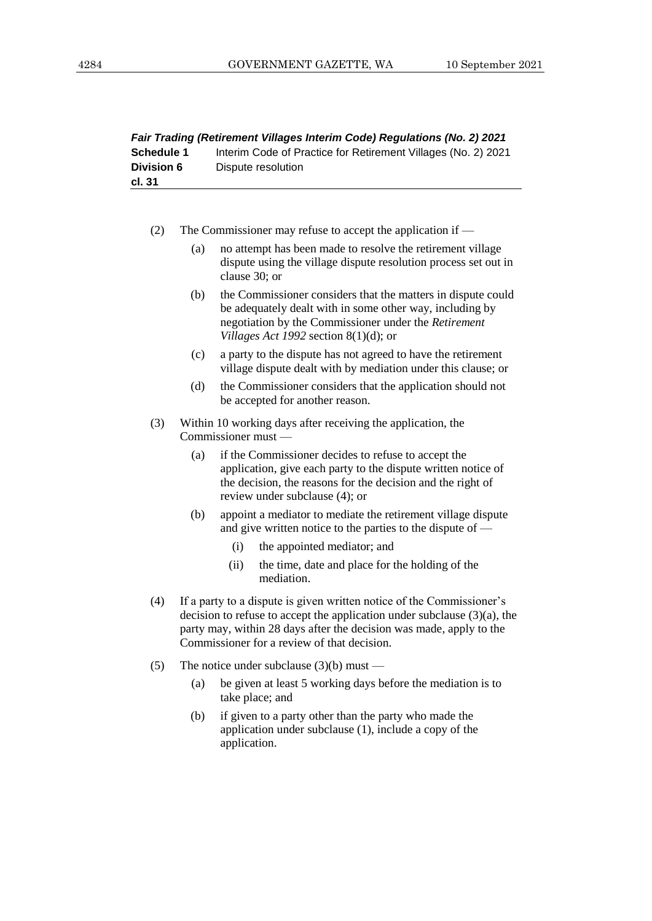(2) The Commissioner may refuse to accept the application if —

(a) no attempt has been made to resolve the retirement village dispute using the village dispute resolution process set out in clause 30; or

(b) the Commissioner considers that the matters in dispute could be adequately dealt with in some other way, including by negotiation by the Commissioner under the *Retirement Villages Act 1992* section 8(1)(d); or

(c) a party to the dispute has not agreed to have the retirement village dispute dealt with by mediation under this clause; or

(d) the Commissioner considers that the application should not be accepted for another reason.

(3) Within 10 working days after receiving the application, the Commissioner must —

(a) if the Commissioner decides to refuse to accept the application, give each party to the dispute written notice of the decision, the reasons for the decision and the right of review under subclause (4); or

(b) appoint a mediator to mediate the retirement village dispute and give written notice to the parties to the dispute of —

(i) the appointed mediator; and

(ii) the time, date and place for the holding of the mediation.

(4) If a party to a dispute is given written notice of the Commissioner's decision to refuse to accept the application under subclause (3)(a), the party may, within 28 days after the decision was made, apply to the Commissioner for a review of that decision.

(5) The notice under subclause (3)(b) must —

(a) be given at least 5 working days before the mediation is to take place; and

(b) if given to a party other than the party who made the application under subclause (1), include a copy of the application.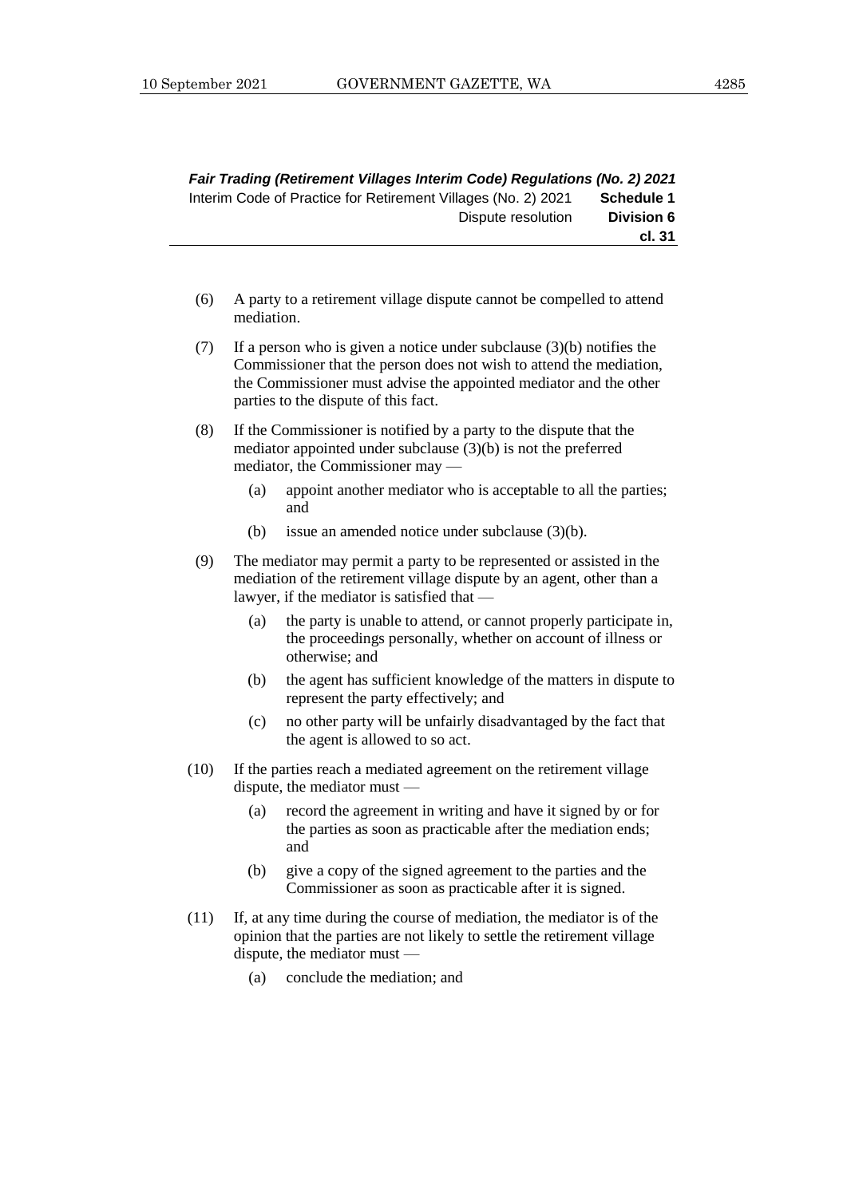(6) A party to a retirement village dispute cannot be compelled to attend mediation.

(7) If a person who is given a notice under subclause (3)(b) notifies the Commissioner that the person does not wish to attend the mediation, the Commissioner must advise the appointed mediator and the other parties to the dispute of this fact.

(8) If the Commissioner is notified by a party to the dispute that the mediator appointed under subclause (3)(b) is not the preferred mediator, the Commissioner may —

  (a) appoint another mediator who is acceptable to all the parties; and

  (b) issue an amended notice under subclause (3)(b).

(9) The mediator may permit a party to be represented or assisted in the mediation of the retirement village dispute by an agent, other than a lawyer, if the mediator is satisfied that —

  (a) the party is unable to attend, or cannot properly participate in, the proceedings personally, whether on account of illness or otherwise; and

  (b) the agent has sufficient knowledge of the matters in dispute to represent the party effectively; and

  (c) no other party will be unfairly disadvantaged by the fact that the agent is allowed to so act.

(10) If the parties reach a mediated agreement on the retirement village dispute, the mediator must —

  (a) record the agreement in writing and have it signed by or for the parties as soon as practicable after the mediation ends; and

  (b) give a copy of the signed agreement to the parties and the Commissioner as soon as practicable after it is signed.

(11) If, at any time during the course of mediation, the mediator is of the opinion that the parties are not likely to settle the retirement village dispute, the mediator must —

  (a) conclude the mediation; and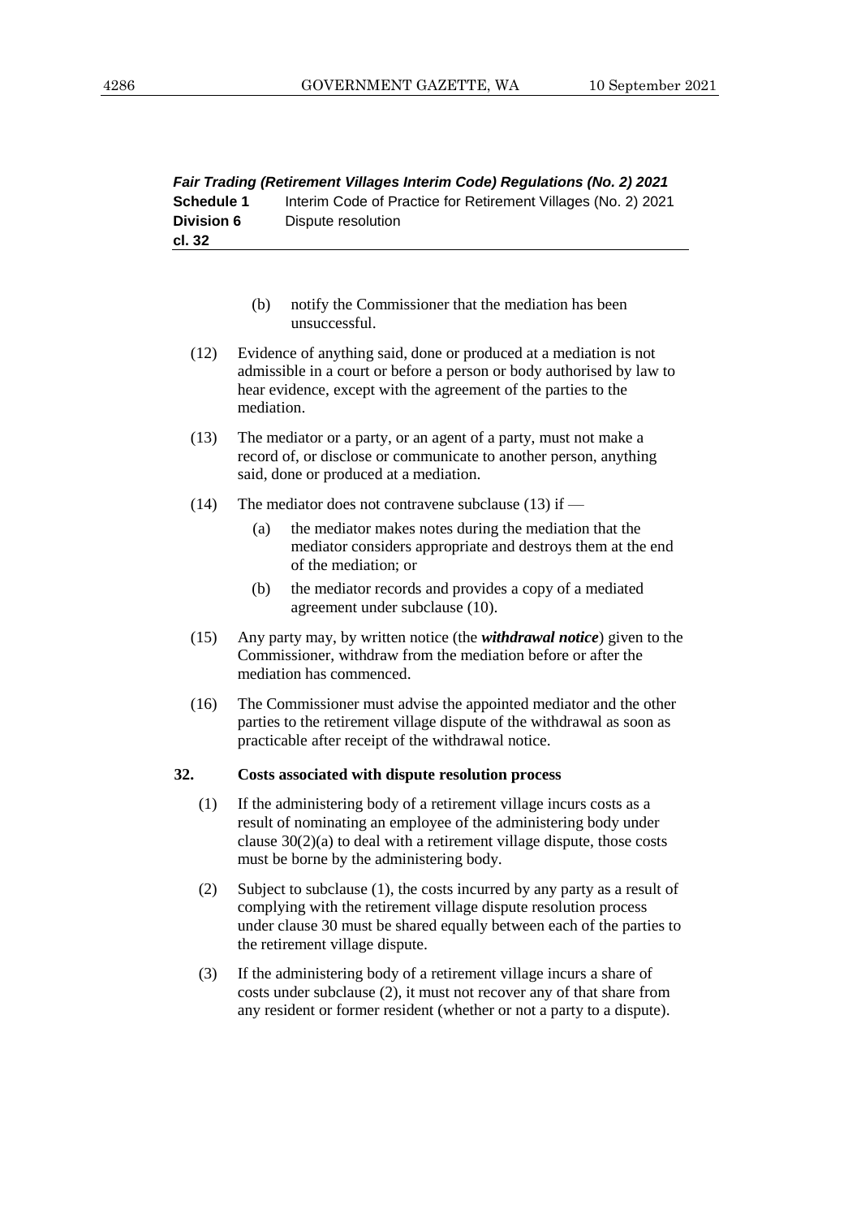(b) notify the Commissioner that the mediation has been unsuccessful.

(12) Evidence of anything said, done or produced at a mediation is not admissible in a court or before a person or body authorised by law to hear evidence, except with the agreement of the parties to the mediation.

(13) The mediator or a party, or an agent of a party, must not make a record of, or disclose or communicate to another person, anything said, done or produced at a mediation.

(14) The mediator does not contravene subclause (13) if —

(a) the mediator makes notes during the mediation that the mediator considers appropriate and destroys them at the end of the mediation; or

(b) the mediator records and provides a copy of a mediated agreement under subclause (10).

(15) Any party may, by written notice (the ***withdrawal notice***) given to the Commissioner, withdraw from the mediation before or after the mediation has commenced.

(16) The Commissioner must advise the appointed mediator and the other parties to the retirement village dispute of the withdrawal as soon as practicable after receipt of the withdrawal notice.

**32. Costs associated with dispute resolution process**

(1) If the administering body of a retirement village incurs costs as a result of nominating an employee of the administering body under clause 30(2)(a) to deal with a retirement village dispute, those costs must be borne by the administering body.

(2) Subject to subclause (1), the costs incurred by any party as a result of complying with the retirement village dispute resolution process under clause 30 must be shared equally between each of the parties to the retirement village dispute.

(3) If the administering body of a retirement village incurs a share of costs under subclause (2), it must not recover any of that share from any resident or former resident (whether or not a party to a dispute).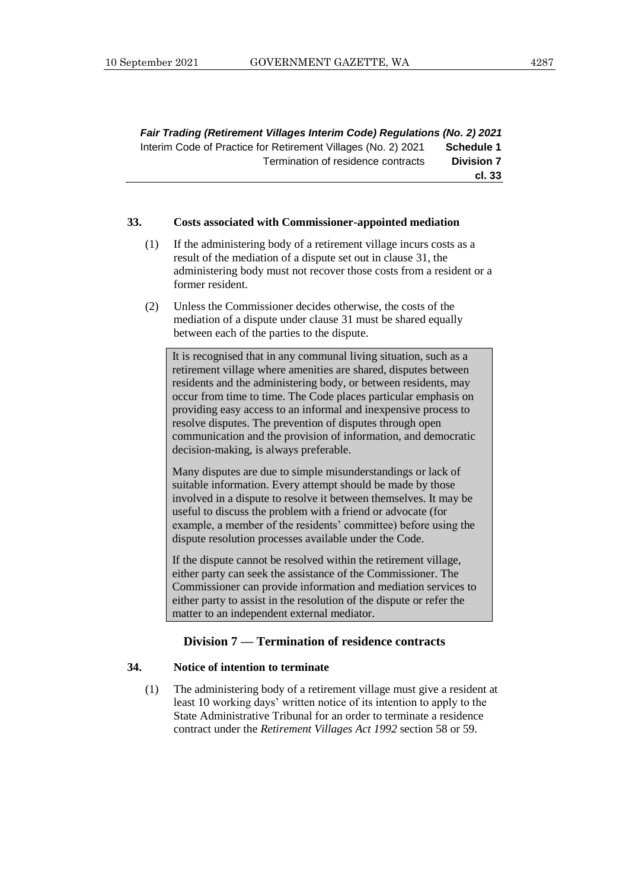**33. Costs associated with Commissioner-appointed mediation**

(1) If the administering body of a retirement village incurs costs as a result of the mediation of a dispute set out in clause 31, the administering body must not recover those costs from a resident or a former resident.

(2) Unless the Commissioner decides otherwise, the costs of the mediation of a dispute under clause 31 must be shared equally between each of the parties to the dispute.

> It is recognised that in any communal living situation, such as a retirement village where amenities are shared, disputes between residents and the administering body, or between residents, may occur from time to time. The Code places particular emphasis on providing easy access to an informal and inexpensive process to resolve disputes. The prevention of disputes through open communication and the provision of information, and democratic decision-making, is always preferable.
>
> Many disputes are due to simple misunderstandings or lack of suitable information. Every attempt should be made by those involved in a dispute to resolve it between themselves. It may be useful to discuss the problem with a friend or advocate (for example, a member of the residents' committee) before using the dispute resolution processes available under the Code.
>
> If the dispute cannot be resolved within the retirement village, either party can seek the assistance of the Commissioner. The Commissioner can provide information and mediation services to either party to assist in the resolution of the dispute or refer the matter to an independent external mediator.

## Division 7 — Termination of residence contracts

**34. Notice of intention to terminate**

(1) The administering body of a retirement village must give a resident at least 10 working days' written notice of its intention to apply to the State Administrative Tribunal for an order to terminate a residence contract under the *Retirement Villages Act 1992* section 58 or 59.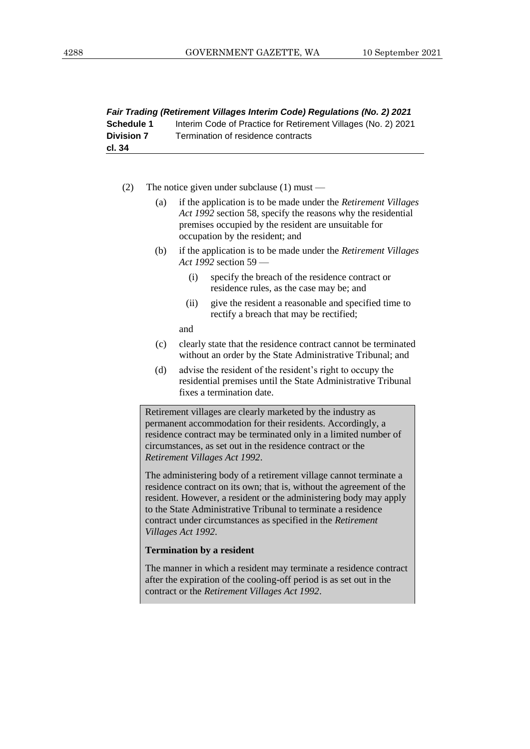(2) The notice given under subclause (1) must —

(a) if the application is to be made under the *Retirement Villages Act 1992* section 58, specify the reasons why the residential premises occupied by the resident are unsuitable for occupation by the resident; and

(b) if the application is to be made under the *Retirement Villages Act 1992* section 59 —

(i) specify the breach of the residence contract or residence rules, as the case may be; and

(ii) give the resident a reasonable and specified time to rectify a breach that may be rectified;

and

(c) clearly state that the residence contract cannot be terminated without an order by the State Administrative Tribunal; and

(d) advise the resident of the resident's right to occupy the residential premises until the State Administrative Tribunal fixes a termination date.

> Retirement villages are clearly marketed by the industry as permanent accommodation for their residents. Accordingly, a residence contract may be terminated only in a limited number of circumstances, as set out in the residence contract or the *Retirement Villages Act 1992*.
>
> The administering body of a retirement village cannot terminate a residence contract on its own; that is, without the agreement of the resident. However, a resident or the administering body may apply to the State Administrative Tribunal to terminate a residence contract under circumstances as specified in the *Retirement Villages Act 1992*.
>
> **Termination by a resident**
>
> The manner in which a resident may terminate a residence contract after the expiration of the cooling-off period is as set out in the contract or the *Retirement Villages Act 1992*.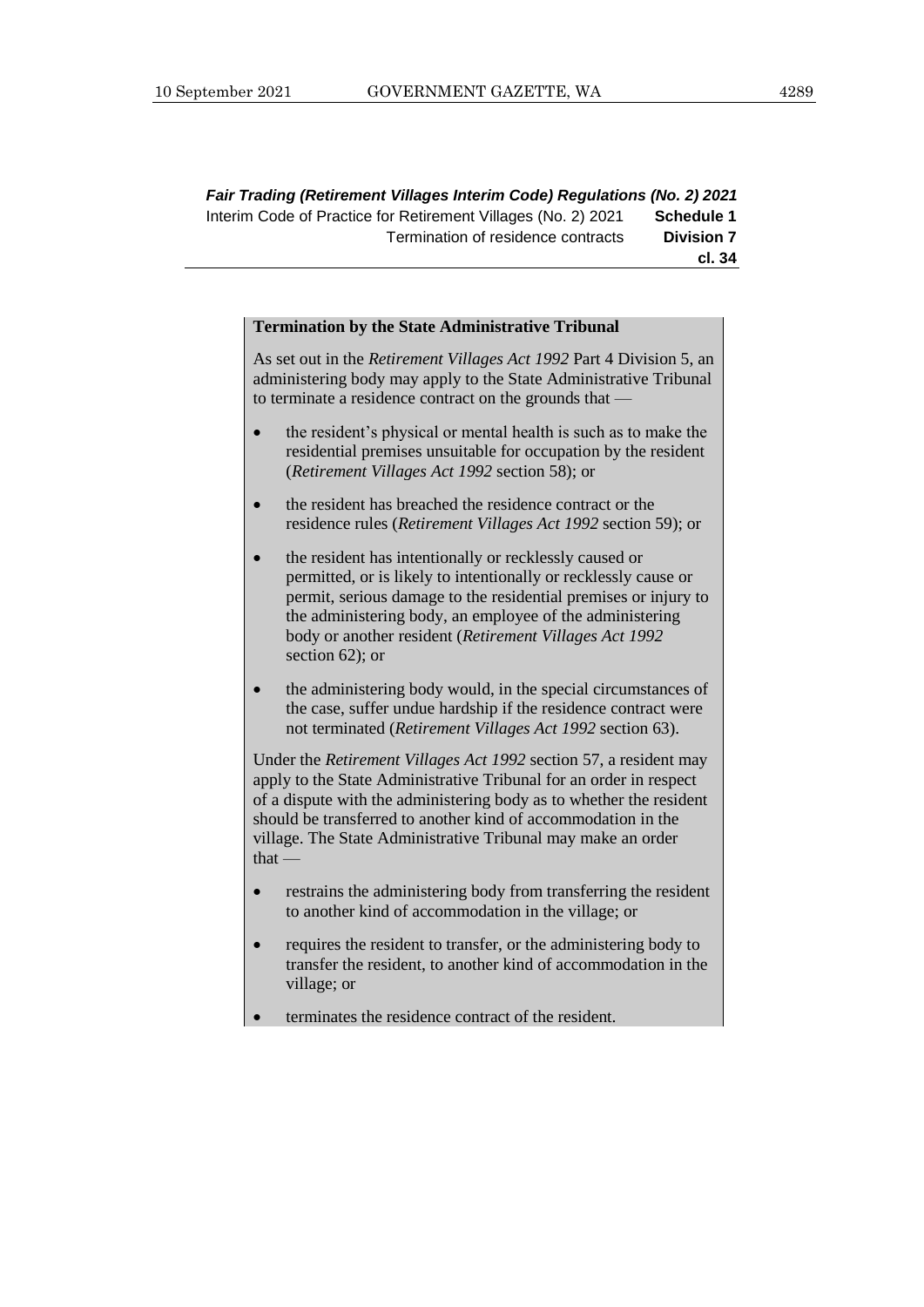**Termination by the State Administrative Tribunal**

As set out in the *Retirement Villages Act 1992* Part 4 Division 5, an administering body may apply to the State Administrative Tribunal to terminate a residence contract on the grounds that —

- the resident's physical or mental health is such as to make the residential premises unsuitable for occupation by the resident (*Retirement Villages Act 1992* section 58); or
- the resident has breached the residence contract or the residence rules (*Retirement Villages Act 1992* section 59); or
- the resident has intentionally or recklessly caused or permitted, or is likely to intentionally or recklessly cause or permit, serious damage to the residential premises or injury to the administering body, an employee of the administering body or another resident (*Retirement Villages Act 1992* section 62); or
- the administering body would, in the special circumstances of the case, suffer undue hardship if the residence contract were not terminated (*Retirement Villages Act 1992* section 63).

Under the *Retirement Villages Act 1992* section 57, a resident may apply to the State Administrative Tribunal for an order in respect of a dispute with the administering body as to whether the resident should be transferred to another kind of accommodation in the village. The State Administrative Tribunal may make an order that —

- restrains the administering body from transferring the resident to another kind of accommodation in the village; or
- requires the resident to transfer, or the administering body to transfer the resident, to another kind of accommodation in the village; or
- terminates the residence contract of the resident.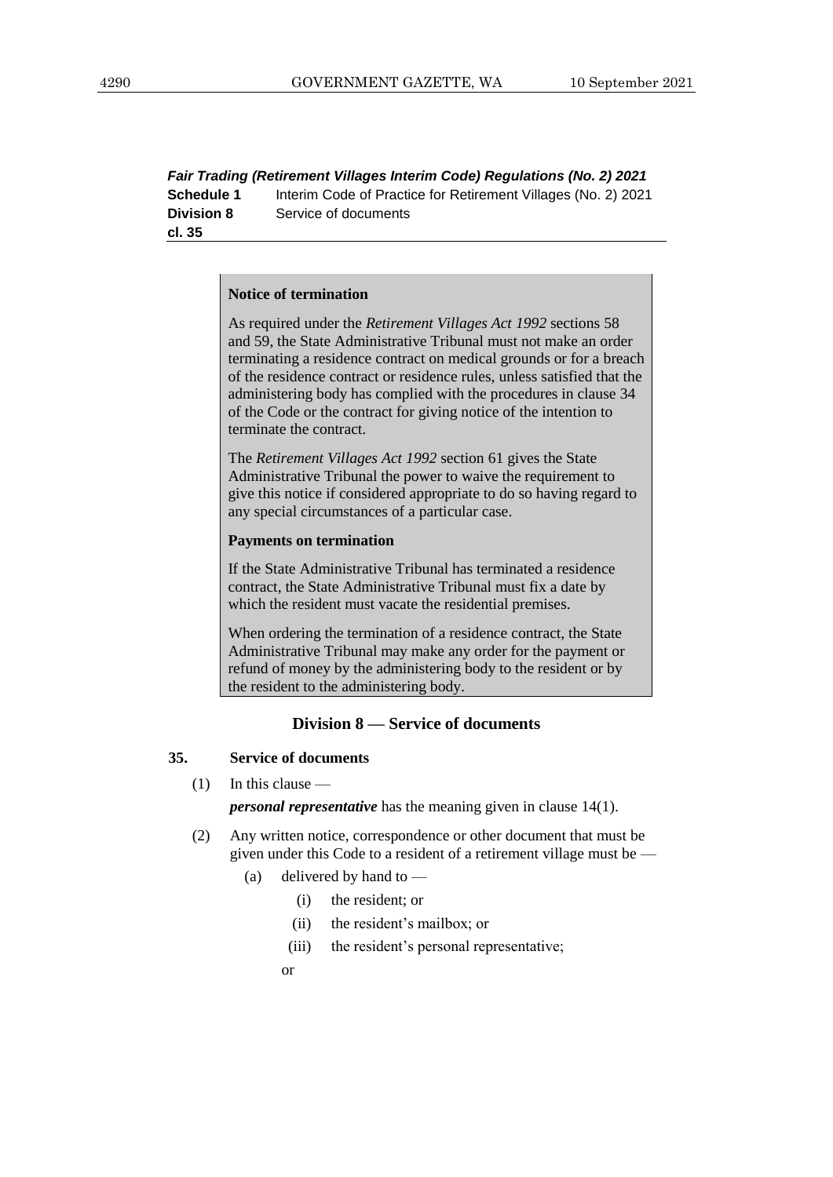**Notice of termination**

As required under the *Retirement Villages Act 1992* sections 58 and 59, the State Administrative Tribunal must not make an order terminating a residence contract on medical grounds or for a breach of the residence contract or residence rules, unless satisfied that the administering body has complied with the procedures in clause 34 of the Code or the contract for giving notice of the intention to terminate the contract.

The *Retirement Villages Act 1992* section 61 gives the State Administrative Tribunal the power to waive the requirement to give this notice if considered appropriate to do so having regard to any special circumstances of a particular case.

**Payments on termination**

If the State Administrative Tribunal has terminated a residence contract, the State Administrative Tribunal must fix a date by which the resident must vacate the residential premises.

When ordering the termination of a residence contract, the State Administrative Tribunal may make any order for the payment or refund of money by the administering body to the resident or by the resident to the administering body.

## Division 8 — Service of documents

**35. Service of documents**

(1) In this clause —

***personal representative*** has the meaning given in clause 14(1).

(2) Any written notice, correspondence or other document that must be given under this Code to a resident of a retirement village must be —

(a) delivered by hand to —

(i) the resident; or

(ii) the resident's mailbox; or

(iii) the resident's personal representative;

or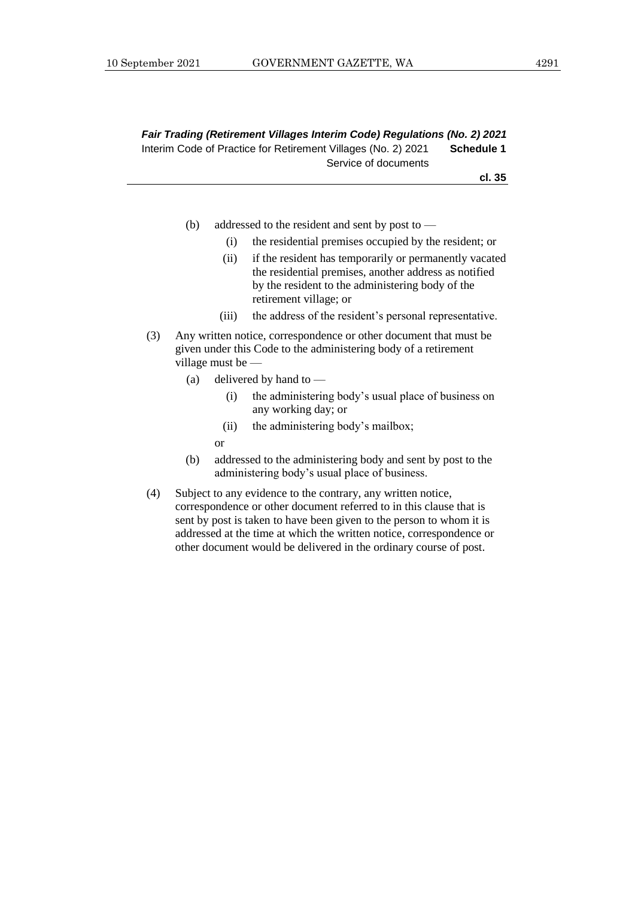(b) addressed to the resident and sent by post to —

   (i) the residential premises occupied by the resident; or

   (ii) if the resident has temporarily or permanently vacated the residential premises, another address as notified by the resident to the administering body of the retirement village; or

   (iii) the address of the resident's personal representative.

(3) Any written notice, correspondence or other document that must be given under this Code to the administering body of a retirement village must be —

   (a) delivered by hand to —

      (i) the administering body's usual place of business on any working day; or

      (ii) the administering body's mailbox;

   or

   (b) addressed to the administering body and sent by post to the administering body's usual place of business.

(4) Subject to any evidence to the contrary, any written notice, correspondence or other document referred to in this clause that is sent by post is taken to have been given to the person to whom it is addressed at the time at which the written notice, correspondence or other document would be delivered in the ordinary course of post.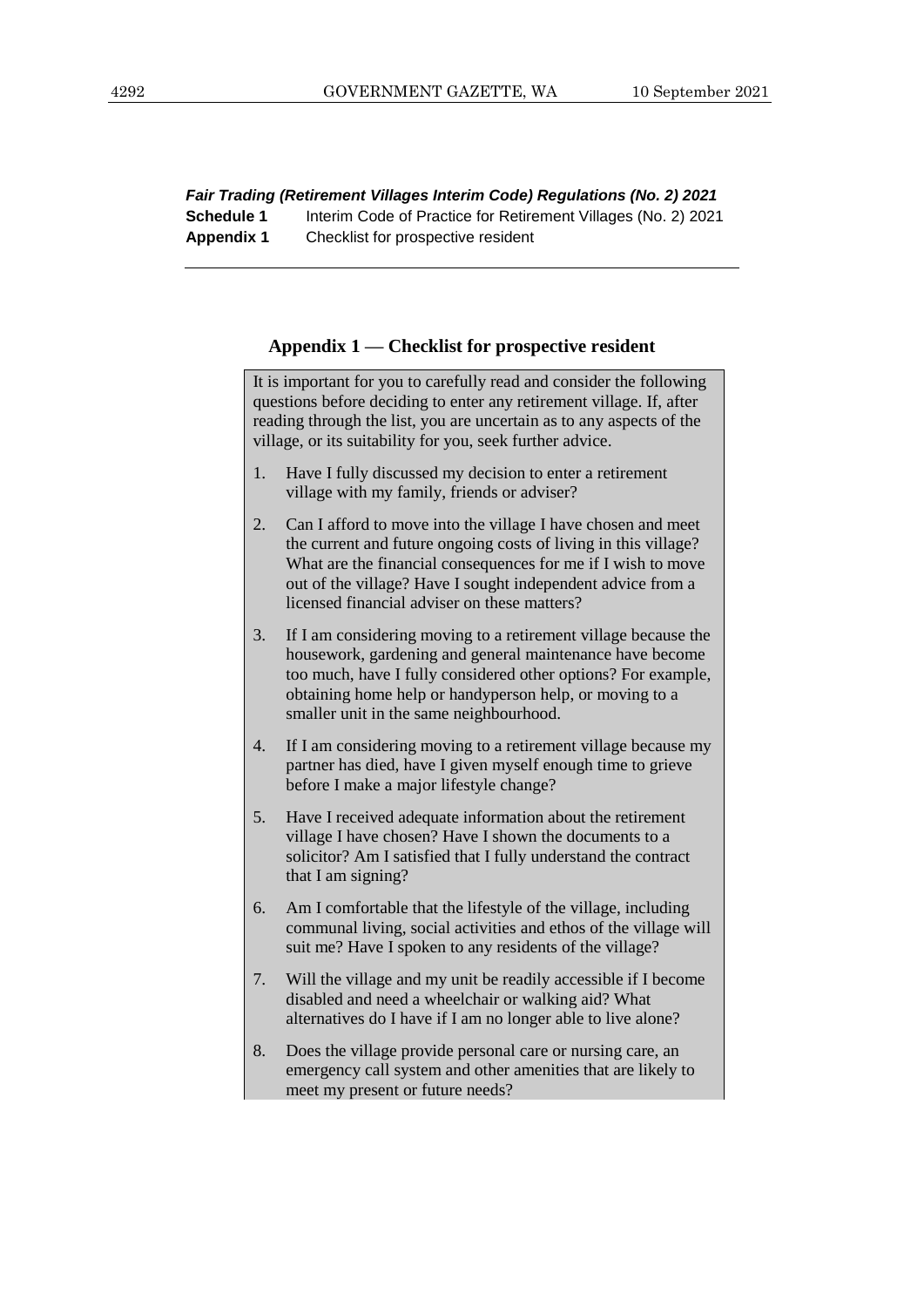*Fair Trading (Retirement Villages Interim Code) Regulations (No. 2) 2021*
**Schedule 1** Interim Code of Practice for Retirement Villages (No. 2) 2021
**Appendix 1** Checklist for prospective resident

## Appendix 1 — Checklist for prospective resident

It is important for you to carefully read and consider the following questions before deciding to enter any retirement village. If, after reading through the list, you are uncertain as to any aspects of the village, or its suitability for you, seek further advice.

1. Have I fully discussed my decision to enter a retirement village with my family, friends or adviser?
2. Can I afford to move into the village I have chosen and meet the current and future ongoing costs of living in this village? What are the financial consequences for me if I wish to move out of the village? Have I sought independent advice from a licensed financial adviser on these matters?
3. If I am considering moving to a retirement village because the housework, gardening and general maintenance have become too much, have I fully considered other options? For example, obtaining home help or handyperson help, or moving to a smaller unit in the same neighbourhood.
4. If I am considering moving to a retirement village because my partner has died, have I given myself enough time to grieve before I make a major lifestyle change?
5. Have I received adequate information about the retirement village I have chosen? Have I shown the documents to a solicitor? Am I satisfied that I fully understand the contract that I am signing?
6. Am I comfortable that the lifestyle of the village, including communal living, social activities and ethos of the village will suit me? Have I spoken to any residents of the village?
7. Will the village and my unit be readily accessible if I become disabled and need a wheelchair or walking aid? What alternatives do I have if I am no longer able to live alone?
8. Does the village provide personal care or nursing care, an emergency call system and other amenities that are likely to meet my present or future needs?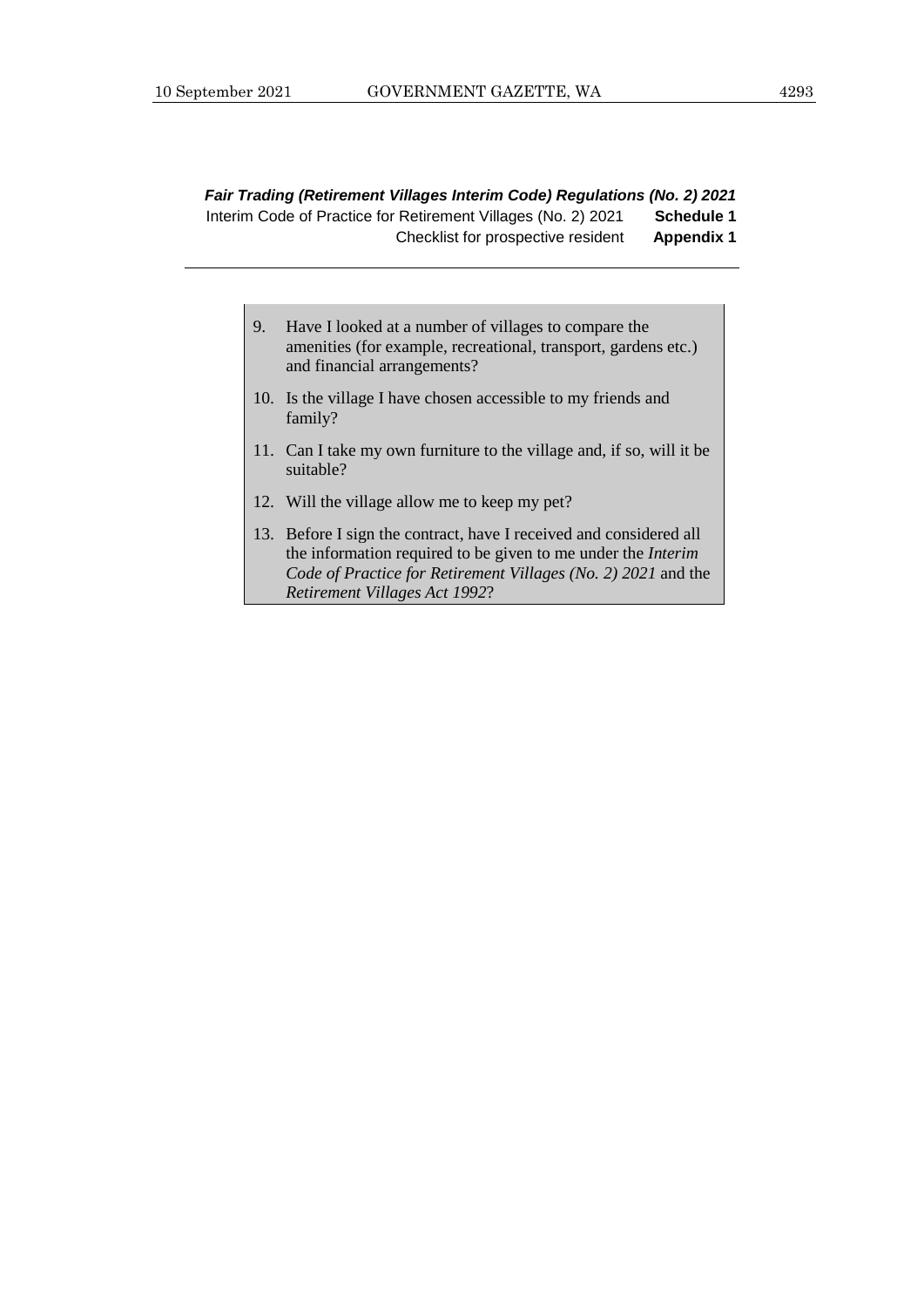9. Have I looked at a number of villages to compare the amenities (for example, recreational, transport, gardens etc.) and financial arrangements?

10. Is the village I have chosen accessible to my friends and family?

11. Can I take my own furniture to the village and, if so, will it be suitable?

12. Will the village allow me to keep my pet?

13. Before I sign the contract, have I received and considered all the information required to be given to me under the *Interim Code of Practice for Retirement Villages (No. 2) 2021* and the *Retirement Villages Act 1992*?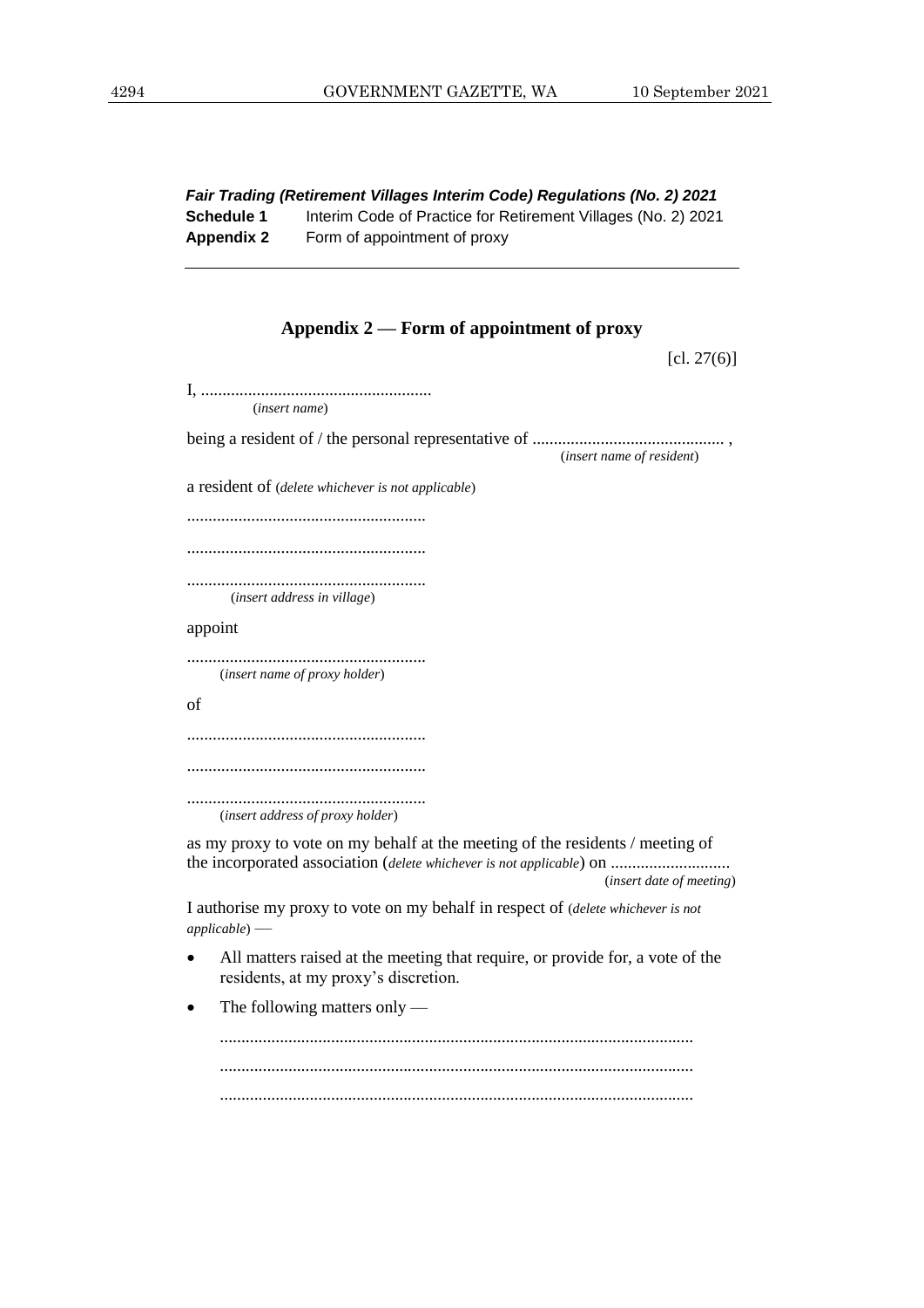*Fair Trading (Retirement Villages Interim Code) Regulations (No. 2) 2021*
**Schedule 1** Interim Code of Practice for Retirement Villages (No. 2) 2021
**Appendix 2** Form of appointment of proxy

## Appendix 2 — Form of appointment of proxy

[cl. 27(6)]

I, ......................................................
(*insert name*)

being a resident of / the personal representative of ............................................ ,
(*insert name of resident*)

a resident of (*delete whichever is not applicable*)

........................................................

........................................................

........................................................
(*insert address in village*)

appoint

........................................................
(*insert name of proxy holder*)

of

........................................................

........................................................

........................................................
(*insert address of proxy holder*)

as my proxy to vote on my behalf at the meeting of the residents / meeting of the incorporated association (*delete whichever is not applicable*) on ............................
(*insert date of meeting*)

I authorise my proxy to vote on my behalf in respect of (*delete whichever is not applicable*) —

- All matters raised at the meeting that require, or provide for, a vote of the residents, at my proxy's discretion.
- The following matters only —

  .............................................................................................................

  .............................................................................................................

  .............................................................................................................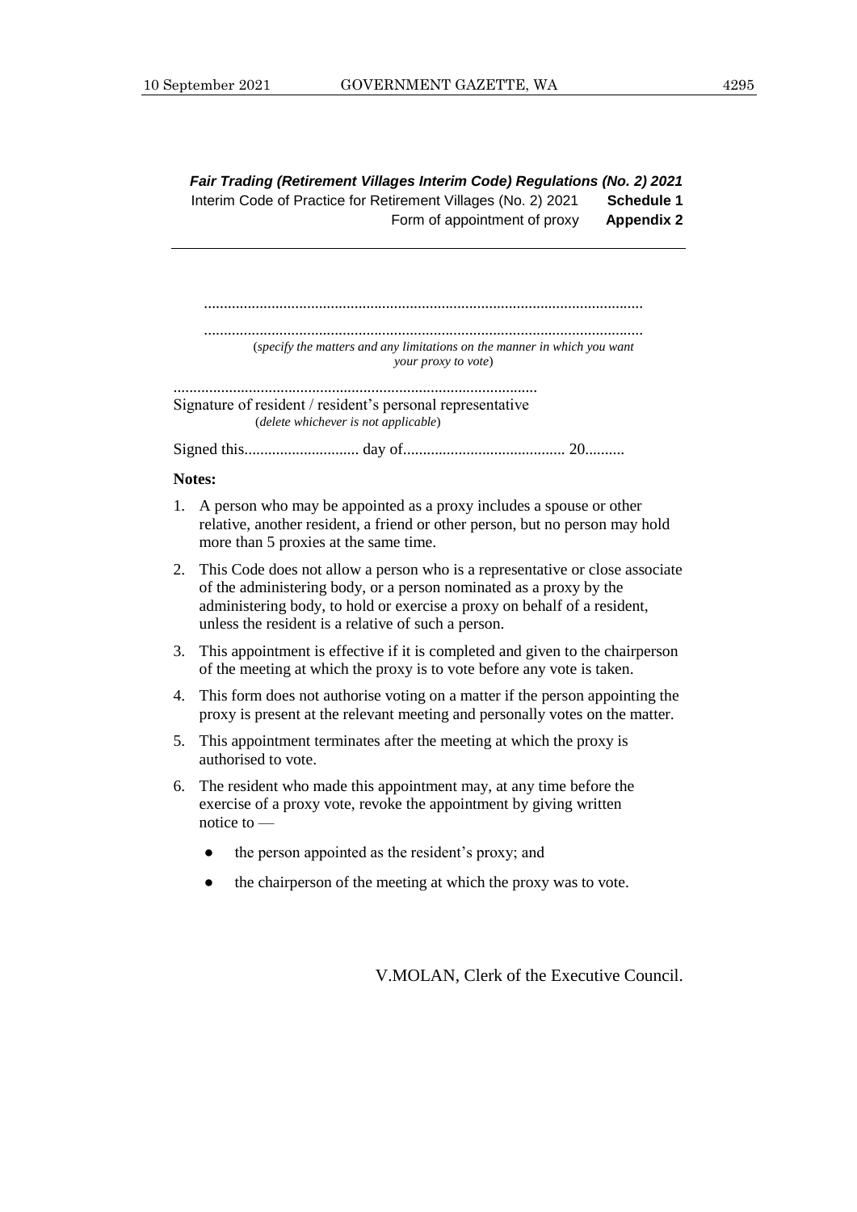.............................................................................................................

.............................................................................................................
(*specify the matters and any limitations on the manner in which you want your proxy to vote*)

...........................................................................................
Signature of resident / resident's personal representative
(*delete whichever is not applicable*)

Signed this............................ day of........................................ 20..........

**Notes:**

1. A person who may be appointed as a proxy includes a spouse or other relative, another resident, a friend or other person, but no person may hold more than 5 proxies at the same time.
2. This Code does not allow a person who is a representative or close associate of the administering body, or a person nominated as a proxy by the administering body, to hold or exercise a proxy on behalf of a resident, unless the resident is a relative of such a person.
3. This appointment is effective if it is completed and given to the chairperson of the meeting at which the proxy is to vote before any vote is taken.
4. This form does not authorise voting on a matter if the person appointing the proxy is present at the relevant meeting and personally votes on the matter.
5. This appointment terminates after the meeting at which the proxy is authorised to vote.
6. The resident who made this appointment may, at any time before the exercise of a proxy vote, revoke the appointment by giving written notice to —
   - the person appointed as the resident's proxy; and
   - the chairperson of the meeting at which the proxy was to vote.

V.MOLAN, Clerk of the Executive Council.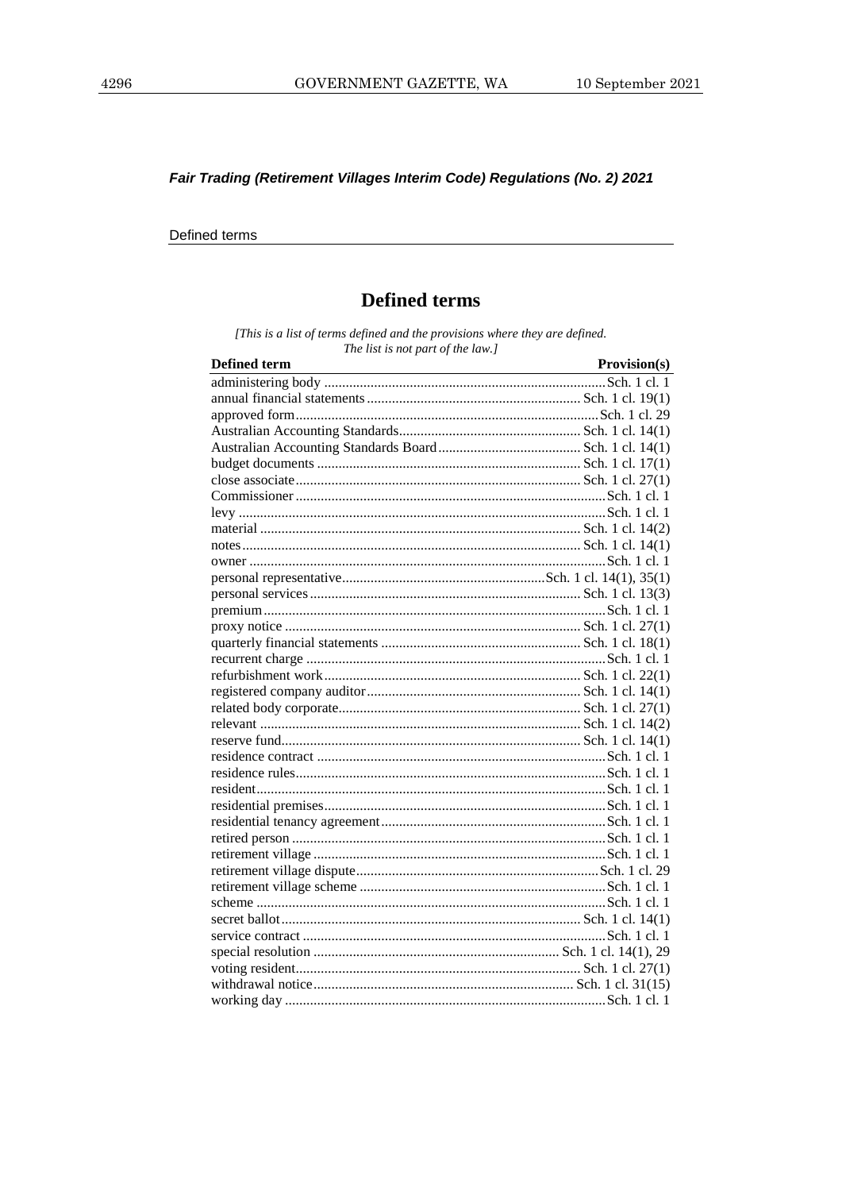*Fair Trading (Retirement Villages Interim Code) Regulations (No. 2) 2021*

Defined terms

# Defined terms

*[This is a list of terms defined and the provisions where they are defined. The list is not part of the law.]*

| Defined term | Provision(s) |
|---|---|
| administering body | Sch. 1 cl. 1 |
| annual financial statements | Sch. 1 cl. 19(1) |
| approved form | Sch. 1 cl. 29 |
| Australian Accounting Standards | Sch. 1 cl. 14(1) |
| Australian Accounting Standards Board | Sch. 1 cl. 14(1) |
| budget documents | Sch. 1 cl. 17(1) |
| close associate | Sch. 1 cl. 27(1) |
| Commissioner | Sch. 1 cl. 1 |
| levy | Sch. 1 cl. 1 |
| material | Sch. 1 cl. 14(2) |
| notes | Sch. 1 cl. 14(1) |
| owner | Sch. 1 cl. 1 |
| personal representative | Sch. 1 cl. 14(1), 35(1) |
| personal services | Sch. 1 cl. 13(3) |
| premium | Sch. 1 cl. 1 |
| proxy notice | Sch. 1 cl. 27(1) |
| quarterly financial statements | Sch. 1 cl. 18(1) |
| recurrent charge | Sch. 1 cl. 1 |
| refurbishment work | Sch. 1 cl. 22(1) |
| registered company auditor | Sch. 1 cl. 14(1) |
| related body corporate | Sch. 1 cl. 27(1) |
| relevant | Sch. 1 cl. 14(2) |
| reserve fund | Sch. 1 cl. 14(1) |
| residence contract | Sch. 1 cl. 1 |
| residence rules | Sch. 1 cl. 1 |
| resident | Sch. 1 cl. 1 |
| residential premises | Sch. 1 cl. 1 |
| residential tenancy agreement | Sch. 1 cl. 1 |
| retired person | Sch. 1 cl. 1 |
| retirement village | Sch. 1 cl. 1 |
| retirement village dispute | Sch. 1 cl. 29 |
| retirement village scheme | Sch. 1 cl. 1 |
| scheme | Sch. 1 cl. 1 |
| secret ballot | Sch. 1 cl. 14(1) |
| service contract | Sch. 1 cl. 1 |
| special resolution | Sch. 1 cl. 14(1), 29 |
| voting resident | Sch. 1 cl. 27(1) |
| withdrawal notice | Sch. 1 cl. 31(15) |
| working day | Sch. 1 cl. 1 |